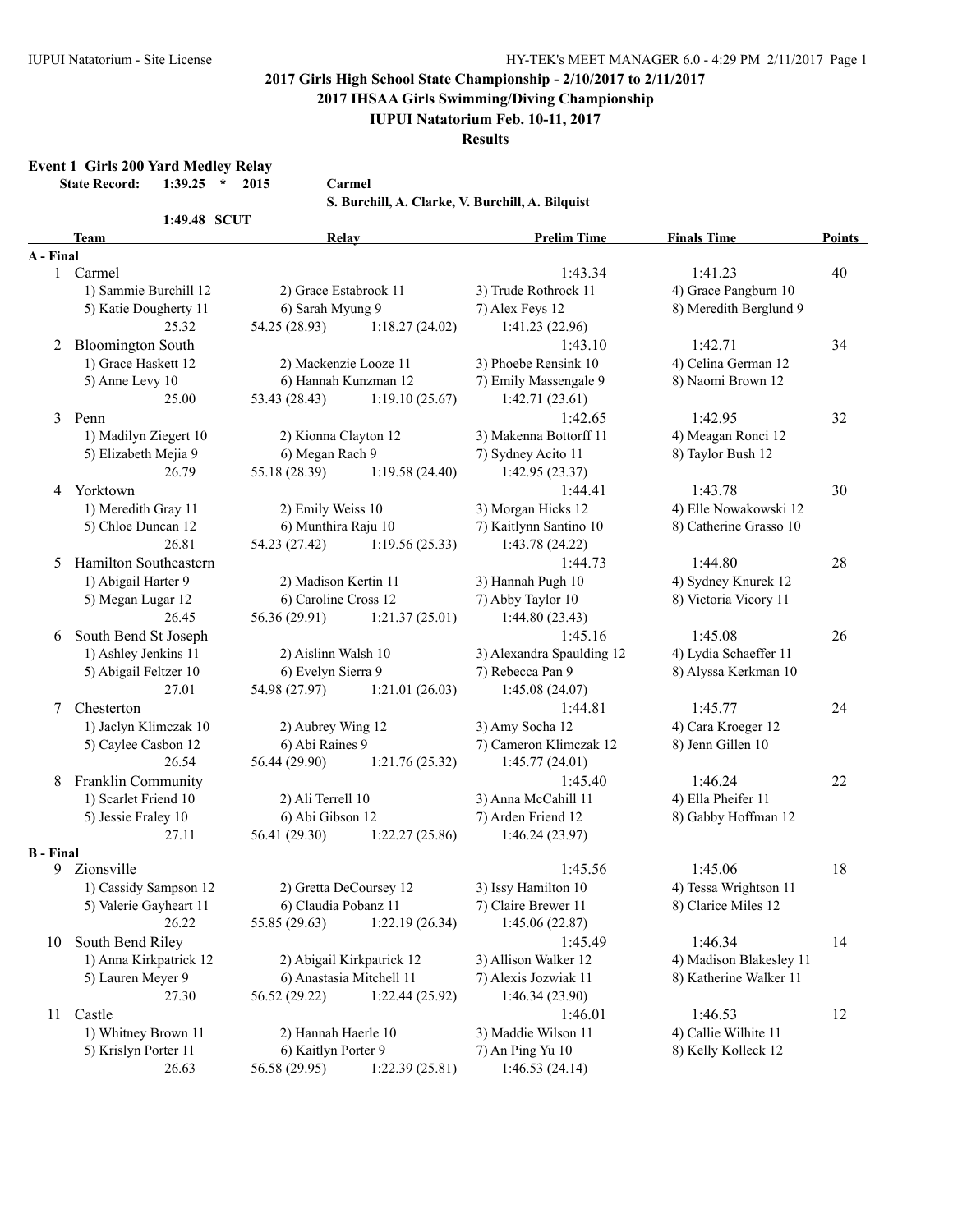## 2017 Girls High School State Championship - 2/10/2017 to 2/11/2017
## 2017 IHSAA Girls Swimming/Diving Championship
## IUPUI Natatorium Feb. 10-11, 2017
## Results

### Event 1 Girls 200 Yard Medley Relay

**State Record: 1:39.25 * 2015 Carmel**
**S. Burchill, A. Clarke, V. Burchill, A. Bilquist**

**1:49.48 SCUT**

| | Team | Relay | | Prelim Time | Finals Time | Points |
|---|---|---|---|---|---|---|
| **A - Final** | | | | | | |
| 1 | Carmel | | | 1:43.34 | 1:41.23 | 40 |
| | 1) Sammie Burchill 12 | 2) Grace Estabrook 11 | | 3) Trude Rothrock 11 | 4) Grace Pangburn 10 | |
| | 5) Katie Dougherty 11 | 6) Sarah Myung 9 | | 7) Alex Feys 12 | 8) Meredith Berglund 9 | |
| | 25.32 | 54.25 (28.93) | 1:18.27 (24.02) | 1:41.23 (22.96) | | |
| 2 | Bloomington South | | | 1:43.10 | 1:42.71 | 34 |
| | 1) Grace Haskett 12 | 2) Mackenzie Looze 11 | | 3) Phoebe Rensink 10 | 4) Celina German 12 | |
| | 5) Anne Levy 10 | 6) Hannah Kunzman 12 | | 7) Emily Massengale 9 | 8) Naomi Brown 12 | |
| | 25.00 | 53.43 (28.43) | 1:19.10 (25.67) | 1:42.71 (23.61) | | |
| 3 | Penn | | | 1:42.65 | 1:42.95 | 32 |
| | 1) Madilyn Ziegert 10 | 2) Kionna Clayton 12 | | 3) Makenna Bottorff 11 | 4) Meagan Ronci 12 | |
| | 5) Elizabeth Mejia 9 | 6) Megan Rach 9 | | 7) Sydney Acito 11 | 8) Taylor Bush 12 | |
| | 26.79 | 55.18 (28.39) | 1:19.58 (24.40) | 1:42.95 (23.37) | | |
| 4 | Yorktown | | | 1:44.41 | 1:43.78 | 30 |
| | 1) Meredith Gray 11 | 2) Emily Weiss 10 | | 3) Morgan Hicks 12 | 4) Elle Nowakowski 12 | |
| | 5) Chloe Duncan 12 | 6) Munthira Raju 10 | | 7) Kaitlynn Santino 10 | 8) Catherine Grasso 10 | |
| | 26.81 | 54.23 (27.42) | 1:19.56 (25.33) | 1:43.78 (24.22) | | |
| 5 | Hamilton Southeastern | | | 1:44.73 | 1:44.80 | 28 |
| | 1) Abigail Harter 9 | 2) Madison Kertin 11 | | 3) Hannah Pugh 10 | 4) Sydney Knurek 12 | |
| | 5) Megan Lugar 12 | 6) Caroline Cross 12 | | 7) Abby Taylor 10 | 8) Victoria Vicory 11 | |
| | 26.45 | 56.36 (29.91) | 1:21.37 (25.01) | 1:44.80 (23.43) | | |
| 6 | South Bend St Joseph | | | 1:45.16 | 1:45.08 | 26 |
| | 1) Ashley Jenkins 11 | 2) Aislinn Walsh 10 | | 3) Alexandra Spaulding 12 | 4) Lydia Schaeffer 11 | |
| | 5) Abigail Feltzer 10 | 6) Evelyn Sierra 9 | | 7) Rebecca Pan 9 | 8) Alyssa Kerkman 10 | |
| | 27.01 | 54.98 (27.97) | 1:21.01 (26.03) | 1:45.08 (24.07) | | |
| 7 | Chesterton | | | 1:44.81 | 1:45.77 | 24 |
| | 1) Jaclyn Klimczak 10 | 2) Aubrey Wing 12 | | 3) Amy Socha 12 | 4) Cara Kroeger 12 | |
| | 5) Caylee Casbon 12 | 6) Abi Raines 9 | | 7) Cameron Klimczak 12 | 8) Jenn Gillen 10 | |
| | 26.54 | 56.44 (29.90) | 1:21.76 (25.32) | 1:45.77 (24.01) | | |
| 8 | Franklin Community | | | 1:45.40 | 1:46.24 | 22 |
| | 1) Scarlet Friend 10 | 2) Ali Terrell 10 | | 3) Anna McCahill 11 | 4) Ella Pheifer 11 | |
| | 5) Jessie Fraley 10 | 6) Abi Gibson 12 | | 7) Arden Friend 12 | 8) Gabby Hoffman 12 | |
| | 27.11 | 56.41 (29.30) | 1:22.27 (25.86) | 1:46.24 (23.97) | | |
| **B - Final** | | | | | | |
| 9 | Zionsville | | | 1:45.56 | 1:45.06 | 18 |
| | 1) Cassidy Sampson 12 | 2) Gretta DeCoursey 12 | | 3) Issy Hamilton 10 | 4) Tessa Wrightson 11 | |
| | 5) Valerie Gayheart 11 | 6) Claudia Pobanz 11 | | 7) Claire Brewer 11 | 8) Clarice Miles 12 | |
| | 26.22 | 55.85 (29.63) | 1:22.19 (26.34) | 1:45.06 (22.87) | | |
| 10 | South Bend Riley | | | 1:45.49 | 1:46.34 | 14 |
| | 1) Anna Kirkpatrick 12 | 2) Abigail Kirkpatrick 12 | | 3) Allison Walker 12 | 4) Madison Blakesley 11 | |
| | 5) Lauren Meyer 9 | 6) Anastasia Mitchell 11 | | 7) Alexis Jozwiak 11 | 8) Katherine Walker 11 | |
| | 27.30 | 56.52 (29.22) | 1:22.44 (25.92) | 1:46.34 (23.90) | | |
| 11 | Castle | | | 1:46.01 | 1:46.53 | 12 |
| | 1) Whitney Brown 11 | 2) Hannah Haerle 10 | | 3) Maddie Wilson 11 | 4) Callie Wilhite 11 | |
| | 5) Krislyn Porter 11 | 6) Kaitlyn Porter 9 | | 7) An Ping Yu 10 | 8) Kelly Kolleck 12 | |
| | 26.63 | 56.58 (29.95) | 1:22.39 (25.81) | 1:46.53 (24.14) | | |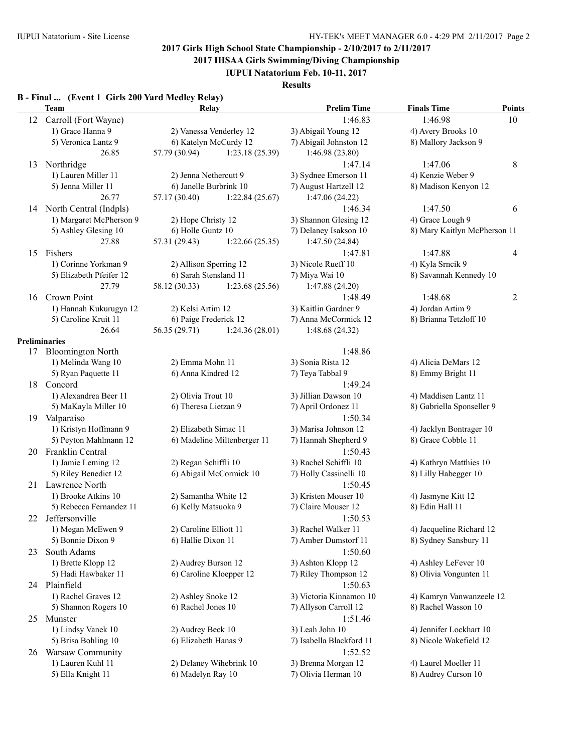## 2017 Girls High School State Championship - 2/10/2017 to 2/11/2017

## 2017 IHSAA Girls Swimming/Diving Championship

## IUPUI Natatorium Feb. 10-11, 2017

## Results

### B - Final ... (Event 1 Girls 200 Yard Medley Relay)

| | Team | Relay | | Prelim Time | Finals Time | Points |
|---|---|---|---|---|---|---|
| 12 | Carroll (Fort Wayne) | | | 1:46.83 | 1:46.98 | 10 |
| | 1) Grace Hanna 9 | 2) Vanessa Venderley 12 | | 3) Abigail Young 12 | 4) Avery Brooks 10 | |
| | 5) Veronica Lantz 9 | 6) Katelyn McCurdy 12 | | 7) Abigail Johnston 12 | 8) Mallory Jackson 9 | |
| | 26.85 | 57.79 (30.94) | 1:23.18 (25.39) | 1:46.98 (23.80) | | |
| 13 | Northridge | | | 1:47.14 | 1:47.06 | 8 |
| | 1) Lauren Miller 11 | 2) Jenna Nethercutt 9 | | 3) Sydnee Emerson 11 | 4) Kenzie Weber 9 | |
| | 5) Jenna Miller 11 | 6) Janelle Burbrink 10 | | 7) August Hartzell 12 | 8) Madison Kenyon 12 | |
| | 26.77 | 57.17 (30.40) | 1:22.84 (25.67) | 1:47.06 (24.22) | | |
| 14 | North Central (Indpls) | | | 1:46.34 | 1:47.50 | 6 |
| | 1) Margaret McPherson 9 | 2) Hope Christy 12 | | 3) Shannon Glesing 12 | 4) Grace Lough 9 | |
| | 5) Ashley Glesing 10 | 6) Holle Guntz 10 | | 7) Delaney Isakson 10 | 8) Mary Kaitlyn McPherson 11 | |
| | 27.88 | 57.31 (29.43) | 1:22.66 (25.35) | 1:47.50 (24.84) | | |
| 15 | Fishers | | | 1:47.81 | 1:47.88 | 4 |
| | 1) Corinne Yorkman 9 | 2) Allison Sperring 12 | | 3) Nicole Rueff 10 | 4) Kyla Srncik 9 | |
| | 5) Elizabeth Pfeifer 12 | 6) Sarah Stensland 11 | | 7) Miya Wai 10 | 8) Savannah Kennedy 10 | |
| | 27.79 | 58.12 (30.33) | 1:23.68 (25.56) | 1:47.88 (24.20) | | |
| 16 | Crown Point | | | 1:48.49 | 1:48.68 | 2 |
| | 1) Hannah Kukurugya 12 | 2) Kelsi Artim 12 | | 3) Kaitlin Gardner 9 | 4) Jordan Artim 9 | |
| | 5) Caroline Kruit 11 | 6) Paige Frederick 12 | | 7) Anna McCormick 12 | 8) Brianna Tetzloff 10 | |
| | 26.64 | 56.35 (29.71) | 1:24.36 (28.01) | 1:48.68 (24.32) | | |

**Preliminaries**

| | Team | Relay | Prelim Time | |
|---|---|---|---|---|
| 17 | Bloomington North | | 1:48.86 | |
| | 1) Melinda Wang 10 | 2) Emma Mohn 11 | 3) Sonia Rista 12 | 4) Alicia DeMars 12 |
| | 5) Ryan Paquette 11 | 6) Anna Kindred 12 | 7) Teya Tabbal 9 | 8) Emmy Bright 11 |
| 18 | Concord | | 1:49.24 | |
| | 1) Alexandrea Beer 11 | 2) Olivia Trout 10 | 3) Jillian Dawson 10 | 4) Maddisen Lantz 11 |
| | 5) MaKayla Miller 10 | 6) Theresa Lietzan 9 | 7) April Ordonez 11 | 8) Gabriella Sponseller 9 |
| 19 | Valparaiso | | 1:50.34 | |
| | 1) Kristyn Hoffmann 9 | 2) Elizabeth Simac 11 | 3) Marisa Johnson 12 | 4) Jacklyn Bontrager 10 |
| | 5) Peyton Mahlmann 12 | 6) Madeline Miltenberger 11 | 7) Hannah Shepherd 9 | 8) Grace Cobble 11 |
| 20 | Franklin Central | | 1:50.43 | |
| | 1) Jamie Leming 12 | 2) Regan Schiffli 10 | 3) Rachel Schiffli 10 | 4) Kathryn Matthies 10 |
| | 5) Riley Benedict 12 | 6) Abigail McCormick 10 | 7) Holly Cassinelli 10 | 8) Lilly Habegger 10 |
| 21 | Lawrence North | | 1:50.45 | |
| | 1) Brooke Atkins 10 | 2) Samantha White 12 | 3) Kristen Mouser 10 | 4) Jasmyne Kitt 12 |
| | 5) Rebecca Fernandez 11 | 6) Kelly Matsuoka 9 | 7) Claire Mouser 12 | 8) Edin Hall 11 |
| 22 | Jeffersonville | | 1:50.53 | |
| | 1) Megan McEwen 9 | 2) Caroline Elliott 11 | 3) Rachel Walker 11 | 4) Jacqueline Richard 12 |
| | 5) Bonnie Dixon 9 | 6) Hallie Dixon 11 | 7) Amber Dumstorf 11 | 8) Sydney Sansbury 11 |
| 23 | South Adams | | 1:50.60 | |
| | 1) Brette Klopp 12 | 2) Audrey Burson 12 | 3) Ashton Klopp 12 | 4) Ashley LeFever 10 |
| | 5) Hadi Hawbaker 11 | 6) Caroline Kloepper 12 | 7) Riley Thompson 12 | 8) Olivia Vongunten 11 |
| 24 | Plainfield | | 1:50.63 | |
| | 1) Rachel Graves 12 | 2) Ashley Snoke 12 | 3) Victoria Kinnamon 10 | 4) Kamryn Vanwanzeele 12 |
| | 5) Shannon Rogers 10 | 6) Rachel Jones 10 | 7) Allyson Carroll 12 | 8) Rachel Wasson 10 |
| 25 | Munster | | 1:51.46 | |
| | 1) Lindsy Vanek 10 | 2) Audrey Beck 10 | 3) Leah John 10 | 4) Jennifer Lockhart 10 |
| | 5) Brisa Bohling 10 | 6) Elizabeth Hanas 9 | 7) Isabella Blackford 11 | 8) Nicole Wakefield 12 |
| 26 | Warsaw Community | | 1:52.52 | |
| | 1) Lauren Kuhl 11 | 2) Delaney Wihebrink 10 | 3) Brenna Morgan 12 | 4) Laurel Moeller 11 |
| | 5) Ella Knight 11 | 6) Madelyn Ray 10 | 7) Olivia Herman 10 | 8) Audrey Curson 10 |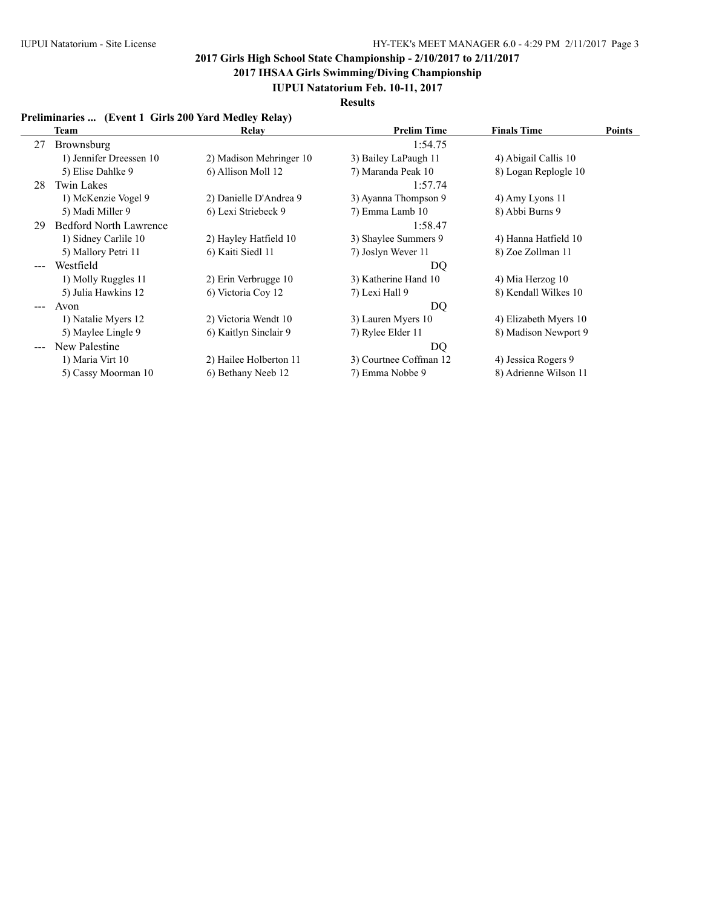**2017 Girls High School State Championship - 2/10/2017 to 2/11/2017**

**2017 IHSAA Girls Swimming/Diving Championship**

**IUPUI Natatorium Feb. 10-11, 2017**

**Results**

**Preliminaries ... (Event 1 Girls 200 Yard Medley Relay)**

| | Team | Relay | Prelim Time | Finals Time | Points |
|---|---|---|---|---|---|
| 27 | Brownsburg | | 1:54.75 | | |
| | 1) Jennifer Dreessen 10 | 2) Madison Mehringer 10 | 3) Bailey LaPaugh 11 | 4) Abigail Callis 10 | |
| | 5) Elise Dahlke 9 | 6) Allison Moll 12 | 7) Maranda Peak 10 | 8) Logan Replogle 10 | |
| 28 | Twin Lakes | | 1:57.74 | | |
| | 1) McKenzie Vogel 9 | 2) Danielle D'Andrea 9 | 3) Ayanna Thompson 9 | 4) Amy Lyons 11 | |
| | 5) Madi Miller 9 | 6) Lexi Striebeck 9 | 7) Emma Lamb 10 | 8) Abbi Burns 9 | |
| 29 | Bedford North Lawrence | | 1:58.47 | | |
| | 1) Sidney Carlile 10 | 2) Hayley Hatfield 10 | 3) Shaylee Summers 9 | 4) Hanna Hatfield 10 | |
| | 5) Mallory Petri 11 | 6) Kaiti Siedl 11 | 7) Joslyn Wever 11 | 8) Zoe Zollman 11 | |
| --- | Westfield | | DQ | | |
| | 1) Molly Ruggles 11 | 2) Erin Verbrugge 10 | 3) Katherine Hand 10 | 4) Mia Herzog 10 | |
| | 5) Julia Hawkins 12 | 6) Victoria Coy 12 | 7) Lexi Hall 9 | 8) Kendall Wilkes 10 | |
| --- | Avon | | DQ | | |
| | 1) Natalie Myers 12 | 2) Victoria Wendt 10 | 3) Lauren Myers 10 | 4) Elizabeth Myers 10 | |
| | 5) Maylee Lingle 9 | 6) Kaitlyn Sinclair 9 | 7) Rylee Elder 11 | 8) Madison Newport 9 | |
| --- | New Palestine | | DQ | | |
| | 1) Maria Virt 10 | 2) Hailee Holberton 11 | 3) Courtnee Coffman 12 | 4) Jessica Rogers 9 | |
| | 5) Cassy Moorman 10 | 6) Bethany Neeb 12 | 7) Emma Nobbe 9 | 8) Adrienne Wilson 11 | |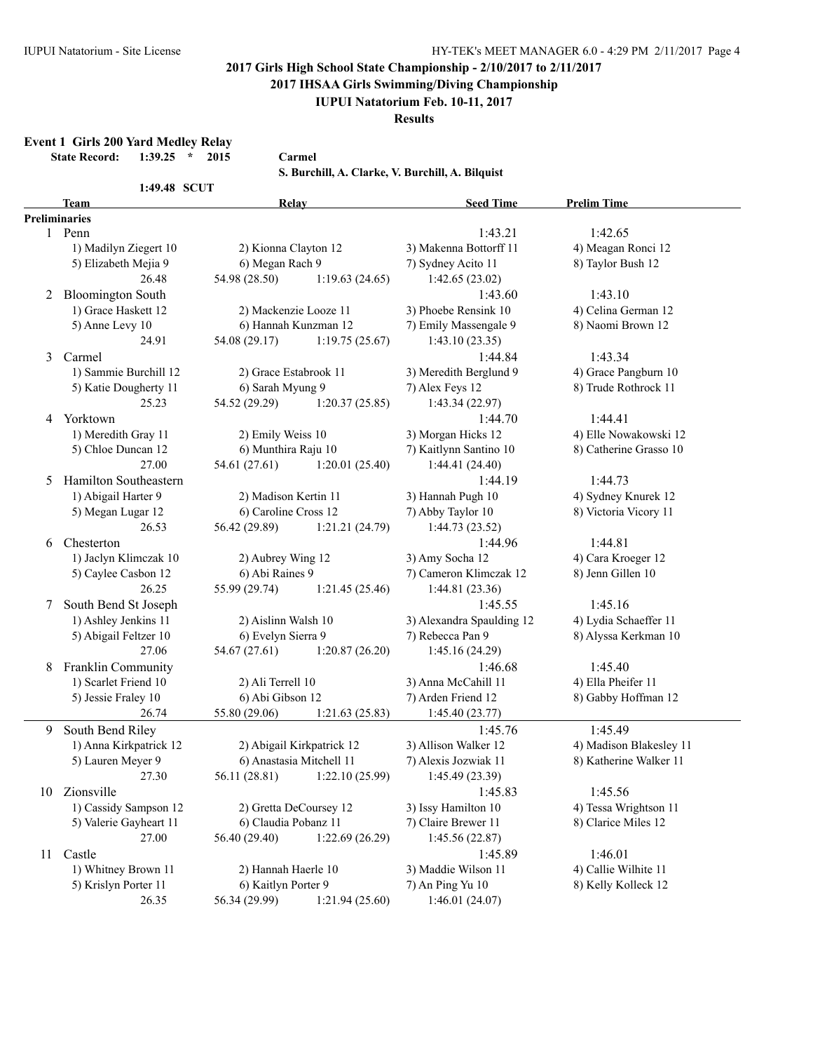## 2017 Girls High School State Championship - 2/10/2017 to 2/11/2017

### 2017 IHSAA Girls Swimming/Diving Championship

### IUPUI Natatorium Feb. 10-11, 2017

### Results

**Event 1 Girls 200 Yard Medley Relay**

**State Record: 1:39.25 * 2015 Carmel**
**S. Burchill, A. Clarke, V. Burchill, A. Bilquist**

**1:49.48 SCUT**

| | Team | Relay | | Seed Time | Prelim Time |
|---|---|---|---|---|---|
| **Preliminaries** | | | | | |
| 1 | Penn | | | 1:43.21 | 1:42.65 |
| | 1) Madilyn Ziegert 10 | 2) Kionna Clayton 12 | | 3) Makenna Bottorff 11 | 4) Meagan Ronci 12 |
| | 5) Elizabeth Mejia 9 | 6) Megan Rach 9 | | 7) Sydney Acito 11 | 8) Taylor Bush 12 |
| | 26.48 | 54.98 (28.50) | 1:19.63 (24.65) | 1:42.65 (23.02) | |
| 2 | Bloomington South | | | 1:43.60 | 1:43.10 |
| | 1) Grace Haskett 12 | 2) Mackenzie Looze 11 | | 3) Phoebe Rensink 10 | 4) Celina German 12 |
| | 5) Anne Levy 10 | 6) Hannah Kunzman 12 | | 7) Emily Massengale 9 | 8) Naomi Brown 12 |
| | 24.91 | 54.08 (29.17) | 1:19.75 (25.67) | 1:43.10 (23.35) | |
| 3 | Carmel | | | 1:44.84 | 1:43.34 |
| | 1) Sammie Burchill 12 | 2) Grace Estabrook 11 | | 3) Meredith Berglund 9 | 4) Grace Pangburn 10 |
| | 5) Katie Dougherty 11 | 6) Sarah Myung 9 | | 7) Alex Feys 12 | 8) Trude Rothrock 11 |
| | 25.23 | 54.52 (29.29) | 1:20.37 (25.85) | 1:43.34 (22.97) | |
| 4 | Yorktown | | | 1:44.70 | 1:44.41 |
| | 1) Meredith Gray 11 | 2) Emily Weiss 10 | | 3) Morgan Hicks 12 | 4) Elle Nowakowski 12 |
| | 5) Chloe Duncan 12 | 6) Munthira Raju 10 | | 7) Kaitlynn Santino 10 | 8) Catherine Grasso 10 |
| | 27.00 | 54.61 (27.61) | 1:20.01 (25.40) | 1:44.41 (24.40) | |
| 5 | Hamilton Southeastern | | | 1:44.19 | 1:44.73 |
| | 1) Abigail Harter 9 | 2) Madison Kertin 11 | | 3) Hannah Pugh 10 | 4) Sydney Knurek 12 |
| | 5) Megan Lugar 12 | 6) Caroline Cross 12 | | 7) Abby Taylor 10 | 8) Victoria Vicory 11 |
| | 26.53 | 56.42 (29.89) | 1:21.21 (24.79) | 1:44.73 (23.52) | |
| 6 | Chesterton | | | 1:44.96 | 1:44.81 |
| | 1) Jaclyn Klimczak 10 | 2) Aubrey Wing 12 | | 3) Amy Socha 12 | 4) Cara Kroeger 12 |
| | 5) Caylee Casbon 12 | 6) Abi Raines 9 | | 7) Cameron Klimczak 12 | 8) Jenn Gillen 10 |
| | 26.25 | 55.99 (29.74) | 1:21.45 (25.46) | 1:44.81 (23.36) | |
| 7 | South Bend St Joseph | | | 1:45.55 | 1:45.16 |
| | 1) Ashley Jenkins 11 | 2) Aislinn Walsh 10 | | 3) Alexandra Spaulding 12 | 4) Lydia Schaeffer 11 |
| | 5) Abigail Feltzer 10 | 6) Evelyn Sierra 9 | | 7) Rebecca Pan 9 | 8) Alyssa Kerkman 10 |
| | 27.06 | 54.67 (27.61) | 1:20.87 (26.20) | 1:45.16 (24.29) | |
| 8 | Franklin Community | | | 1:46.68 | 1:45.40 |
| | 1) Scarlet Friend 10 | 2) Ali Terrell 10 | | 3) Anna McCahill 11 | 4) Ella Pheifer 11 |
| | 5) Jessie Fraley 10 | 6) Abi Gibson 12 | | 7) Arden Friend 12 | 8) Gabby Hoffman 12 |
| | 26.74 | 55.80 (29.06) | 1:21.63 (25.83) | 1:45.40 (23.77) | |
| 9 | South Bend Riley | | | 1:45.76 | 1:45.49 |
| | 1) Anna Kirkpatrick 12 | 2) Abigail Kirkpatrick 12 | | 3) Allison Walker 12 | 4) Madison Blakesley 11 |
| | 5) Lauren Meyer 9 | 6) Anastasia Mitchell 11 | | 7) Alexis Jozwiak 11 | 8) Katherine Walker 11 |
| | 27.30 | 56.11 (28.81) | 1:22.10 (25.99) | 1:45.49 (23.39) | |
| 10 | Zionsville | | | 1:45.83 | 1:45.56 |
| | 1) Cassidy Sampson 12 | 2) Gretta DeCoursey 12 | | 3) Issy Hamilton 10 | 4) Tessa Wrightson 11 |
| | 5) Valerie Gayheart 11 | 6) Claudia Pobanz 11 | | 7) Claire Brewer 11 | 8) Clarice Miles 12 |
| | 27.00 | 56.40 (29.40) | 1:22.69 (26.29) | 1:45.56 (22.87) | |
| 11 | Castle | | | 1:45.89 | 1:46.01 |
| | 1) Whitney Brown 11 | 2) Hannah Haerle 10 | | 3) Maddie Wilson 11 | 4) Callie Wilhite 11 |
| | 5) Krislyn Porter 11 | 6) Kaitlyn Porter 9 | | 7) An Ping Yu 10 | 8) Kelly Kolleck 12 |
| | 26.35 | 56.34 (29.99) | 1:21.94 (25.60) | 1:46.01 (24.07) | |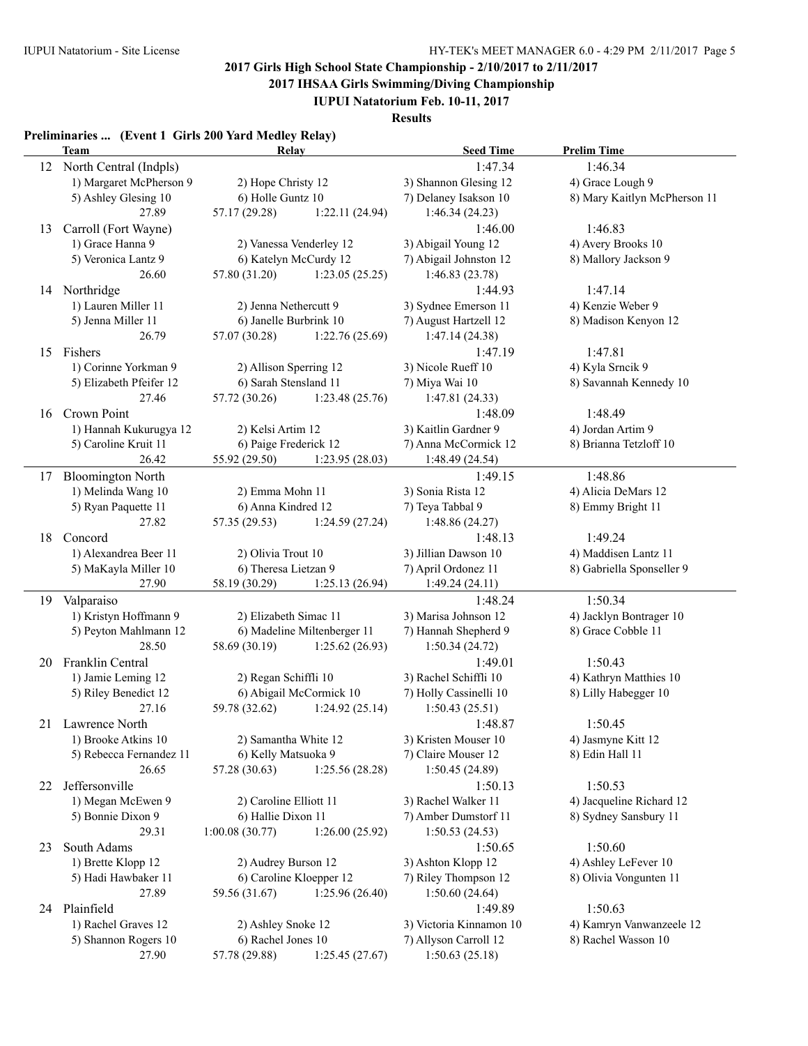## 2017 Girls High School State Championship - 2/10/2017 to 2/11/2017

### 2017 IHSAA Girls Swimming/Diving Championship

### IUPUI Natatorium Feb. 10-11, 2017

### Results

**Preliminaries ... (Event 1 Girls 200 Yard Medley Relay)**

| | Team | Relay | | Seed Time | Prelim Time |
|---|---|---|---|---|---|
| 12 | North Central (Indpls) | | | 1:47.34 | 1:46.34 |
| | 1) Margaret McPherson 9 | 2) Hope Christy 12 | | 3) Shannon Glesing 12 | 4) Grace Lough 9 |
| | 5) Ashley Glesing 10 | 6) Holle Guntz 10 | | 7) Delaney Isakson 10 | 8) Mary Kaitlyn McPherson 11 |
| | 27.89 | 57.17 (29.28) | 1:22.11 (24.94) | 1:46.34 (24.23) | |
| 13 | Carroll (Fort Wayne) | | | 1:46.00 | 1:46.83 |
| | 1) Grace Hanna 9 | 2) Vanessa Venderley 12 | | 3) Abigail Young 12 | 4) Avery Brooks 10 |
| | 5) Veronica Lantz 9 | 6) Katelyn McCurdy 12 | | 7) Abigail Johnston 12 | 8) Mallory Jackson 9 |
| | 26.60 | 57.80 (31.20) | 1:23.05 (25.25) | 1:46.83 (23.78) | |
| 14 | Northridge | | | 1:44.93 | 1:47.14 |
| | 1) Lauren Miller 11 | 2) Jenna Nethercutt 9 | | 3) Sydnee Emerson 11 | 4) Kenzie Weber 9 |
| | 5) Jenna Miller 11 | 6) Janelle Burbrink 10 | | 7) August Hartzell 12 | 8) Madison Kenyon 12 |
| | 26.79 | 57.07 (30.28) | 1:22.76 (25.69) | 1:47.14 (24.38) | |
| 15 | Fishers | | | 1:47.19 | 1:47.81 |
| | 1) Corinne Yorkman 9 | 2) Allison Sperring 12 | | 3) Nicole Rueff 10 | 4) Kyla Srncik 9 |
| | 5) Elizabeth Pfeifer 12 | 6) Sarah Stensland 11 | | 7) Miya Wai 10 | 8) Savannah Kennedy 10 |
| | 27.46 | 57.72 (30.26) | 1:23.48 (25.76) | 1:47.81 (24.33) | |
| 16 | Crown Point | | | 1:48.09 | 1:48.49 |
| | 1) Hannah Kukurugya 12 | 2) Kelsi Artim 12 | | 3) Kaitlin Gardner 9 | 4) Jordan Artim 9 |
| | 5) Caroline Kruit 11 | 6) Paige Frederick 12 | | 7) Anna McCormick 12 | 8) Brianna Tetzloff 10 |
| | 26.42 | 55.92 (29.50) | 1:23.95 (28.03) | 1:48.49 (24.54) | |
| 17 | Bloomington North | | | 1:49.15 | 1:48.86 |
| | 1) Melinda Wang 10 | 2) Emma Mohn 11 | | 3) Sonia Rista 12 | 4) Alicia DeMars 12 |
| | 5) Ryan Paquette 11 | 6) Anna Kindred 12 | | 7) Teya Tabbal 9 | 8) Emmy Bright 11 |
| | 27.82 | 57.35 (29.53) | 1:24.59 (27.24) | 1:48.86 (24.27) | |
| 18 | Concord | | | 1:48.13 | 1:49.24 |
| | 1) Alexandrea Beer 11 | 2) Olivia Trout 10 | | 3) Jillian Dawson 10 | 4) Maddisen Lantz 11 |
| | 5) MaKayla Miller 10 | 6) Theresa Lietzan 9 | | 7) April Ordonez 11 | 8) Gabriella Sponseller 9 |
| | 27.90 | 58.19 (30.29) | 1:25.13 (26.94) | 1:49.24 (24.11) | |
| 19 | Valparaiso | | | 1:48.24 | 1:50.34 |
| | 1) Kristyn Hoffmann 9 | 2) Elizabeth Simac 11 | | 3) Marisa Johnson 12 | 4) Jacklyn Bontrager 10 |
| | 5) Peyton Mahlmann 12 | 6) Madeline Miltenberger 11 | | 7) Hannah Shepherd 9 | 8) Grace Cobble 11 |
| | 28.50 | 58.69 (30.19) | 1:25.62 (26.93) | 1:50.34 (24.72) | |
| 20 | Franklin Central | | | 1:49.01 | 1:50.43 |
| | 1) Jamie Leming 12 | 2) Regan Schiffli 10 | | 3) Rachel Schiffli 10 | 4) Kathryn Matthies 10 |
| | 5) Riley Benedict 12 | 6) Abigail McCormick 10 | | 7) Holly Cassinelli 10 | 8) Lilly Habegger 10 |
| | 27.16 | 59.78 (32.62) | 1:24.92 (25.14) | 1:50.43 (25.51) | |
| 21 | Lawrence North | | | 1:48.87 | 1:50.45 |
| | 1) Brooke Atkins 10 | 2) Samantha White 12 | | 3) Kristen Mouser 10 | 4) Jasmyne Kitt 12 |
| | 5) Rebecca Fernandez 11 | 6) Kelly Matsuoka 9 | | 7) Claire Mouser 12 | 8) Edin Hall 11 |
| | 26.65 | 57.28 (30.63) | 1:25.56 (28.28) | 1:50.45 (24.89) | |
| 22 | Jeffersonville | | | 1:50.13 | 1:50.53 |
| | 1) Megan McEwen 9 | 2) Caroline Elliott 11 | | 3) Rachel Walker 11 | 4) Jacqueline Richard 12 |
| | 5) Bonnie Dixon 9 | 6) Hallie Dixon 11 | | 7) Amber Dumstorf 11 | 8) Sydney Sansbury 11 |
| | 29.31 | 1:00.08 (30.77) | 1:26.00 (25.92) | 1:50.53 (24.53) | |
| 23 | South Adams | | | 1:50.65 | 1:50.60 |
| | 1) Brette Klopp 12 | 2) Audrey Burson 12 | | 3) Ashton Klopp 12 | 4) Ashley LeFever 10 |
| | 5) Hadi Hawbaker 11 | 6) Caroline Kloepper 12 | | 7) Riley Thompson 12 | 8) Olivia Vongunten 11 |
| | 27.89 | 59.56 (31.67) | 1:25.96 (26.40) | 1:50.60 (24.64) | |
| 24 | Plainfield | | | 1:49.89 | 1:50.63 |
| | 1) Rachel Graves 12 | 2) Ashley Snoke 12 | | 3) Victoria Kinnamon 10 | 4) Kamryn Vanwanzeele 12 |
| | 5) Shannon Rogers 10 | 6) Rachel Jones 10 | | 7) Allyson Carroll 12 | 8) Rachel Wasson 10 |
| | 27.90 | 57.78 (29.88) | 1:25.45 (27.67) | 1:50.63 (25.18) | |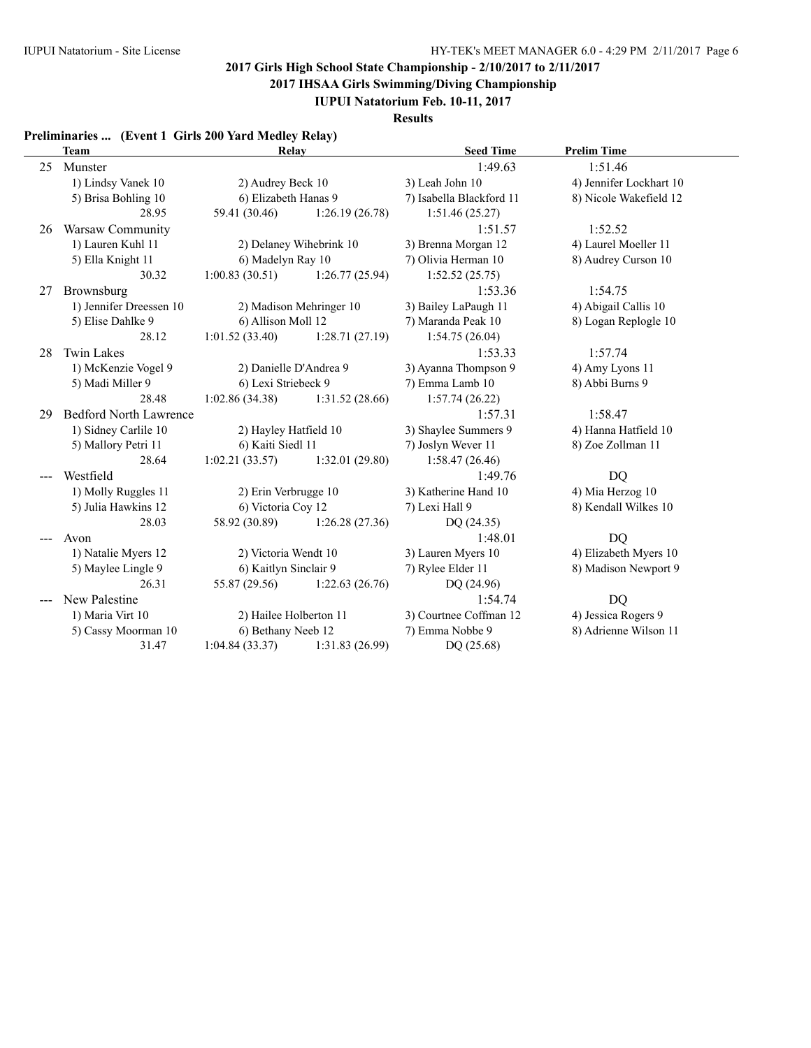**2017 Girls High School State Championship - 2/10/2017 to 2/11/2017**

**2017 IHSAA Girls Swimming/Diving Championship**

**IUPUI Natatorium Feb. 10-11, 2017**

**Results**

### Preliminaries ... (Event 1 Girls 200 Yard Medley Relay)

| | Team | Relay | | Seed Time | Prelim Time |
|---|---|---|---|---|---|
| 25 | Munster | | | 1:49.63 | 1:51.46 |
| | 1) Lindsy Vanek 10 | 2) Audrey Beck 10 | | 3) Leah John 10 | 4) Jennifer Lockhart 10 |
| | 5) Brisa Bohling 10 | 6) Elizabeth Hanas 9 | | 7) Isabella Blackford 11 | 8) Nicole Wakefield 12 |
| | 28.95 | 59.41 (30.46) | 1:26.19 (26.78) | 1:51.46 (25.27) | |
| 26 | Warsaw Community | | | 1:51.57 | 1:52.52 |
| | 1) Lauren Kuhl 11 | 2) Delaney Wihebrink 10 | | 3) Brenna Morgan 12 | 4) Laurel Moeller 11 |
| | 5) Ella Knight 11 | 6) Madelyn Ray 10 | | 7) Olivia Herman 10 | 8) Audrey Curson 10 |
| | 30.32 | 1:00.83 (30.51) | 1:26.77 (25.94) | 1:52.52 (25.75) | |
| 27 | Brownsburg | | | 1:53.36 | 1:54.75 |
| | 1) Jennifer Dreessen 10 | 2) Madison Mehringer 10 | | 3) Bailey LaPaugh 11 | 4) Abigail Callis 10 |
| | 5) Elise Dahlke 9 | 6) Allison Moll 12 | | 7) Maranda Peak 10 | 8) Logan Replogle 10 |
| | 28.12 | 1:01.52 (33.40) | 1:28.71 (27.19) | 1:54.75 (26.04) | |
| 28 | Twin Lakes | | | 1:53.33 | 1:57.74 |
| | 1) McKenzie Vogel 9 | 2) Danielle D'Andrea 9 | | 3) Ayanna Thompson 9 | 4) Amy Lyons 11 |
| | 5) Madi Miller 9 | 6) Lexi Striebeck 9 | | 7) Emma Lamb 10 | 8) Abbi Burns 9 |
| | 28.48 | 1:02.86 (34.38) | 1:31.52 (28.66) | 1:57.74 (26.22) | |
| 29 | Bedford North Lawrence | | | 1:57.31 | 1:58.47 |
| | 1) Sidney Carlile 10 | 2) Hayley Hatfield 10 | | 3) Shaylee Summers 9 | 4) Hanna Hatfield 10 |
| | 5) Mallory Petri 11 | 6) Kaiti Siedl 11 | | 7) Joslyn Wever 11 | 8) Zoe Zollman 11 |
| | 28.64 | 1:02.21 (33.57) | 1:32.01 (29.80) | 1:58.47 (26.46) | |
| --- | Westfield | | | 1:49.76 | DQ |
| | 1) Molly Ruggles 11 | 2) Erin Verbrugge 10 | | 3) Katherine Hand 10 | 4) Mia Herzog 10 |
| | 5) Julia Hawkins 12 | 6) Victoria Coy 12 | | 7) Lexi Hall 9 | 8) Kendall Wilkes 10 |
| | 28.03 | 58.92 (30.89) | 1:26.28 (27.36) | DQ (24.35) | |
| --- | Avon | | | 1:48.01 | DQ |
| | 1) Natalie Myers 12 | 2) Victoria Wendt 10 | | 3) Lauren Myers 10 | 4) Elizabeth Myers 10 |
| | 5) Maylee Lingle 9 | 6) Kaitlyn Sinclair 9 | | 7) Rylee Elder 11 | 8) Madison Newport 9 |
| | 26.31 | 55.87 (29.56) | 1:22.63 (26.76) | DQ (24.96) | |
| --- | New Palestine | | | 1:54.74 | DQ |
| | 1) Maria Virt 10 | 2) Hailee Holberton 11 | | 3) Courtnee Coffman 12 | 4) Jessica Rogers 9 |
| | 5) Cassy Moorman 10 | 6) Bethany Neeb 12 | | 7) Emma Nobbe 9 | 8) Adrienne Wilson 11 |
| | 31.47 | 1:04.84 (33.37) | 1:31.83 (26.99) | DQ (25.68) | |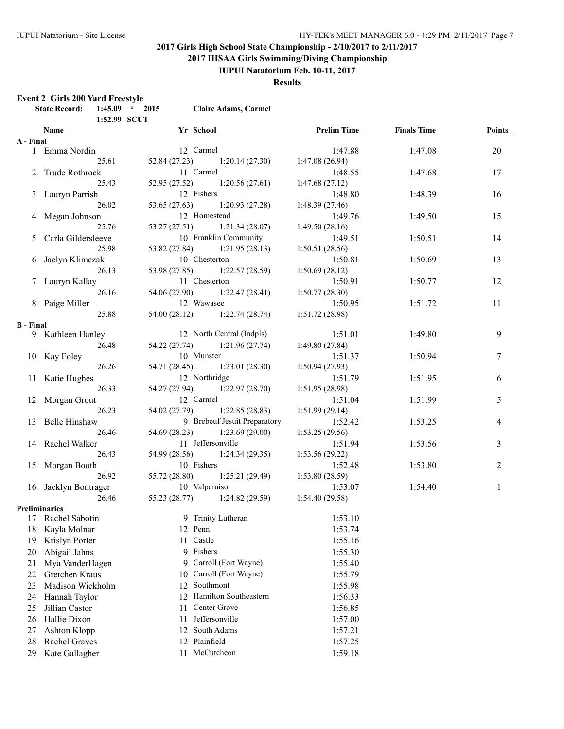# 2017 Girls High School State Championship - 2/10/2017 to 2/11/2017

## 2017 IHSAA Girls Swimming/Diving Championship

### IUPUI Natatorium Feb. 10-11, 2017

### Results

**Event 2 Girls 200 Yard Freestyle**

State Record: 1:45.09 * 2015 Claire Adams, Carmel
1:52.99 SCUT

| | Name | Yr | School | Prelim Time | Finals Time | Points |
|---|---|---|---|---|---|---|
| **A - Final** | | | | | | |
| 1 | Emma Nordin | 12 | Carmel | 1:47.88 | 1:47.08 | 20 |
| | 25.61 | 52.84 (27.23) | 1:20.14 (27.30) | 1:47.08 (26.94) | | |
| 2 | Trude Rothrock | 11 | Carmel | 1:48.55 | 1:47.68 | 17 |
| | 25.43 | 52.95 (27.52) | 1:20.56 (27.61) | 1:47.68 (27.12) | | |
| 3 | Lauryn Parrish | 12 | Fishers | 1:48.80 | 1:48.39 | 16 |
| | 26.02 | 53.65 (27.63) | 1:20.93 (27.28) | 1:48.39 (27.46) | | |
| 4 | Megan Johnson | 12 | Homestead | 1:49.76 | 1:49.50 | 15 |
| | 25.76 | 53.27 (27.51) | 1:21.34 (28.07) | 1:49.50 (28.16) | | |
| 5 | Carla Gildersleeve | 10 | Franklin Community | 1:49.51 | 1:50.51 | 14 |
| | 25.98 | 53.82 (27.84) | 1:21.95 (28.13) | 1:50.51 (28.56) | | |
| 6 | Jaclyn Klimczak | 10 | Chesterton | 1:50.81 | 1:50.69 | 13 |
| | 26.13 | 53.98 (27.85) | 1:22.57 (28.59) | 1:50.69 (28.12) | | |
| 7 | Lauryn Kallay | 11 | Chesterton | 1:50.91 | 1:50.77 | 12 |
| | 26.16 | 54.06 (27.90) | 1:22.47 (28.41) | 1:50.77 (28.30) | | |
| 8 | Paige Miller | 12 | Wawasee | 1:50.95 | 1:51.72 | 11 |
| | 25.88 | 54.00 (28.12) | 1:22.74 (28.74) | 1:51.72 (28.98) | | |
| **B - Final** | | | | | | |
| 9 | Kathleen Hanley | 12 | North Central (Indpls) | 1:51.01 | 1:49.80 | 9 |
| | 26.48 | 54.22 (27.74) | 1:21.96 (27.74) | 1:49.80 (27.84) | | |
| 10 | Kay Foley | 10 | Munster | 1:51.37 | 1:50.94 | 7 |
| | 26.26 | 54.71 (28.45) | 1:23.01 (28.30) | 1:50.94 (27.93) | | |
| 11 | Katie Hughes | 12 | Northridge | 1:51.79 | 1:51.95 | 6 |
| | 26.33 | 54.27 (27.94) | 1:22.97 (28.70) | 1:51.95 (28.98) | | |
| 12 | Morgan Grout | 12 | Carmel | 1:51.04 | 1:51.99 | 5 |
| | 26.23 | 54.02 (27.79) | 1:22.85 (28.83) | 1:51.99 (29.14) | | |
| 13 | Belle Hinshaw | 9 | Brebeuf Jesuit Preparatory | 1:52.42 | 1:53.25 | 4 |
| | 26.46 | 54.69 (28.23) | 1:23.69 (29.00) | 1:53.25 (29.56) | | |
| 14 | Rachel Walker | 11 | Jeffersonville | 1:51.94 | 1:53.56 | 3 |
| | 26.43 | 54.99 (28.56) | 1:24.34 (29.35) | 1:53.56 (29.22) | | |
| 15 | Morgan Booth | 10 | Fishers | 1:52.48 | 1:53.80 | 2 |
| | 26.92 | 55.72 (28.80) | 1:25.21 (29.49) | 1:53.80 (28.59) | | |
| 16 | Jacklyn Bontrager | 10 | Valparaiso | 1:53.07 | 1:54.40 | 1 |
| | 26.46 | 55.23 (28.77) | 1:24.82 (29.59) | 1:54.40 (29.58) | | |
| **Preliminaries** | | | | | | |
| 17 | Rachel Sabotin | 9 | Trinity Lutheran | 1:53.10 | | |
| 18 | Kayla Molnar | 12 | Penn | 1:53.74 | | |
| 19 | Krislyn Porter | 11 | Castle | 1:55.16 | | |
| 20 | Abigail Jahns | 9 | Fishers | 1:55.30 | | |
| 21 | Mya VanderHagen | 9 | Carroll (Fort Wayne) | 1:55.40 | | |
| 22 | Gretchen Kraus | 10 | Carroll (Fort Wayne) | 1:55.79 | | |
| 23 | Madison Wickholm | 12 | Southmont | 1:55.98 | | |
| 24 | Hannah Taylor | 12 | Hamilton Southeastern | 1:56.33 | | |
| 25 | Jillian Castor | 11 | Center Grove | 1:56.85 | | |
| 26 | Hallie Dixon | 11 | Jeffersonville | 1:57.00 | | |
| 27 | Ashton Klopp | 12 | South Adams | 1:57.21 | | |
| 28 | Rachel Graves | 12 | Plainfield | 1:57.25 | | |
| 29 | Kate Gallagher | 11 | McCutcheon | 1:59.18 | | |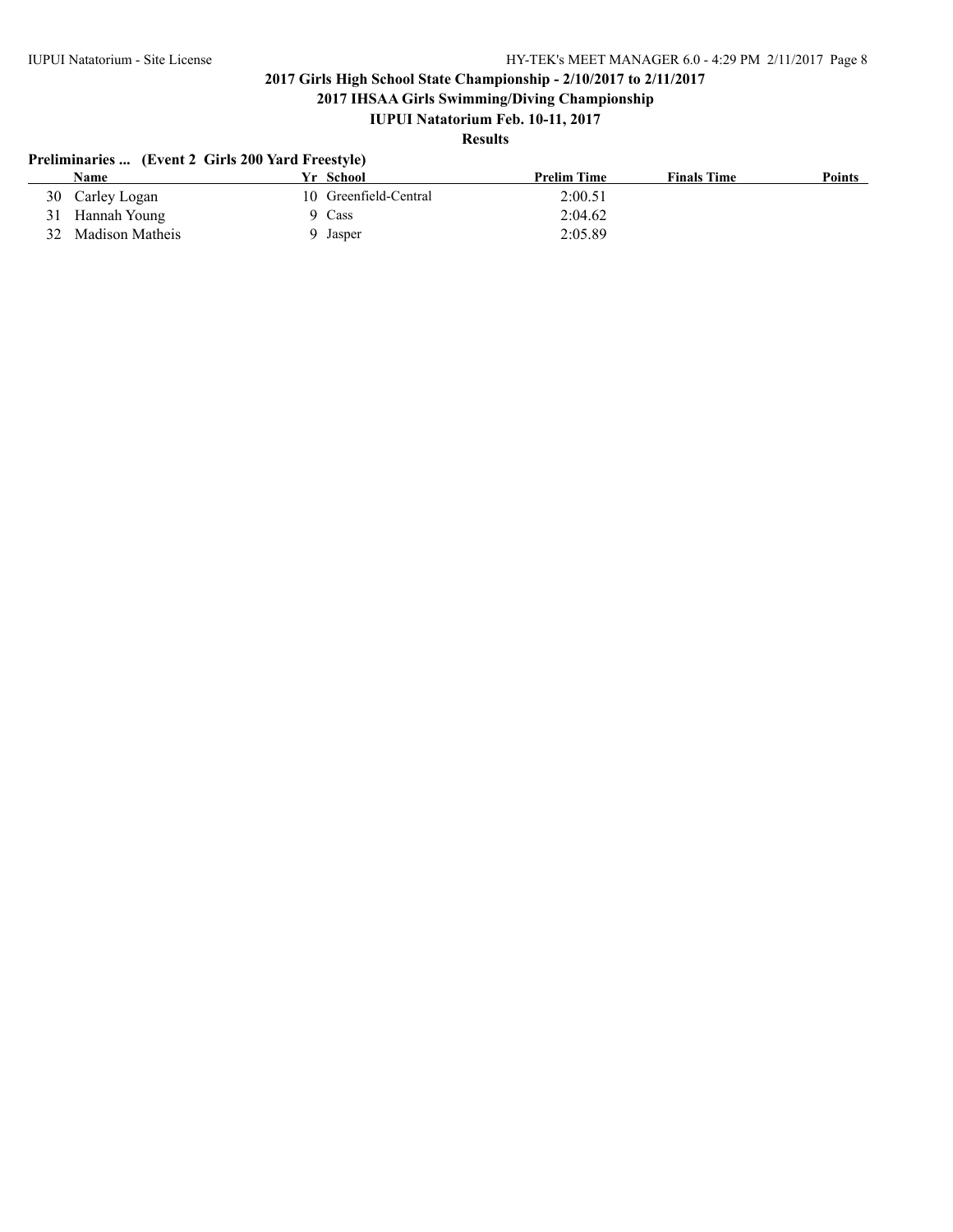## 2017 Girls High School State Championship - 2/10/2017 to 2/11/2017

### 2017 IHSAA Girls Swimming/Diving Championship

### IUPUI Natatorium Feb. 10-11, 2017

### Results

**Preliminaries ... (Event 2 Girls 200 Yard Freestyle)**

| | Name | Yr | School | Prelim Time | Finals Time | Points |
|---|---|---|---|---|---|---|
| 30 | Carley Logan | 10 | Greenfield-Central | 2:00.51 | | |
| 31 | Hannah Young | 9 | Cass | 2:04.62 | | |
| 32 | Madison Matheis | 9 | Jasper | 2:05.89 | | |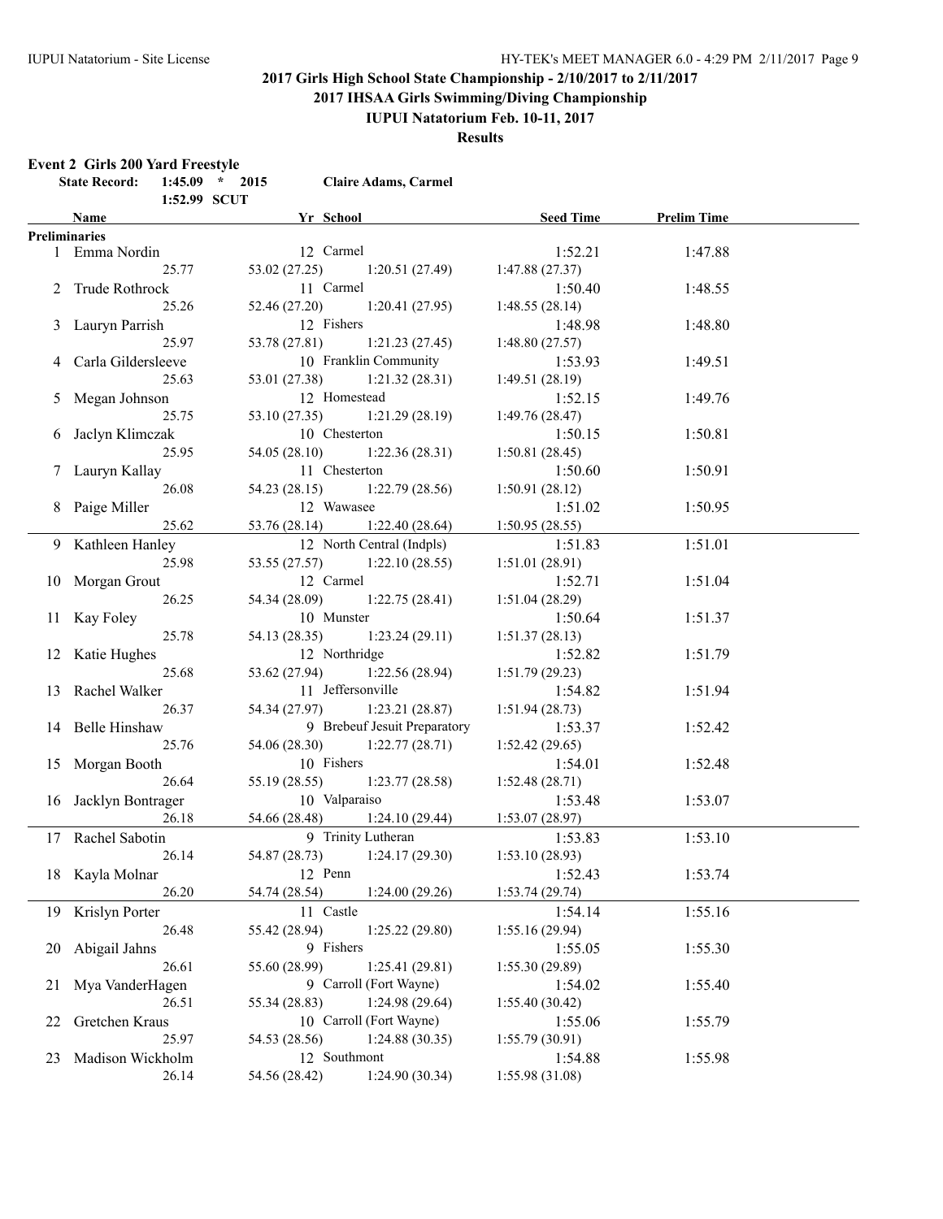# 2017 Girls High School State Championship - 2/10/2017 to 2/11/2017

## 2017 IHSAA Girls Swimming/Diving Championship

### IUPUI Natatorium Feb. 10-11, 2017

### Results

**Event 2 Girls 200 Yard Freestyle**

| State Record: | 1:45.09 * | 2015 | Claire Adams, Carmel |
|---|---|---|---|
| | 1:52.99 SCUT | | |

| | Name | Yr | School | Seed Time | Prelim Time |
|---|---|---|---|---|---|
| **Preliminaries** | | | | | |
| 1 | Emma Nordin | 12 | Carmel | 1:52.21 | 1:47.88 |
| | 25.77 | 53.02 (27.25) | 1:20.51 (27.49) | 1:47.88 (27.37) | |
| 2 | Trude Rothrock | 11 | Carmel | 1:50.40 | 1:48.55 |
| | 25.26 | 52.46 (27.20) | 1:20.41 (27.95) | 1:48.55 (28.14) | |
| 3 | Lauryn Parrish | 12 | Fishers | 1:48.98 | 1:48.80 |
| | 25.97 | 53.78 (27.81) | 1:21.23 (27.45) | 1:48.80 (27.57) | |
| 4 | Carla Gildersleeve | 10 | Franklin Community | 1:53.93 | 1:49.51 |
| | 25.63 | 53.01 (27.38) | 1:21.32 (28.31) | 1:49.51 (28.19) | |
| 5 | Megan Johnson | 12 | Homestead | 1:52.15 | 1:49.76 |
| | 25.75 | 53.10 (27.35) | 1:21.29 (28.19) | 1:49.76 (28.47) | |
| 6 | Jaclyn Klimczak | 10 | Chesterton | 1:50.15 | 1:50.81 |
| | 25.95 | 54.05 (28.10) | 1:22.36 (28.31) | 1:50.81 (28.45) | |
| 7 | Lauryn Kallay | 11 | Chesterton | 1:50.60 | 1:50.91 |
| | 26.08 | 54.23 (28.15) | 1:22.79 (28.56) | 1:50.91 (28.12) | |
| 8 | Paige Miller | 12 | Wawasee | 1:51.02 | 1:50.95 |
| | 25.62 | 53.76 (28.14) | 1:22.40 (28.64) | 1:50.95 (28.55) | |
| 9 | Kathleen Hanley | 12 | North Central (Indpls) | 1:51.83 | 1:51.01 |
| | 25.98 | 53.55 (27.57) | 1:22.10 (28.55) | 1:51.01 (28.91) | |
| 10 | Morgan Grout | 12 | Carmel | 1:52.71 | 1:51.04 |
| | 26.25 | 54.34 (28.09) | 1:22.75 (28.41) | 1:51.04 (28.29) | |
| 11 | Kay Foley | 10 | Munster | 1:50.64 | 1:51.37 |
| | 25.78 | 54.13 (28.35) | 1:23.24 (29.11) | 1:51.37 (28.13) | |
| 12 | Katie Hughes | 12 | Northridge | 1:52.82 | 1:51.79 |
| | 25.68 | 53.62 (27.94) | 1:22.56 (28.94) | 1:51.79 (29.23) | |
| 13 | Rachel Walker | 11 | Jeffersonville | 1:54.82 | 1:51.94 |
| | 26.37 | 54.34 (27.97) | 1:23.21 (28.87) | 1:51.94 (28.73) | |
| 14 | Belle Hinshaw | 9 | Brebeuf Jesuit Preparatory | 1:53.37 | 1:52.42 |
| | 25.76 | 54.06 (28.30) | 1:22.77 (28.71) | 1:52.42 (29.65) | |
| 15 | Morgan Booth | 10 | Fishers | 1:54.01 | 1:52.48 |
| | 26.64 | 55.19 (28.55) | 1:23.77 (28.58) | 1:52.48 (28.71) | |
| 16 | Jacklyn Bontrager | 10 | Valparaiso | 1:53.48 | 1:53.07 |
| | 26.18 | 54.66 (28.48) | 1:24.10 (29.44) | 1:53.07 (28.97) | |
| 17 | Rachel Sabotin | 9 | Trinity Lutheran | 1:53.83 | 1:53.10 |
| | 26.14 | 54.87 (28.73) | 1:24.17 (29.30) | 1:53.10 (28.93) | |
| 18 | Kayla Molnar | 12 | Penn | 1:52.43 | 1:53.74 |
| | 26.20 | 54.74 (28.54) | 1:24.00 (29.26) | 1:53.74 (29.74) | |
| 19 | Krislyn Porter | 11 | Castle | 1:54.14 | 1:55.16 |
| | 26.48 | 55.42 (28.94) | 1:25.22 (29.80) | 1:55.16 (29.94) | |
| 20 | Abigail Jahns | 9 | Fishers | 1:55.05 | 1:55.30 |
| | 26.61 | 55.60 (28.99) | 1:25.41 (29.81) | 1:55.30 (29.89) | |
| 21 | Mya VanderHagen | 9 | Carroll (Fort Wayne) | 1:54.02 | 1:55.40 |
| | 26.51 | 55.34 (28.83) | 1:24.98 (29.64) | 1:55.40 (30.42) | |
| 22 | Gretchen Kraus | 10 | Carroll (Fort Wayne) | 1:55.06 | 1:55.79 |
| | 25.97 | 54.53 (28.56) | 1:24.88 (30.35) | 1:55.79 (30.91) | |
| 23 | Madison Wickholm | 12 | Southmont | 1:54.88 | 1:55.98 |
| | 26.14 | 54.56 (28.42) | 1:24.90 (30.34) | 1:55.98 (31.08) | |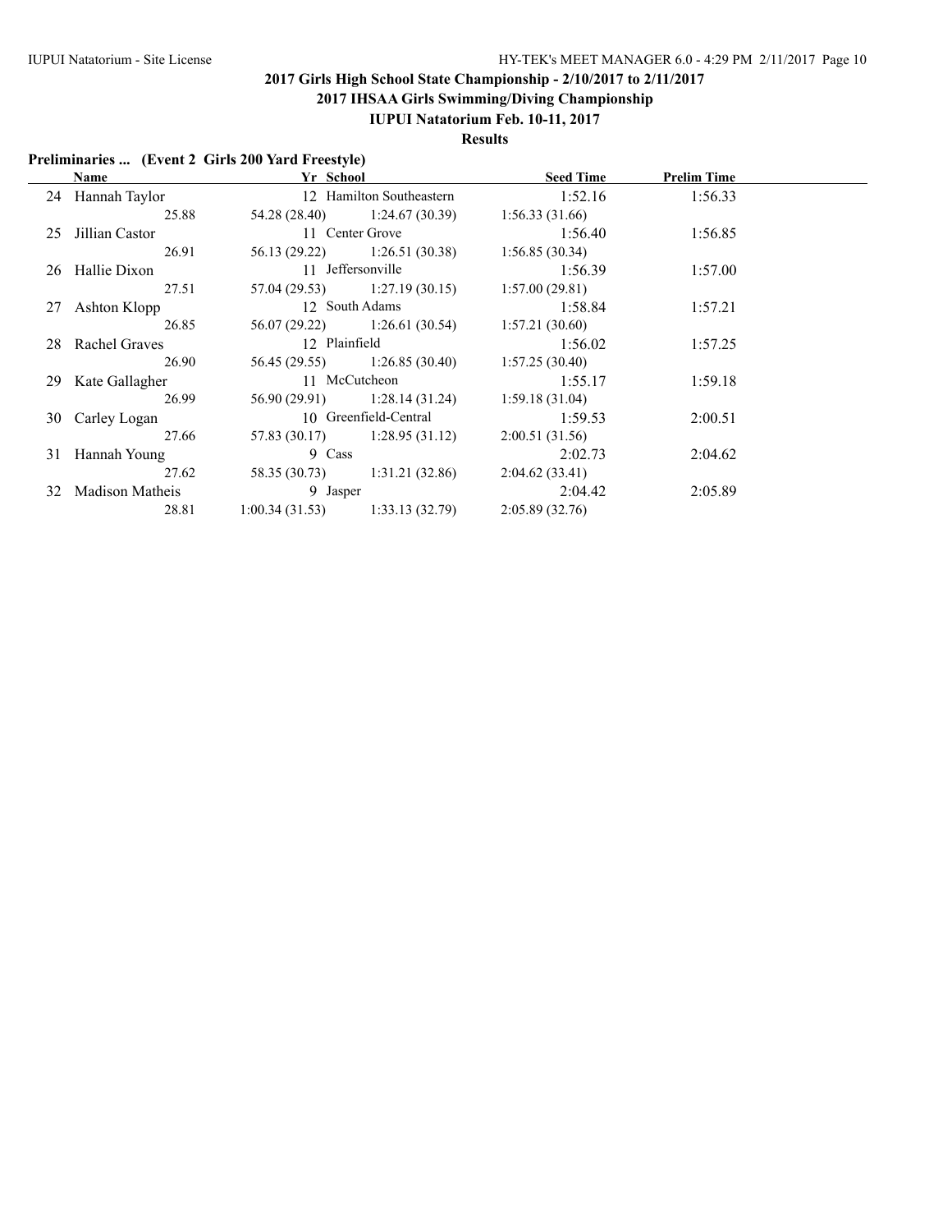# 2017 Girls High School State Championship - 2/10/2017 to 2/11/2017

## 2017 IHSAA Girls Swimming/Diving Championship

### IUPUI Natatorium Feb. 10-11, 2017

### Results

**Preliminaries ... (Event 2 Girls 200 Yard Freestyle)**

| | Name | Yr | School | Seed Time | Prelim Time |
|---|---|---|---|---|---|
| 24 | Hannah Taylor | 12 | Hamilton Southeastern | 1:52.16 | 1:56.33 |
| | 25.88 | 54.28 (28.40) | 1:24.67 (30.39) | 1:56.33 (31.66) | |
| 25 | Jillian Castor | 11 | Center Grove | 1:56.40 | 1:56.85 |
| | 26.91 | 56.13 (29.22) | 1:26.51 (30.38) | 1:56.85 (30.34) | |
| 26 | Hallie Dixon | 11 | Jeffersonville | 1:56.39 | 1:57.00 |
| | 27.51 | 57.04 (29.53) | 1:27.19 (30.15) | 1:57.00 (29.81) | |
| 27 | Ashton Klopp | 12 | South Adams | 1:58.84 | 1:57.21 |
| | 26.85 | 56.07 (29.22) | 1:26.61 (30.54) | 1:57.21 (30.60) | |
| 28 | Rachel Graves | 12 | Plainfield | 1:56.02 | 1:57.25 |
| | 26.90 | 56.45 (29.55) | 1:26.85 (30.40) | 1:57.25 (30.40) | |
| 29 | Kate Gallagher | 11 | McCutcheon | 1:55.17 | 1:59.18 |
| | 26.99 | 56.90 (29.91) | 1:28.14 (31.24) | 1:59.18 (31.04) | |
| 30 | Carley Logan | 10 | Greenfield-Central | 1:59.53 | 2:00.51 |
| | 27.66 | 57.83 (30.17) | 1:28.95 (31.12) | 2:00.51 (31.56) | |
| 31 | Hannah Young | 9 | Cass | 2:02.73 | 2:04.62 |
| | 27.62 | 58.35 (30.73) | 1:31.21 (32.86) | 2:04.62 (33.41) | |
| 32 | Madison Matheis | 9 | Jasper | 2:04.42 | 2:05.89 |
| | 28.81 | 1:00.34 (31.53) | 1:33.13 (32.79) | 2:05.89 (32.76) | |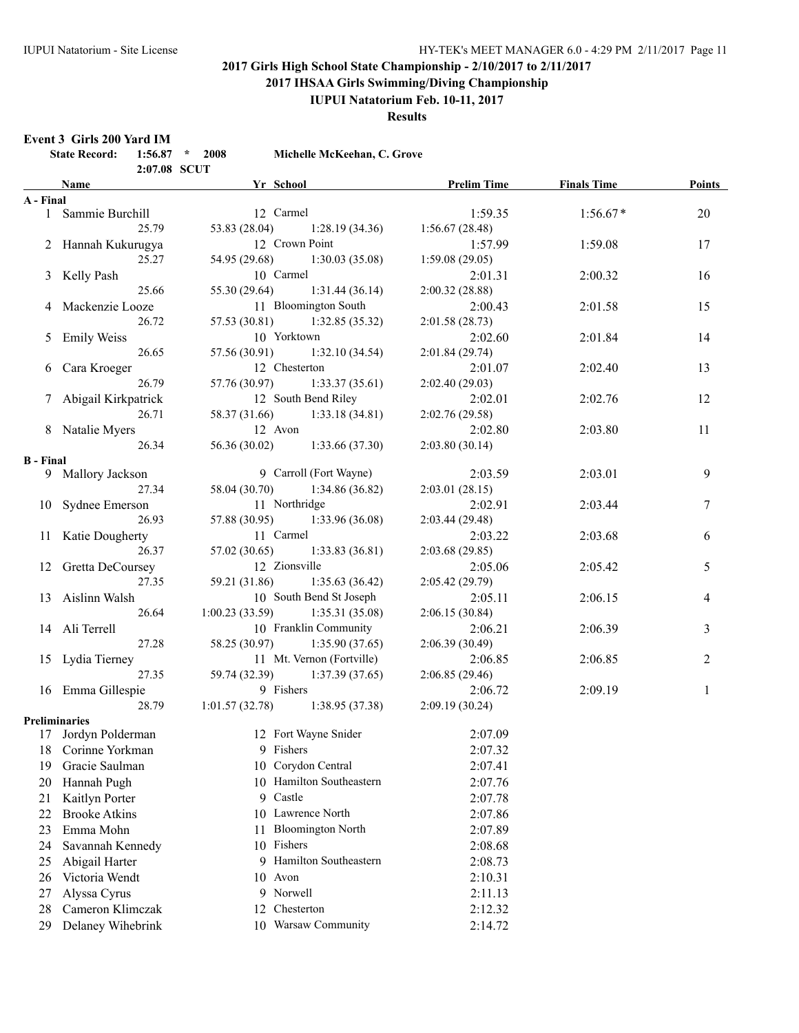# 2017 Girls High School State Championship - 2/10/2017 to 2/11/2017

## 2017 IHSAA Girls Swimming/Diving Championship

### IUPUI Natatorium Feb. 10-11, 2017

### Results

**Event 3 Girls 200 Yard IM**

**State Record: 1:56.87 * 2008 Michelle McKeehan, C. Grove**

**2:07.08 SCUT**

| | Name | Yr | School | Prelim Time | Finals Time | Points |
|---|---|---|---|---|---|---|
| **A - Final** | | | | | | |
| 1 | Sammie Burchill | 12 | Carmel | 1:59.35 | 1:56.67* | 20 |
| | 25.79 | | 53.83 (28.04) 1:28.19 (34.36) | 1:56.67 (28.48) | | |
| 2 | Hannah Kukurugya | 12 | Crown Point | 1:57.99 | 1:59.08 | 17 |
| | 25.27 | | 54.95 (29.68) 1:30.03 (35.08) | 1:59.08 (29.05) | | |
| 3 | Kelly Pash | 10 | Carmel | 2:01.31 | 2:00.32 | 16 |
| | 25.66 | | 55.30 (29.64) 1:31.44 (36.14) | 2:00.32 (28.88) | | |
| 4 | Mackenzie Looze | 11 | Bloomington South | 2:00.43 | 2:01.58 | 15 |
| | 26.72 | | 57.53 (30.81) 1:32.85 (35.32) | 2:01.58 (28.73) | | |
| 5 | Emily Weiss | 10 | Yorktown | 2:02.60 | 2:01.84 | 14 |
| | 26.65 | | 57.56 (30.91) 1:32.10 (34.54) | 2:01.84 (29.74) | | |
| 6 | Cara Kroeger | 12 | Chesterton | 2:01.07 | 2:02.40 | 13 |
| | 26.79 | | 57.76 (30.97) 1:33.37 (35.61) | 2:02.40 (29.03) | | |
| 7 | Abigail Kirkpatrick | 12 | South Bend Riley | 2:02.01 | 2:02.76 | 12 |
| | 26.71 | | 58.37 (31.66) 1:33.18 (34.81) | 2:02.76 (29.58) | | |
| 8 | Natalie Myers | 12 | Avon | 2:02.80 | 2:03.80 | 11 |
| | 26.34 | | 56.36 (30.02) 1:33.66 (37.30) | 2:03.80 (30.14) | | |
| **B - Final** | | | | | | |
| 9 | Mallory Jackson | 9 | Carroll (Fort Wayne) | 2:03.59 | 2:03.01 | 9 |
| | 27.34 | | 58.04 (30.70) 1:34.86 (36.82) | 2:03.01 (28.15) | | |
| 10 | Sydnee Emerson | 11 | Northridge | 2:02.91 | 2:03.44 | 7 |
| | 26.93 | | 57.88 (30.95) 1:33.96 (36.08) | 2:03.44 (29.48) | | |
| 11 | Katie Dougherty | 11 | Carmel | 2:03.22 | 2:03.68 | 6 |
| | 26.37 | | 57.02 (30.65) 1:33.83 (36.81) | 2:03.68 (29.85) | | |
| 12 | Gretta DeCoursey | 12 | Zionsville | 2:05.06 | 2:05.42 | 5 |
| | 27.35 | | 59.21 (31.86) 1:35.63 (36.42) | 2:05.42 (29.79) | | |
| 13 | Aislinn Walsh | 10 | South Bend St Joseph | 2:05.11 | 2:06.15 | 4 |
| | 26.64 | | 1:00.23 (33.59) 1:35.31 (35.08) | 2:06.15 (30.84) | | |
| 14 | Ali Terrell | 10 | Franklin Community | 2:06.21 | 2:06.39 | 3 |
| | 27.28 | | 58.25 (30.97) 1:35.90 (37.65) | 2:06.39 (30.49) | | |
| 15 | Lydia Tierney | 11 | Mt. Vernon (Fortville) | 2:06.85 | 2:06.85 | 2 |
| | 27.35 | | 59.74 (32.39) 1:37.39 (37.65) | 2:06.85 (29.46) | | |
| 16 | Emma Gillespie | 9 | Fishers | 2:06.72 | 2:09.19 | 1 |
| | 28.79 | | 1:01.57 (32.78) 1:38.95 (37.38) | 2:09.19 (30.24) | | |
| **Preliminaries** | | | | | | |
| 17 | Jordyn Polderman | 12 | Fort Wayne Snider | 2:07.09 | | |
| 18 | Corinne Yorkman | 9 | Fishers | 2:07.32 | | |
| 19 | Gracie Saulman | 10 | Corydon Central | 2:07.41 | | |
| 20 | Hannah Pugh | 10 | Hamilton Southeastern | 2:07.76 | | |
| 21 | Kaitlyn Porter | 9 | Castle | 2:07.78 | | |
| 22 | Brooke Atkins | 10 | Lawrence North | 2:07.86 | | |
| 23 | Emma Mohn | 11 | Bloomington North | 2:07.89 | | |
| 24 | Savannah Kennedy | 10 | Fishers | 2:08.68 | | |
| 25 | Abigail Harter | 9 | Hamilton Southeastern | 2:08.73 | | |
| 26 | Victoria Wendt | 10 | Avon | 2:10.31 | | |
| 27 | Alyssa Cyrus | 9 | Norwell | 2:11.13 | | |
| 28 | Cameron Klimczak | 12 | Chesterton | 2:12.32 | | |
| 29 | Delaney Wihebrink | 10 | Warsaw Community | 2:14.72 | | |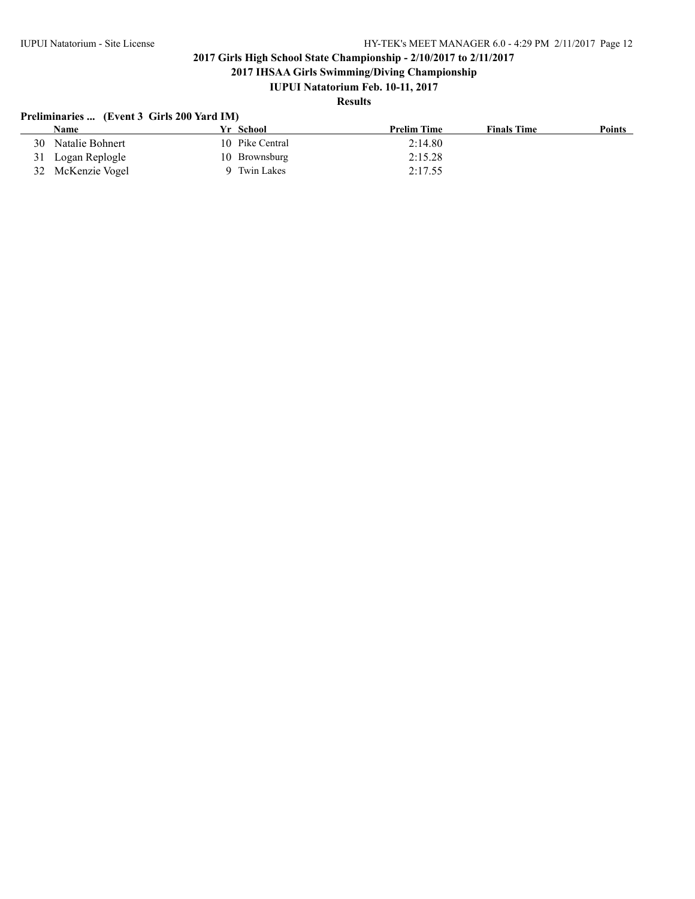**2017 Girls High School State Championship - 2/10/2017 to 2/11/2017**

**2017 IHSAA Girls Swimming/Diving Championship**

**IUPUI Natatorium Feb. 10-11, 2017**

**Results**

**Preliminaries ... (Event 3 Girls 200 Yard IM)**

| | Name | Yr | School | Prelim Time | Finals Time | Points |
|---|---|---|---|---|---|---|
| 30 | Natalie Bohnert | 10 | Pike Central | 2:14.80 | | |
| 31 | Logan Replogle | 10 | Brownsburg | 2:15.28 | | |
| 32 | McKenzie Vogel | 9 | Twin Lakes | 2:17.55 | | |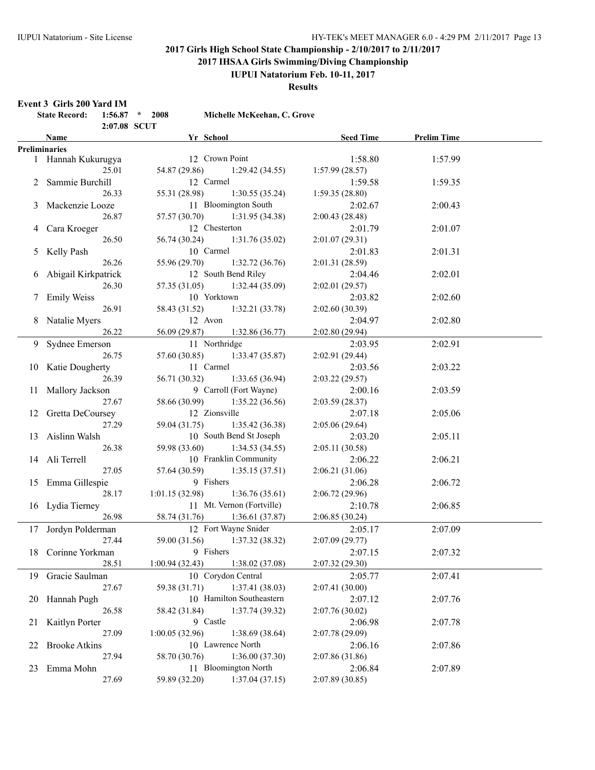## 2017 Girls High School State Championship - 2/10/2017 to 2/11/2017

## 2017 IHSAA Girls Swimming/Diving Championship

### IUPUI Natatorium Feb. 10-11, 2017

### Results

**Event 3 Girls 200 Yard IM**

State Record: 1:56.87 * 2008 Michelle McKeehan, C. Grove
2:07.08 SCUT

| | Name | Yr | School | Seed Time | Prelim Time |
|---|---|---|---|---|---|
| **Preliminaries** | | | | | |
| 1 | Hannah Kukurugya | 12 | Crown Point | 1:58.80 | 1:57.99 |
| | 25.01 | 54.87 (29.86) | 1:29.42 (34.55) | 1:57.99 (28.57) | |
| 2 | Sammie Burchill | 12 | Carmel | 1:59.58 | 1:59.35 |
| | 26.33 | 55.31 (28.98) | 1:30.55 (35.24) | 1:59.35 (28.80) | |
| 3 | Mackenzie Looze | 11 | Bloomington South | 2:02.67 | 2:00.43 |
| | 26.87 | 57.57 (30.70) | 1:31.95 (34.38) | 2:00.43 (28.48) | |
| 4 | Cara Kroeger | 12 | Chesterton | 2:01.79 | 2:01.07 |
| | 26.50 | 56.74 (30.24) | 1:31.76 (35.02) | 2:01.07 (29.31) | |
| 5 | Kelly Pash | 10 | Carmel | 2:01.83 | 2:01.31 |
| | 26.26 | 55.96 (29.70) | 1:32.72 (36.76) | 2:01.31 (28.59) | |
| 6 | Abigail Kirkpatrick | 12 | South Bend Riley | 2:04.46 | 2:02.01 |
| | 26.30 | 57.35 (31.05) | 1:32.44 (35.09) | 2:02.01 (29.57) | |
| 7 | Emily Weiss | 10 | Yorktown | 2:03.82 | 2:02.60 |
| | 26.91 | 58.43 (31.52) | 1:32.21 (33.78) | 2:02.60 (30.39) | |
| 8 | Natalie Myers | 12 | Avon | 2:04.97 | 2:02.80 |
| | 26.22 | 56.09 (29.87) | 1:32.86 (36.77) | 2:02.80 (29.94) | |
| 9 | Sydnee Emerson | 11 | Northridge | 2:03.95 | 2:02.91 |
| | 26.75 | 57.60 (30.85) | 1:33.47 (35.87) | 2:02.91 (29.44) | |
| 10 | Katie Dougherty | 11 | Carmel | 2:03.56 | 2:03.22 |
| | 26.39 | 56.71 (30.32) | 1:33.65 (36.94) | 2:03.22 (29.57) | |
| 11 | Mallory Jackson | 9 | Carroll (Fort Wayne) | 2:00.16 | 2:03.59 |
| | 27.67 | 58.66 (30.99) | 1:35.22 (36.56) | 2:03.59 (28.37) | |
| 12 | Gretta DeCoursey | 12 | Zionsville | 2:07.18 | 2:05.06 |
| | 27.29 | 59.04 (31.75) | 1:35.42 (36.38) | 2:05.06 (29.64) | |
| 13 | Aislinn Walsh | 10 | South Bend St Joseph | 2:03.20 | 2:05.11 |
| | 26.38 | 59.98 (33.60) | 1:34.53 (34.55) | 2:05.11 (30.58) | |
| 14 | Ali Terrell | 10 | Franklin Community | 2:06.22 | 2:06.21 |
| | 27.05 | 57.64 (30.59) | 1:35.15 (37.51) | 2:06.21 (31.06) | |
| 15 | Emma Gillespie | 9 | Fishers | 2:06.28 | 2:06.72 |
| | 28.17 | 1:01.15 (32.98) | 1:36.76 (35.61) | 2:06.72 (29.96) | |
| 16 | Lydia Tierney | 11 | Mt. Vernon (Fortville) | 2:10.78 | 2:06.85 |
| | 26.98 | 58.74 (31.76) | 1:36.61 (37.87) | 2:06.85 (30.24) | |
| 17 | Jordyn Polderman | 12 | Fort Wayne Snider | 2:05.17 | 2:07.09 |
| | 27.44 | 59.00 (31.56) | 1:37.32 (38.32) | 2:07.09 (29.77) | |
| 18 | Corinne Yorkman | 9 | Fishers | 2:07.15 | 2:07.32 |
| | 28.51 | 1:00.94 (32.43) | 1:38.02 (37.08) | 2:07.32 (29.30) | |
| 19 | Gracie Saulman | 10 | Corydon Central | 2:05.77 | 2:07.41 |
| | 27.67 | 59.38 (31.71) | 1:37.41 (38.03) | 2:07.41 (30.00) | |
| 20 | Hannah Pugh | 10 | Hamilton Southeastern | 2:07.12 | 2:07.76 |
| | 26.58 | 58.42 (31.84) | 1:37.74 (39.32) | 2:07.76 (30.02) | |
| 21 | Kaitlyn Porter | 9 | Castle | 2:06.98 | 2:07.78 |
| | 27.09 | 1:00.05 (32.96) | 1:38.69 (38.64) | 2:07.78 (29.09) | |
| 22 | Brooke Atkins | 10 | Lawrence North | 2:06.16 | 2:07.86 |
| | 27.94 | 58.70 (30.76) | 1:36.00 (37.30) | 2:07.86 (31.86) | |
| 23 | Emma Mohn | 11 | Bloomington North | 2:06.84 | 2:07.89 |
| | 27.69 | 59.89 (32.20) | 1:37.04 (37.15) | 2:07.89 (30.85) | |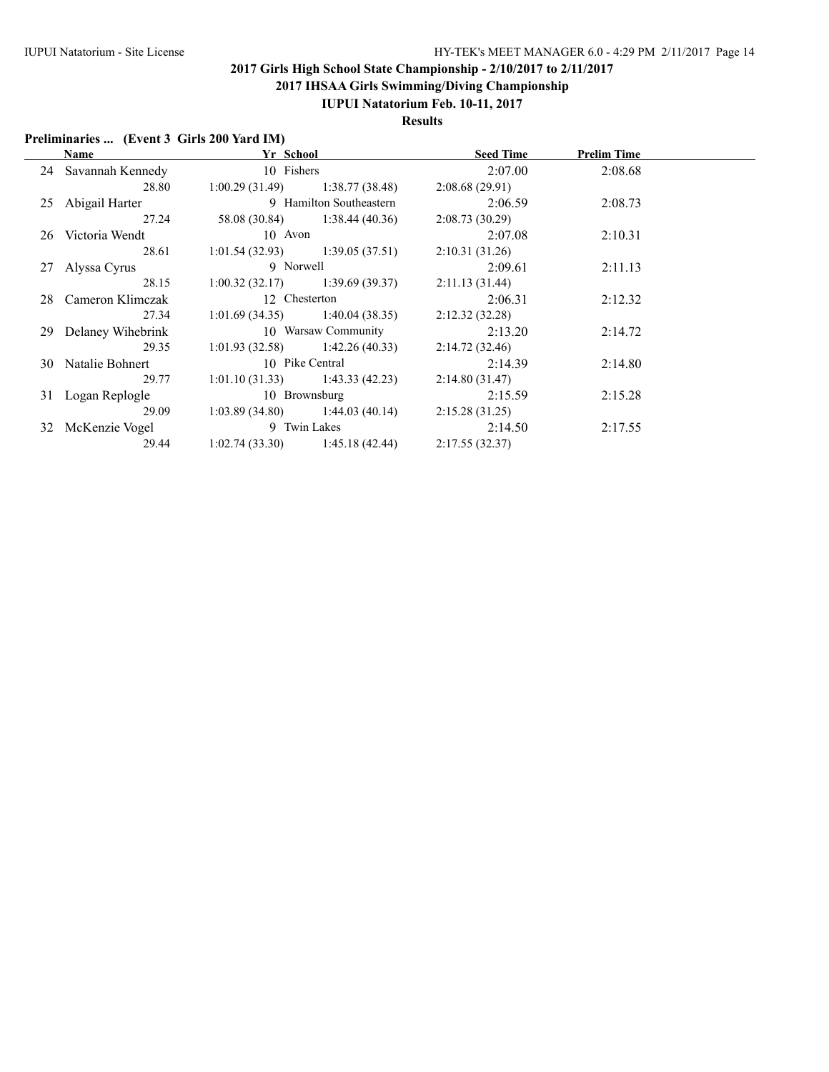## 2017 Girls High School State Championship - 2/10/2017 to 2/11/2017

## 2017 IHSAA Girls Swimming/Diving Championship

### IUPUI Natatorium Feb. 10-11, 2017

### Results

**Preliminaries ... (Event 3 Girls 200 Yard IM)**

| | Name | Yr | School | Seed Time | Prelim Time |
|---|---|---|---|---|---|
| 24 | Savannah Kennedy | 10 | Fishers | 2:07.00 | 2:08.68 |
| | 28.80 | 1:00.29 (31.49) | 1:38.77 (38.48) | 2:08.68 (29.91) | |
| 25 | Abigail Harter | 9 | Hamilton Southeastern | 2:06.59 | 2:08.73 |
| | 27.24 | 58.08 (30.84) | 1:38.44 (40.36) | 2:08.73 (30.29) | |
| 26 | Victoria Wendt | 10 | Avon | 2:07.08 | 2:10.31 |
| | 28.61 | 1:01.54 (32.93) | 1:39.05 (37.51) | 2:10.31 (31.26) | |
| 27 | Alyssa Cyrus | 9 | Norwell | 2:09.61 | 2:11.13 |
| | 28.15 | 1:00.32 (32.17) | 1:39.69 (39.37) | 2:11.13 (31.44) | |
| 28 | Cameron Klimczak | 12 | Chesterton | 2:06.31 | 2:12.32 |
| | 27.34 | 1:01.69 (34.35) | 1:40.04 (38.35) | 2:12.32 (32.28) | |
| 29 | Delaney Wihebrink | 10 | Warsaw Community | 2:13.20 | 2:14.72 |
| | 29.35 | 1:01.93 (32.58) | 1:42.26 (40.33) | 2:14.72 (32.46) | |
| 30 | Natalie Bohnert | 10 | Pike Central | 2:14.39 | 2:14.80 |
| | 29.77 | 1:01.10 (31.33) | 1:43.33 (42.23) | 2:14.80 (31.47) | |
| 31 | Logan Replogle | 10 | Brownsburg | 2:15.59 | 2:15.28 |
| | 29.09 | 1:03.89 (34.80) | 1:44.03 (40.14) | 2:15.28 (31.25) | |
| 32 | McKenzie Vogel | 9 | Twin Lakes | 2:14.50 | 2:17.55 |
| | 29.44 | 1:02.74 (33.30) | 1:45.18 (42.44) | 2:17.55 (32.37) | |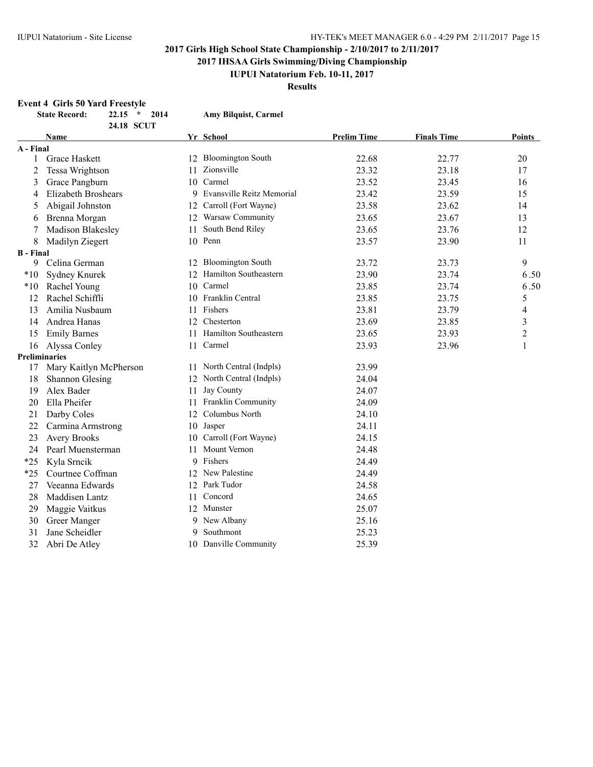## 2017 Girls High School State Championship - 2/10/2017 to 2/11/2017

## 2017 IHSAA Girls Swimming/Diving Championship

### IUPUI Natatorium Feb. 10-11, 2017

### Results

**Event 4 Girls 50 Yard Freestyle**

**State Record: 22.15 * 2014 Amy Bilquist, Carmel**

**24.18 SCUT**

| | Name | Yr | School | Prelim Time | Finals Time | Points |
|---|---|---|---|---|---|---|
| **A - Final** | | | | | | |
| 1 | Grace Haskett | 12 | Bloomington South | 22.68 | 22.77 | 20 |
| 2 | Tessa Wrightson | 11 | Zionsville | 23.32 | 23.18 | 17 |
| 3 | Grace Pangburn | 10 | Carmel | 23.52 | 23.45 | 16 |
| 4 | Elizabeth Broshears | 9 | Evansville Reitz Memorial | 23.42 | 23.59 | 15 |
| 5 | Abigail Johnston | 12 | Carroll (Fort Wayne) | 23.58 | 23.62 | 14 |
| 6 | Brenna Morgan | 12 | Warsaw Community | 23.65 | 23.67 | 13 |
| 7 | Madison Blakesley | 11 | South Bend Riley | 23.65 | 23.76 | 12 |
| 8 | Madilyn Ziegert | 10 | Penn | 23.57 | 23.90 | 11 |
| **B - Final** | | | | | | |
| 9 | Celina German | 12 | Bloomington South | 23.72 | 23.73 | 9 |
| *10 | Sydney Knurek | 12 | Hamilton Southeastern | 23.90 | 23.74 | 6.50 |
| *10 | Rachel Young | 10 | Carmel | 23.85 | 23.74 | 6.50 |
| 12 | Rachel Schiffli | 10 | Franklin Central | 23.85 | 23.75 | 5 |
| 13 | Amilia Nusbaum | 11 | Fishers | 23.81 | 23.79 | 4 |
| 14 | Andrea Hanas | 12 | Chesterton | 23.69 | 23.85 | 3 |
| 15 | Emily Barnes | 11 | Hamilton Southeastern | 23.65 | 23.93 | 2 |
| 16 | Alyssa Conley | 11 | Carmel | 23.93 | 23.96 | 1 |
| **Preliminaries** | | | | | | |
| 17 | Mary Kaitlyn McPherson | 11 | North Central (Indpls) | 23.99 | | |
| 18 | Shannon Glesing | 12 | North Central (Indpls) | 24.04 | | |
| 19 | Alex Bader | 11 | Jay County | 24.07 | | |
| 20 | Ella Pheifer | 11 | Franklin Community | 24.09 | | |
| 21 | Darby Coles | 12 | Columbus North | 24.10 | | |
| 22 | Carmina Armstrong | 10 | Jasper | 24.11 | | |
| 23 | Avery Brooks | 10 | Carroll (Fort Wayne) | 24.15 | | |
| 24 | Pearl Muensterman | 11 | Mount Vernon | 24.48 | | |
| *25 | Kyla Srncik | 9 | Fishers | 24.49 | | |
| *25 | Courtnee Coffman | 12 | New Palestine | 24.49 | | |
| 27 | Veeanna Edwards | 12 | Park Tudor | 24.58 | | |
| 28 | Maddisen Lantz | 11 | Concord | 24.65 | | |
| 29 | Maggie Vaitkus | 12 | Munster | 25.07 | | |
| 30 | Greer Manger | 9 | New Albany | 25.16 | | |
| 31 | Jane Scheidler | 9 | Southmont | 25.23 | | |
| 32 | Abri De Atley | 10 | Danville Community | 25.39 | | |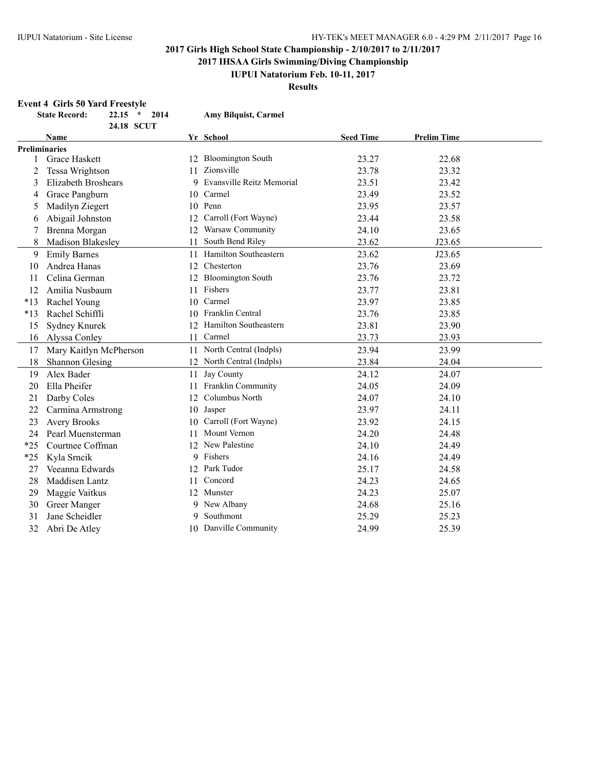# 2017 Girls High School State Championship - 2/10/2017 to 2/11/2017

## 2017 IHSAA Girls Swimming/Diving Championship

## IUPUI Natatorium Feb. 10-11, 2017

## Results

### Event 4 Girls 50 Yard Freestyle

**State Record:** 22.15 * 2014 **Amy Bilquist, Carmel**

24.18 SCUT

| | Name | Yr | School | Seed Time | Prelim Time |
|---|---|---|---|---|---|
| **Preliminaries** | | | | | |
| 1 | Grace Haskett | 12 | Bloomington South | 23.27 | 22.68 |
| 2 | Tessa Wrightson | 11 | Zionsville | 23.78 | 23.32 |
| 3 | Elizabeth Broshears | 9 | Evansville Reitz Memorial | 23.51 | 23.42 |
| 4 | Grace Pangburn | 10 | Carmel | 23.49 | 23.52 |
| 5 | Madilyn Ziegert | 10 | Penn | 23.95 | 23.57 |
| 6 | Abigail Johnston | 12 | Carroll (Fort Wayne) | 23.44 | 23.58 |
| 7 | Brenna Morgan | 12 | Warsaw Community | 24.10 | 23.65 |
| 8 | Madison Blakesley | 11 | South Bend Riley | 23.62 | J23.65 |
| 9 | Emily Barnes | 11 | Hamilton Southeastern | 23.62 | J23.65 |
| 10 | Andrea Hanas | 12 | Chesterton | 23.76 | 23.69 |
| 11 | Celina German | 12 | Bloomington South | 23.76 | 23.72 |
| 12 | Amilia Nusbaum | 11 | Fishers | 23.77 | 23.81 |
| *13 | Rachel Young | 10 | Carmel | 23.97 | 23.85 |
| *13 | Rachel Schiffli | 10 | Franklin Central | 23.76 | 23.85 |
| 15 | Sydney Knurek | 12 | Hamilton Southeastern | 23.81 | 23.90 |
| 16 | Alyssa Conley | 11 | Carmel | 23.73 | 23.93 |
| 17 | Mary Kaitlyn McPherson | 11 | North Central (Indpls) | 23.94 | 23.99 |
| 18 | Shannon Glesing | 12 | North Central (Indpls) | 23.84 | 24.04 |
| 19 | Alex Bader | 11 | Jay County | 24.12 | 24.07 |
| 20 | Ella Pheifer | 11 | Franklin Community | 24.05 | 24.09 |
| 21 | Darby Coles | 12 | Columbus North | 24.07 | 24.10 |
| 22 | Carmina Armstrong | 10 | Jasper | 23.97 | 24.11 |
| 23 | Avery Brooks | 10 | Carroll (Fort Wayne) | 23.92 | 24.15 |
| 24 | Pearl Muensterman | 11 | Mount Vernon | 24.20 | 24.48 |
| *25 | Courtnee Coffman | 12 | New Palestine | 24.10 | 24.49 |
| *25 | Kyla Srncik | 9 | Fishers | 24.16 | 24.49 |
| 27 | Veeanna Edwards | 12 | Park Tudor | 25.17 | 24.58 |
| 28 | Maddisen Lantz | 11 | Concord | 24.23 | 24.65 |
| 29 | Maggie Vaitkus | 12 | Munster | 24.23 | 25.07 |
| 30 | Greer Manger | 9 | New Albany | 24.68 | 25.16 |
| 31 | Jane Scheidler | 9 | Southmont | 25.29 | 25.23 |
| 32 | Abri De Atley | 10 | Danville Community | 24.99 | 25.39 |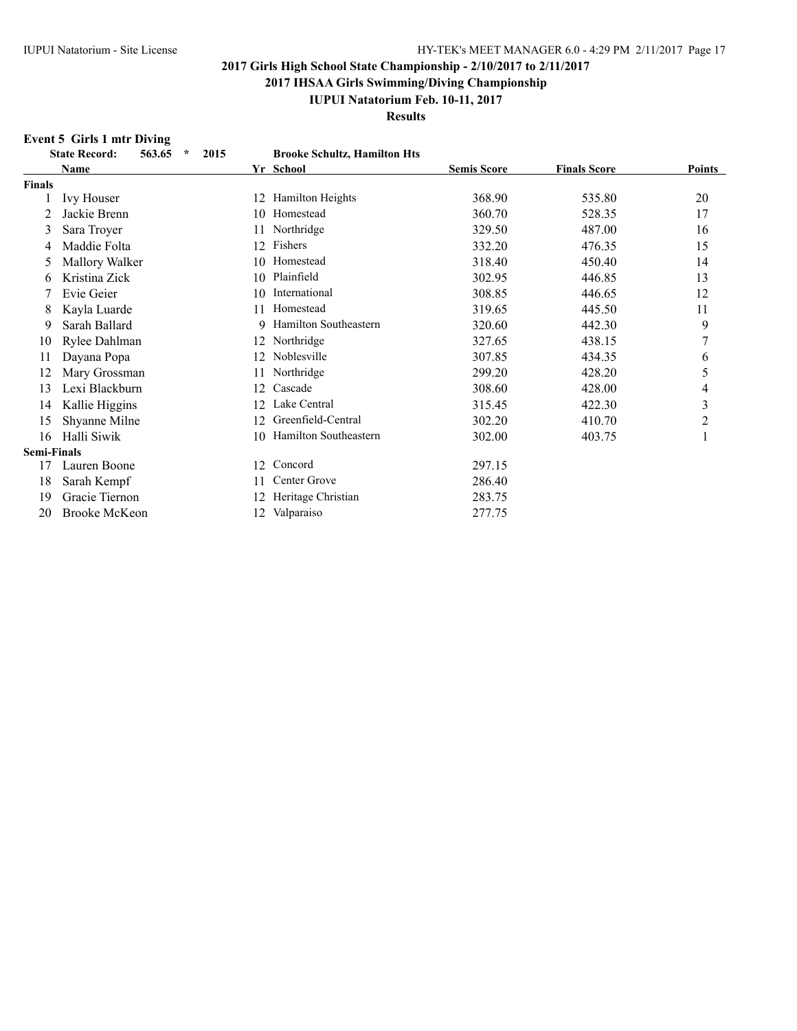## 2017 Girls High School State Championship - 2/10/2017 to 2/11/2017

## 2017 IHSAA Girls Swimming/Diving Championship

## IUPUI Natatorium Feb. 10-11, 2017

## Results

### Event 5 Girls 1 mtr Diving

**State Record: 563.65 * 2015 Brooke Schultz, Hamilton Hts**

| | Name | Yr | School | Semis Score | Finals Score | Points |
|---|---|---|---|---|---|---|
| **Finals** | | | | | | |
| 1 | Ivy Houser | 12 | Hamilton Heights | 368.90 | 535.80 | 20 |
| 2 | Jackie Brenn | 10 | Homestead | 360.70 | 528.35 | 17 |
| 3 | Sara Troyer | 11 | Northridge | 329.50 | 487.00 | 16 |
| 4 | Maddie Folta | 12 | Fishers | 332.20 | 476.35 | 15 |
| 5 | Mallory Walker | 10 | Homestead | 318.40 | 450.40 | 14 |
| 6 | Kristina Zick | 10 | Plainfield | 302.95 | 446.85 | 13 |
| 7 | Evie Geier | 10 | International | 308.85 | 446.65 | 12 |
| 8 | Kayla Luarde | 11 | Homestead | 319.65 | 445.50 | 11 |
| 9 | Sarah Ballard | 9 | Hamilton Southeastern | 320.60 | 442.30 | 9 |
| 10 | Rylee Dahlman | 12 | Northridge | 327.65 | 438.15 | 7 |
| 11 | Dayana Popa | 12 | Noblesville | 307.85 | 434.35 | 6 |
| 12 | Mary Grossman | 11 | Northridge | 299.20 | 428.20 | 5 |
| 13 | Lexi Blackburn | 12 | Cascade | 308.60 | 428.00 | 4 |
| 14 | Kallie Higgins | 12 | Lake Central | 315.45 | 422.30 | 3 |
| 15 | Shyanne Milne | 12 | Greenfield-Central | 302.20 | 410.70 | 2 |
| 16 | Halli Siwik | 10 | Hamilton Southeastern | 302.00 | 403.75 | 1 |
| **Semi-Finals** | | | | | | |
| 17 | Lauren Boone | 12 | Concord | 297.15 | | |
| 18 | Sarah Kempf | 11 | Center Grove | 286.40 | | |
| 19 | Gracie Tiernon | 12 | Heritage Christian | 283.75 | | |
| 20 | Brooke McKeon | 12 | Valparaiso | 277.75 | | |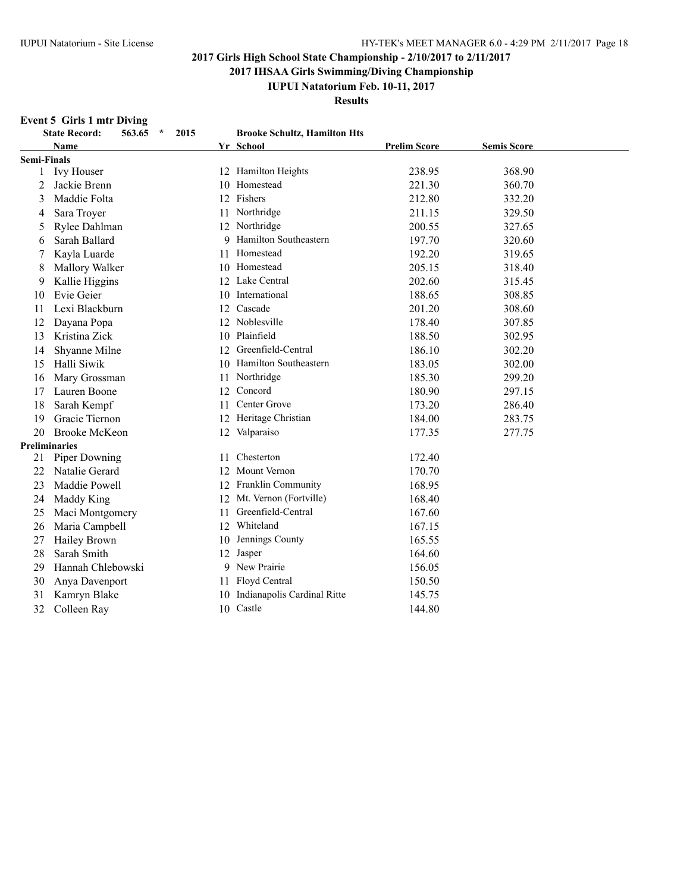## 2017 Girls High School State Championship - 2/10/2017 to 2/11/2017

### 2017 IHSAA Girls Swimming/Diving Championship

### IUPUI Natatorium Feb. 10-11, 2017

### Results

**Event 5 Girls 1 mtr Diving**

**State Record: 563.65 * 2015 Brooke Schultz, Hamilton Hts**

| | Name | Yr | School | Prelim Score | Semis Score |
|---|---|---|---|---|---|
| **Semi-Finals** | | | | | |
| 1 | Ivy Houser | 12 | Hamilton Heights | 238.95 | 368.90 |
| 2 | Jackie Brenn | 10 | Homestead | 221.30 | 360.70 |
| 3 | Maddie Folta | 12 | Fishers | 212.80 | 332.20 |
| 4 | Sara Troyer | 11 | Northridge | 211.15 | 329.50 |
| 5 | Rylee Dahlman | 12 | Northridge | 200.55 | 327.65 |
| 6 | Sarah Ballard | 9 | Hamilton Southeastern | 197.70 | 320.60 |
| 7 | Kayla Luarde | 11 | Homestead | 192.20 | 319.65 |
| 8 | Mallory Walker | 10 | Homestead | 205.15 | 318.40 |
| 9 | Kallie Higgins | 12 | Lake Central | 202.60 | 315.45 |
| 10 | Evie Geier | 10 | International | 188.65 | 308.85 |
| 11 | Lexi Blackburn | 12 | Cascade | 201.20 | 308.60 |
| 12 | Dayana Popa | 12 | Noblesville | 178.40 | 307.85 |
| 13 | Kristina Zick | 10 | Plainfield | 188.50 | 302.95 |
| 14 | Shyanne Milne | 12 | Greenfield-Central | 186.10 | 302.20 |
| 15 | Halli Siwik | 10 | Hamilton Southeastern | 183.05 | 302.00 |
| 16 | Mary Grossman | 11 | Northridge | 185.30 | 299.20 |
| 17 | Lauren Boone | 12 | Concord | 180.90 | 297.15 |
| 18 | Sarah Kempf | 11 | Center Grove | 173.20 | 286.40 |
| 19 | Gracie Tiernon | 12 | Heritage Christian | 184.00 | 283.75 |
| 20 | Brooke McKeon | 12 | Valparaiso | 177.35 | 277.75 |
| **Preliminaries** | | | | | |
| 21 | Piper Downing | 11 | Chesterton | 172.40 | |
| 22 | Natalie Gerard | 12 | Mount Vernon | 170.70 | |
| 23 | Maddie Powell | 12 | Franklin Community | 168.95 | |
| 24 | Maddy King | 12 | Mt. Vernon (Fortville) | 168.40 | |
| 25 | Maci Montgomery | 11 | Greenfield-Central | 167.60 | |
| 26 | Maria Campbell | 12 | Whiteland | 167.15 | |
| 27 | Hailey Brown | 10 | Jennings County | 165.55 | |
| 28 | Sarah Smith | 12 | Jasper | 164.60 | |
| 29 | Hannah Chlebowski | 9 | New Prairie | 156.05 | |
| 30 | Anya Davenport | 11 | Floyd Central | 150.50 | |
| 31 | Kamryn Blake | 10 | Indianapolis Cardinal Ritte | 145.75 | |
| 32 | Colleen Ray | 10 | Castle | 144.80 | |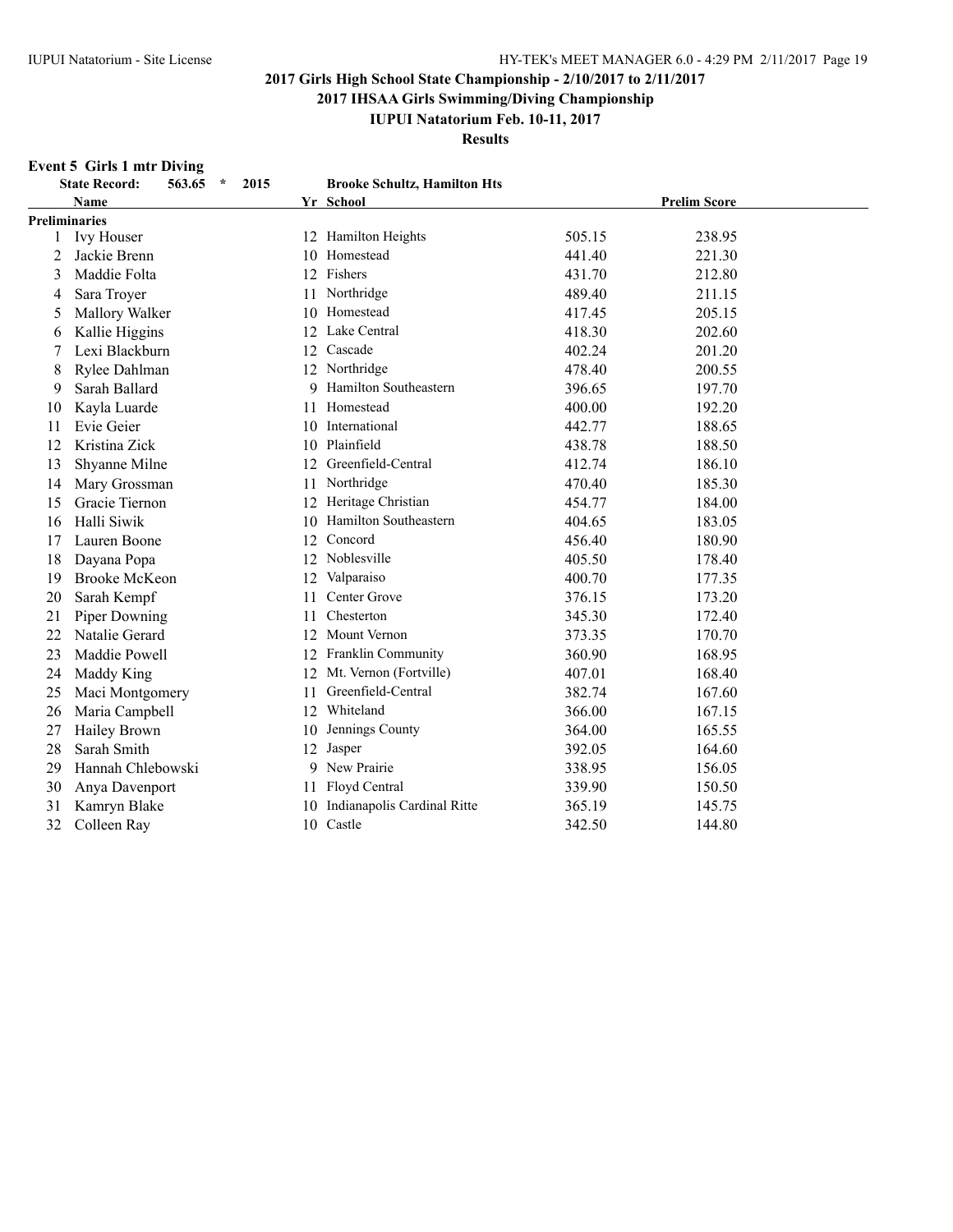## 2017 Girls High School State Championship - 2/10/2017 to 2/11/2017

## 2017 IHSAA Girls Swimming/Diving Championship

### IUPUI Natatorium Feb. 10-11, 2017

### Results

**Event 5 Girls 1 mtr Diving**

**State Record: 563.65 * 2015 Brooke Schultz, Hamilton Hts**

| | Name | Yr | School | | Prelim Score |
|---|---|---|---|---|---|
| **Preliminaries** | | | | | |
| 1 | Ivy Houser | 12 | Hamilton Heights | 505.15 | 238.95 |
| 2 | Jackie Brenn | 10 | Homestead | 441.40 | 221.30 |
| 3 | Maddie Folta | 12 | Fishers | 431.70 | 212.80 |
| 4 | Sara Troyer | 11 | Northridge | 489.40 | 211.15 |
| 5 | Mallory Walker | 10 | Homestead | 417.45 | 205.15 |
| 6 | Kallie Higgins | 12 | Lake Central | 418.30 | 202.60 |
| 7 | Lexi Blackburn | 12 | Cascade | 402.24 | 201.20 |
| 8 | Rylee Dahlman | 12 | Northridge | 478.40 | 200.55 |
| 9 | Sarah Ballard | 9 | Hamilton Southeastern | 396.65 | 197.70 |
| 10 | Kayla Luarde | 11 | Homestead | 400.00 | 192.20 |
| 11 | Evie Geier | 10 | International | 442.77 | 188.65 |
| 12 | Kristina Zick | 10 | Plainfield | 438.78 | 188.50 |
| 13 | Shyanne Milne | 12 | Greenfield-Central | 412.74 | 186.10 |
| 14 | Mary Grossman | 11 | Northridge | 470.40 | 185.30 |
| 15 | Gracie Tiernon | 12 | Heritage Christian | 454.77 | 184.00 |
| 16 | Halli Siwik | 10 | Hamilton Southeastern | 404.65 | 183.05 |
| 17 | Lauren Boone | 12 | Concord | 456.40 | 180.90 |
| 18 | Dayana Popa | 12 | Noblesville | 405.50 | 178.40 |
| 19 | Brooke McKeon | 12 | Valparaiso | 400.70 | 177.35 |
| 20 | Sarah Kempf | 11 | Center Grove | 376.15 | 173.20 |
| 21 | Piper Downing | 11 | Chesterton | 345.30 | 172.40 |
| 22 | Natalie Gerard | 12 | Mount Vernon | 373.35 | 170.70 |
| 23 | Maddie Powell | 12 | Franklin Community | 360.90 | 168.95 |
| 24 | Maddy King | 12 | Mt. Vernon (Fortville) | 407.01 | 168.40 |
| 25 | Maci Montgomery | 11 | Greenfield-Central | 382.74 | 167.60 |
| 26 | Maria Campbell | 12 | Whiteland | 366.00 | 167.15 |
| 27 | Hailey Brown | 10 | Jennings County | 364.00 | 165.55 |
| 28 | Sarah Smith | 12 | Jasper | 392.05 | 164.60 |
| 29 | Hannah Chlebowski | 9 | New Prairie | 338.95 | 156.05 |
| 30 | Anya Davenport | 11 | Floyd Central | 339.90 | 150.50 |
| 31 | Kamryn Blake | 10 | Indianapolis Cardinal Ritte | 365.19 | 145.75 |
| 32 | Colleen Ray | 10 | Castle | 342.50 | 144.80 |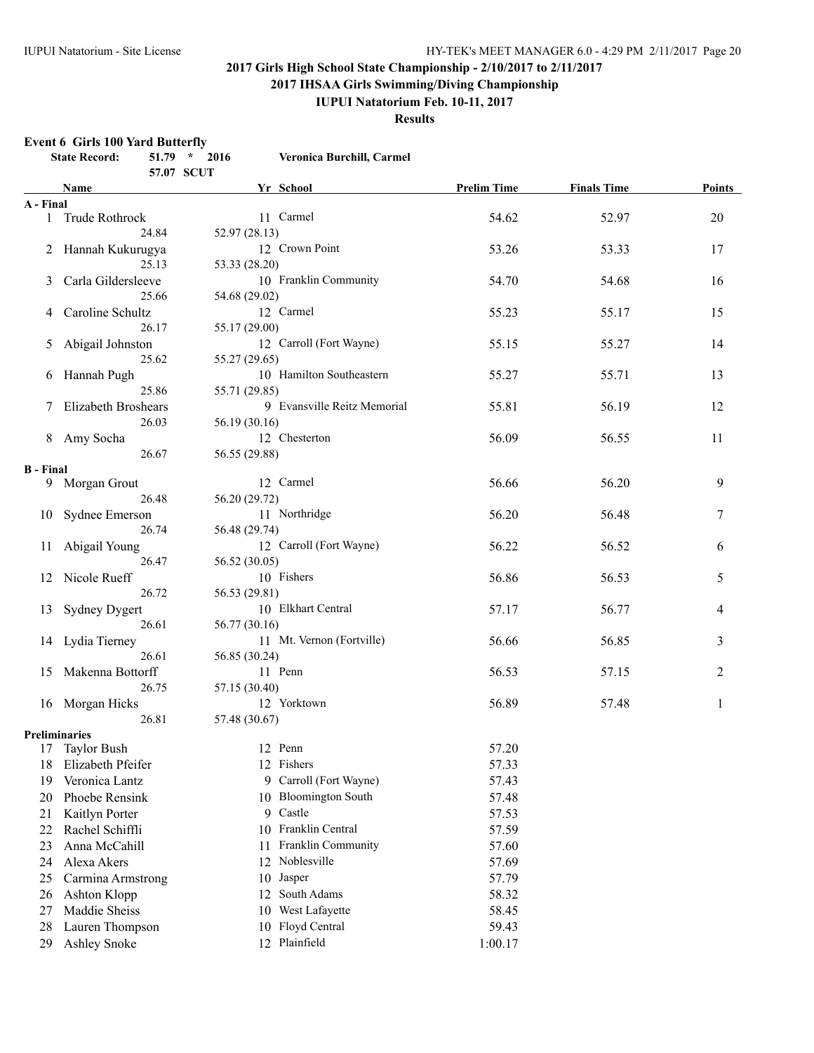# 2017 Girls High School State Championship - 2/10/2017 to 2/11/2017

## 2017 IHSAA Girls Swimming/Diving Championship

## IUPUI Natatorium Feb. 10-11, 2017

## Results

### Event 6 Girls 100 Yard Butterfly

**State Record:** 51.79 * 2016 **Veronica Burchill, Carmel**
57.07 SCUT

| | Name | Yr | School | Prelim Time | Finals Time | Points |
|---|---|---|---|---|---|---|
| **A - Final** | | | | | | |
| 1 | Trude Rothrock | 11 | Carmel | 54.62 | 52.97 | 20 |
| | 24.84 | | 52.97 (28.13) | | | |
| 2 | Hannah Kukurugya | 12 | Crown Point | 53.26 | 53.33 | 17 |
| | 25.13 | | 53.33 (28.20) | | | |
| 3 | Carla Gildersleeve | 10 | Franklin Community | 54.70 | 54.68 | 16 |
| | 25.66 | | 54.68 (29.02) | | | |
| 4 | Caroline Schultz | 12 | Carmel | 55.23 | 55.17 | 15 |
| | 26.17 | | 55.17 (29.00) | | | |
| 5 | Abigail Johnston | 12 | Carroll (Fort Wayne) | 55.15 | 55.27 | 14 |
| | 25.62 | | 55.27 (29.65) | | | |
| 6 | Hannah Pugh | 10 | Hamilton Southeastern | 55.27 | 55.71 | 13 |
| | 25.86 | | 55.71 (29.85) | | | |
| 7 | Elizabeth Broshears | 9 | Evansville Reitz Memorial | 55.81 | 56.19 | 12 |
| | 26.03 | | 56.19 (30.16) | | | |
| 8 | Amy Socha | 12 | Chesterton | 56.09 | 56.55 | 11 |
| | 26.67 | | 56.55 (29.88) | | | |
| **B - Final** | | | | | | |
| 9 | Morgan Grout | 12 | Carmel | 56.66 | 56.20 | 9 |
| | 26.48 | | 56.20 (29.72) | | | |
| 10 | Sydnee Emerson | 11 | Northridge | 56.20 | 56.48 | 7 |
| | 26.74 | | 56.48 (29.74) | | | |
| 11 | Abigail Young | 12 | Carroll (Fort Wayne) | 56.22 | 56.52 | 6 |
| | 26.47 | | 56.52 (30.05) | | | |
| 12 | Nicole Rueff | 10 | Fishers | 56.86 | 56.53 | 5 |
| | 26.72 | | 56.53 (29.81) | | | |
| 13 | Sydney Dygert | 10 | Elkhart Central | 57.17 | 56.77 | 4 |
| | 26.61 | | 56.77 (30.16) | | | |
| 14 | Lydia Tierney | 11 | Mt. Vernon (Fortville) | 56.66 | 56.85 | 3 |
| | 26.61 | | 56.85 (30.24) | | | |
| 15 | Makenna Bottorff | 11 | Penn | 56.53 | 57.15 | 2 |
| | 26.75 | | 57.15 (30.40) | | | |
| 16 | Morgan Hicks | 12 | Yorktown | 56.89 | 57.48 | 1 |
| | 26.81 | | 57.48 (30.67) | | | |
| **Preliminaries** | | | | | | |
| 17 | Taylor Bush | 12 | Penn | 57.20 | | |
| 18 | Elizabeth Pfeifer | 12 | Fishers | 57.33 | | |
| 19 | Veronica Lantz | 9 | Carroll (Fort Wayne) | 57.43 | | |
| 20 | Phoebe Rensink | 10 | Bloomington South | 57.48 | | |
| 21 | Kaitlyn Porter | 9 | Castle | 57.53 | | |
| 22 | Rachel Schiffli | 10 | Franklin Central | 57.59 | | |
| 23 | Anna McCahill | 11 | Franklin Community | 57.60 | | |
| 24 | Alexa Akers | 12 | Noblesville | 57.69 | | |
| 25 | Carmina Armstrong | 10 | Jasper | 57.79 | | |
| 26 | Ashton Klopp | 12 | South Adams | 58.32 | | |
| 27 | Maddie Sheiss | 10 | West Lafayette | 58.45 | | |
| 28 | Lauren Thompson | 10 | Floyd Central | 59.43 | | |
| 29 | Ashley Snoke | 12 | Plainfield | 1:00.17 | | |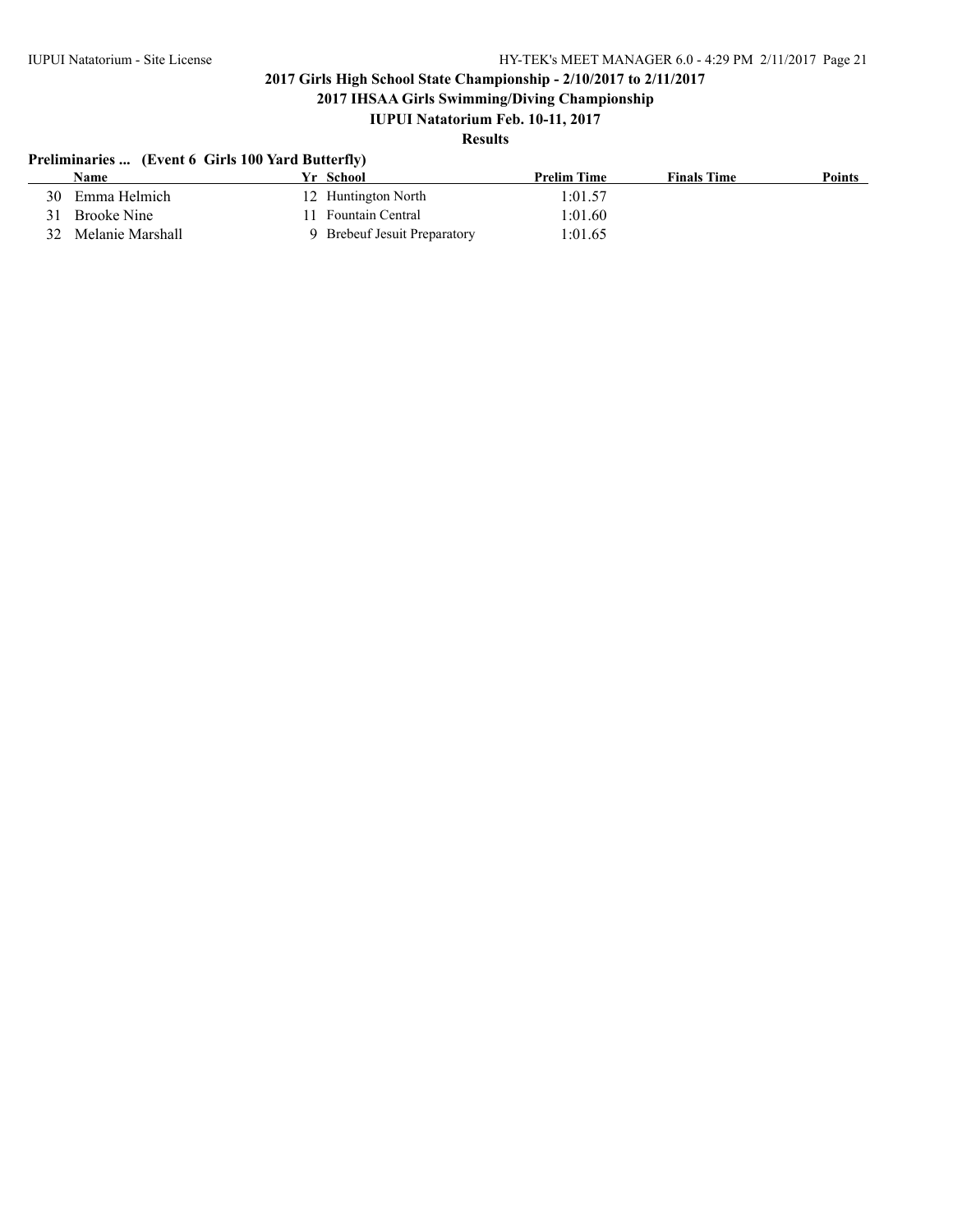## 2017 Girls High School State Championship - 2/10/2017 to 2/11/2017

### 2017 IHSAA Girls Swimming/Diving Championship

### IUPUI Natatorium Feb. 10-11, 2017

### Results

**Preliminaries ... (Event 6 Girls 100 Yard Butterfly)**

| | Name | Yr | School | Prelim Time | Finals Time | Points |
|---|---|---|---|---|---|---|
| 30 | Emma Helmich | 12 | Huntington North | 1:01.57 | | |
| 31 | Brooke Nine | 11 | Fountain Central | 1:01.60 | | |
| 32 | Melanie Marshall | 9 | Brebeuf Jesuit Preparatory | 1:01.65 | | |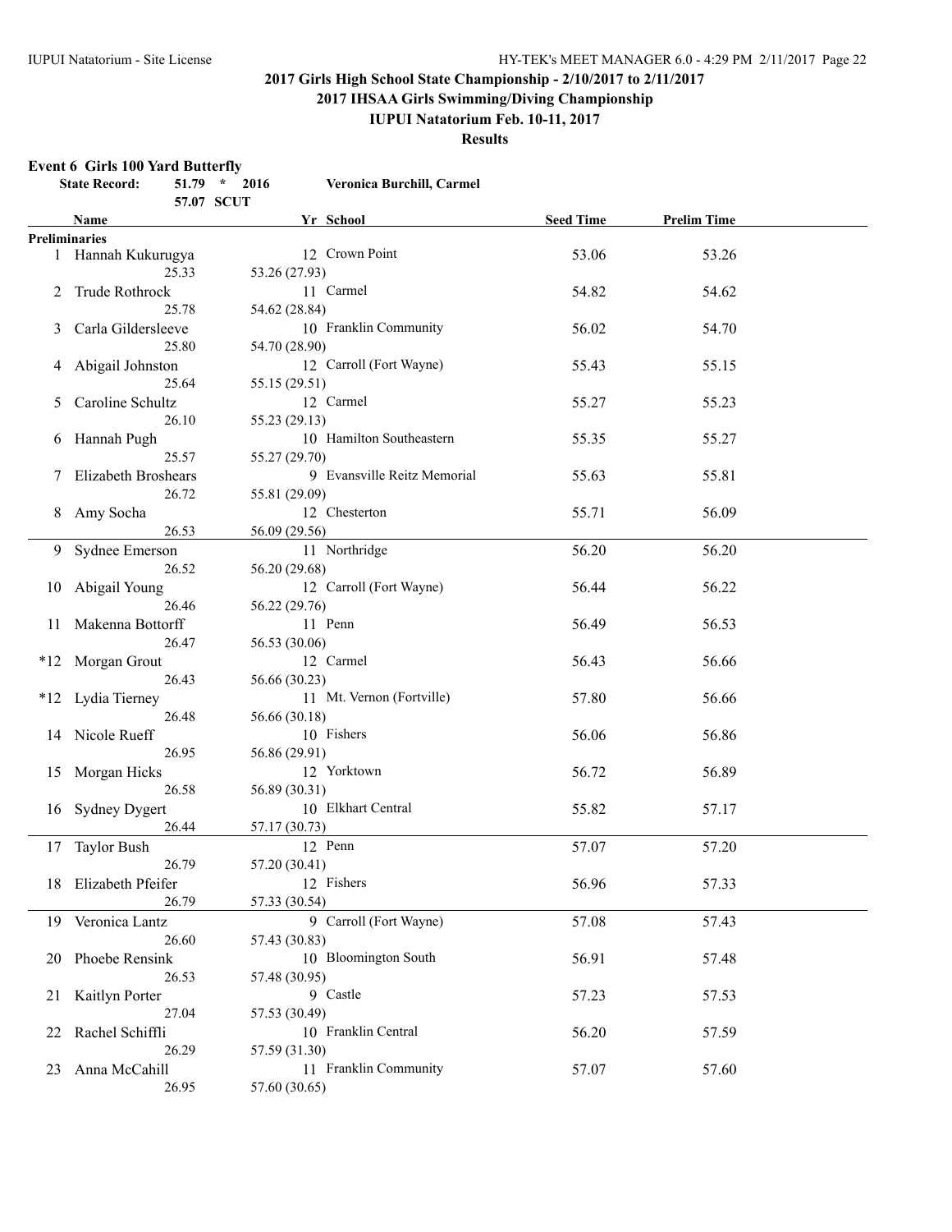## 2017 Girls High School State Championship - 2/10/2017 to 2/11/2017

### 2017 IHSAA Girls Swimming/Diving Championship

### IUPUI Natatorium Feb. 10-11, 2017

### Results

**Event 6 Girls 100 Yard Butterfly**

**State Record:** 51.79 * 2016 Veronica Burchill, Carmel

57.07 SCUT

| | Name | Yr | School | Seed Time | Prelim Time |
|---|---|---|---|---|---|
| **Preliminaries** | | | | | |
| 1 | Hannah Kukurugya | 12 | Crown Point | 53.06 | 53.26 |
| | 25.33 | 53.26 (27.93) | | | |
| 2 | Trude Rothrock | 11 | Carmel | 54.82 | 54.62 |
| | 25.78 | 54.62 (28.84) | | | |
| 3 | Carla Gildersleeve | 10 | Franklin Community | 56.02 | 54.70 |
| | 25.80 | 54.70 (28.90) | | | |
| 4 | Abigail Johnston | 12 | Carroll (Fort Wayne) | 55.43 | 55.15 |
| | 25.64 | 55.15 (29.51) | | | |
| 5 | Caroline Schultz | 12 | Carmel | 55.27 | 55.23 |
| | 26.10 | 55.23 (29.13) | | | |
| 6 | Hannah Pugh | 10 | Hamilton Southeastern | 55.35 | 55.27 |
| | 25.57 | 55.27 (29.70) | | | |
| 7 | Elizabeth Broshears | 9 | Evansville Reitz Memorial | 55.63 | 55.81 |
| | 26.72 | 55.81 (29.09) | | | |
| 8 | Amy Socha | 12 | Chesterton | 55.71 | 56.09 |
| | 26.53 | 56.09 (29.56) | | | |
| 9 | Sydnee Emerson | 11 | Northridge | 56.20 | 56.20 |
| | 26.52 | 56.20 (29.68) | | | |
| 10 | Abigail Young | 12 | Carroll (Fort Wayne) | 56.44 | 56.22 |
| | 26.46 | 56.22 (29.76) | | | |
| 11 | Makenna Bottorff | 11 | Penn | 56.49 | 56.53 |
| | 26.47 | 56.53 (30.06) | | | |
| *12 | Morgan Grout | 12 | Carmel | 56.43 | 56.66 |
| | 26.43 | 56.66 (30.23) | | | |
| *12 | Lydia Tierney | 11 | Mt. Vernon (Fortville) | 57.80 | 56.66 |
| | 26.48 | 56.66 (30.18) | | | |
| 14 | Nicole Rueff | 10 | Fishers | 56.06 | 56.86 |
| | 26.95 | 56.86 (29.91) | | | |
| 15 | Morgan Hicks | 12 | Yorktown | 56.72 | 56.89 |
| | 26.58 | 56.89 (30.31) | | | |
| 16 | Sydney Dygert | 10 | Elkhart Central | 55.82 | 57.17 |
| | 26.44 | 57.17 (30.73) | | | |
| 17 | Taylor Bush | 12 | Penn | 57.07 | 57.20 |
| | 26.79 | 57.20 (30.41) | | | |
| 18 | Elizabeth Pfeifer | 12 | Fishers | 56.96 | 57.33 |
| | 26.79 | 57.33 (30.54) | | | |
| 19 | Veronica Lantz | 9 | Carroll (Fort Wayne) | 57.08 | 57.43 |
| | 26.60 | 57.43 (30.83) | | | |
| 20 | Phoebe Rensink | 10 | Bloomington South | 56.91 | 57.48 |
| | 26.53 | 57.48 (30.95) | | | |
| 21 | Kaitlyn Porter | 9 | Castle | 57.23 | 57.53 |
| | 27.04 | 57.53 (30.49) | | | |
| 22 | Rachel Schiffli | 10 | Franklin Central | 56.20 | 57.59 |
| | 26.29 | 57.59 (31.30) | | | |
| 23 | Anna McCahill | 11 | Franklin Community | 57.07 | 57.60 |
| | 26.95 | 57.60 (30.65) | | | |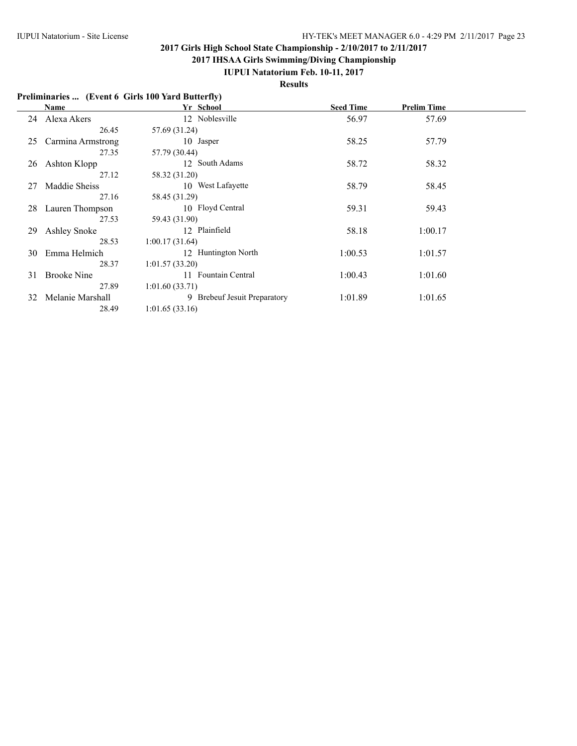## 2017 Girls High School State Championship - 2/10/2017 to 2/11/2017

## 2017 IHSAA Girls Swimming/Diving Championship

### IUPUI Natatorium Feb. 10-11, 2017

### Results

**Preliminaries ... (Event 6 Girls 100 Yard Butterfly)**

| | Name | Yr | School | Seed Time | Prelim Time |
|---|---|---|---|---|---|
| 24 | Alexa Akers | 12 | Noblesville | 56.97 | 57.69 |
| | 26.45 | 57.69 (31.24) | | | |
| 25 | Carmina Armstrong | 10 | Jasper | 58.25 | 57.79 |
| | 27.35 | 57.79 (30.44) | | | |
| 26 | Ashton Klopp | 12 | South Adams | 58.72 | 58.32 |
| | 27.12 | 58.32 (31.20) | | | |
| 27 | Maddie Sheiss | 10 | West Lafayette | 58.79 | 58.45 |
| | 27.16 | 58.45 (31.29) | | | |
| 28 | Lauren Thompson | 10 | Floyd Central | 59.31 | 59.43 |
| | 27.53 | 59.43 (31.90) | | | |
| 29 | Ashley Snoke | 12 | Plainfield | 58.18 | 1:00.17 |
| | 28.53 | 1:00.17 (31.64) | | | |
| 30 | Emma Helmich | 12 | Huntington North | 1:00.53 | 1:01.57 |
| | 28.37 | 1:01.57 (33.20) | | | |
| 31 | Brooke Nine | 11 | Fountain Central | 1:00.43 | 1:01.60 |
| | 27.89 | 1:01.60 (33.71) | | | |
| 32 | Melanie Marshall | 9 | Brebeuf Jesuit Preparatory | 1:01.89 | 1:01.65 |
| | 28.49 | 1:01.65 (33.16) | | | |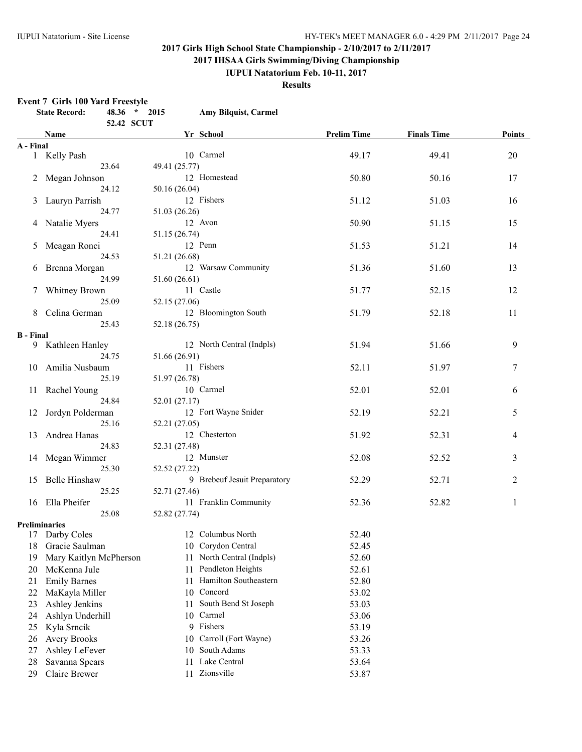## 2017 Girls High School State Championship - 2/10/2017 to 2/11/2017

## 2017 IHSAA Girls Swimming/Diving Championship

## IUPUI Natatorium Feb. 10-11, 2017

## Results

### Event 7 Girls 100 Yard Freestyle

**State Record:** 48.36 * 2015 **Amy Bilquist, Carmel**

52.42 SCUT

| | Name | Yr | School | Prelim Time | Finals Time | Points |
|---|---|---|---|---|---|---|
| **A - Final** | | | | | | |
| 1 | Kelly Pash | 10 | Carmel | 49.17 | 49.41 | 20 |
| | 23.64 | | 49.41 (25.77) | | | |
| 2 | Megan Johnson | 12 | Homestead | 50.80 | 50.16 | 17 |
| | 24.12 | | 50.16 (26.04) | | | |
| 3 | Lauryn Parrish | 12 | Fishers | 51.12 | 51.03 | 16 |
| | 24.77 | | 51.03 (26.26) | | | |
| 4 | Natalie Myers | 12 | Avon | 50.90 | 51.15 | 15 |
| | 24.41 | | 51.15 (26.74) | | | |
| 5 | Meagan Ronci | 12 | Penn | 51.53 | 51.21 | 14 |
| | 24.53 | | 51.21 (26.68) | | | |
| 6 | Brenna Morgan | 12 | Warsaw Community | 51.36 | 51.60 | 13 |
| | 24.99 | | 51.60 (26.61) | | | |
| 7 | Whitney Brown | 11 | Castle | 51.77 | 52.15 | 12 |
| | 25.09 | | 52.15 (27.06) | | | |
| 8 | Celina German | 12 | Bloomington South | 51.79 | 52.18 | 11 |
| | 25.43 | | 52.18 (26.75) | | | |
| **B - Final** | | | | | | |
| 9 | Kathleen Hanley | 12 | North Central (Indpls) | 51.94 | 51.66 | 9 |
| | 24.75 | | 51.66 (26.91) | | | |
| 10 | Amilia Nusbaum | 11 | Fishers | 52.11 | 51.97 | 7 |
| | 25.19 | | 51.97 (26.78) | | | |
| 11 | Rachel Young | 10 | Carmel | 52.01 | 52.01 | 6 |
| | 24.84 | | 52.01 (27.17) | | | |
| 12 | Jordyn Polderman | 12 | Fort Wayne Snider | 52.19 | 52.21 | 5 |
| | 25.16 | | 52.21 (27.05) | | | |
| 13 | Andrea Hanas | 12 | Chesterton | 51.92 | 52.31 | 4 |
| | 24.83 | | 52.31 (27.48) | | | |
| 14 | Megan Wimmer | 12 | Munster | 52.08 | 52.52 | 3 |
| | 25.30 | | 52.52 (27.22) | | | |
| 15 | Belle Hinshaw | 9 | Brebeuf Jesuit Preparatory | 52.29 | 52.71 | 2 |
| | 25.25 | | 52.71 (27.46) | | | |
| 16 | Ella Pheifer | 11 | Franklin Community | 52.36 | 52.82 | 1 |
| | 25.08 | | 52.82 (27.74) | | | |
| **Preliminaries** | | | | | | |
| 17 | Darby Coles | 12 | Columbus North | 52.40 | | |
| 18 | Gracie Saulman | 10 | Corydon Central | 52.45 | | |
| 19 | Mary Kaitlyn McPherson | 11 | North Central (Indpls) | 52.60 | | |
| 20 | McKenna Jule | 11 | Pendleton Heights | 52.61 | | |
| 21 | Emily Barnes | 11 | Hamilton Southeastern | 52.80 | | |
| 22 | MaKayla Miller | 10 | Concord | 53.02 | | |
| 23 | Ashley Jenkins | 11 | South Bend St Joseph | 53.03 | | |
| 24 | Ashlyn Underhill | 10 | Carmel | 53.06 | | |
| 25 | Kyla Srncik | 9 | Fishers | 53.19 | | |
| 26 | Avery Brooks | 10 | Carroll (Fort Wayne) | 53.26 | | |
| 27 | Ashley LeFever | 10 | South Adams | 53.33 | | |
| 28 | Savanna Spears | 11 | Lake Central | 53.64 | | |
| 29 | Claire Brewer | 11 | Zionsville | 53.87 | | |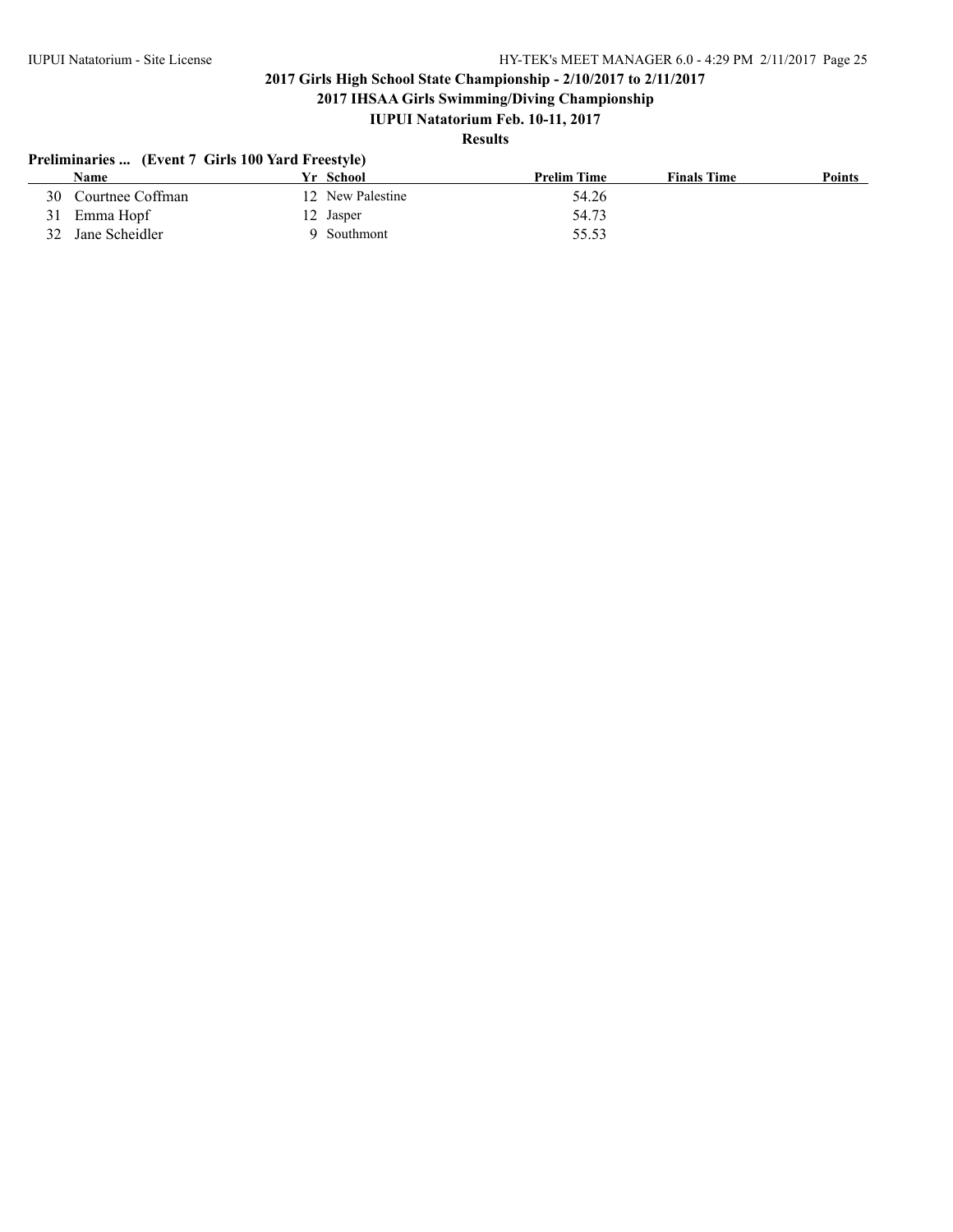## 2017 Girls High School State Championship - 2/10/2017 to 2/11/2017

## 2017 IHSAA Girls Swimming/Diving Championship

### IUPUI Natatorium Feb. 10-11, 2017

### Results

**Preliminaries ... (Event 7 Girls 100 Yard Freestyle)**

| | Name | Yr | School | Prelim Time | Finals Time | Points |
|---|---|---|---|---|---|---|
| 30 | Courtnee Coffman | 12 | New Palestine | 54.26 | | |
| 31 | Emma Hopf | 12 | Jasper | 54.73 | | |
| 32 | Jane Scheidler | 9 | Southmont | 55.53 | | |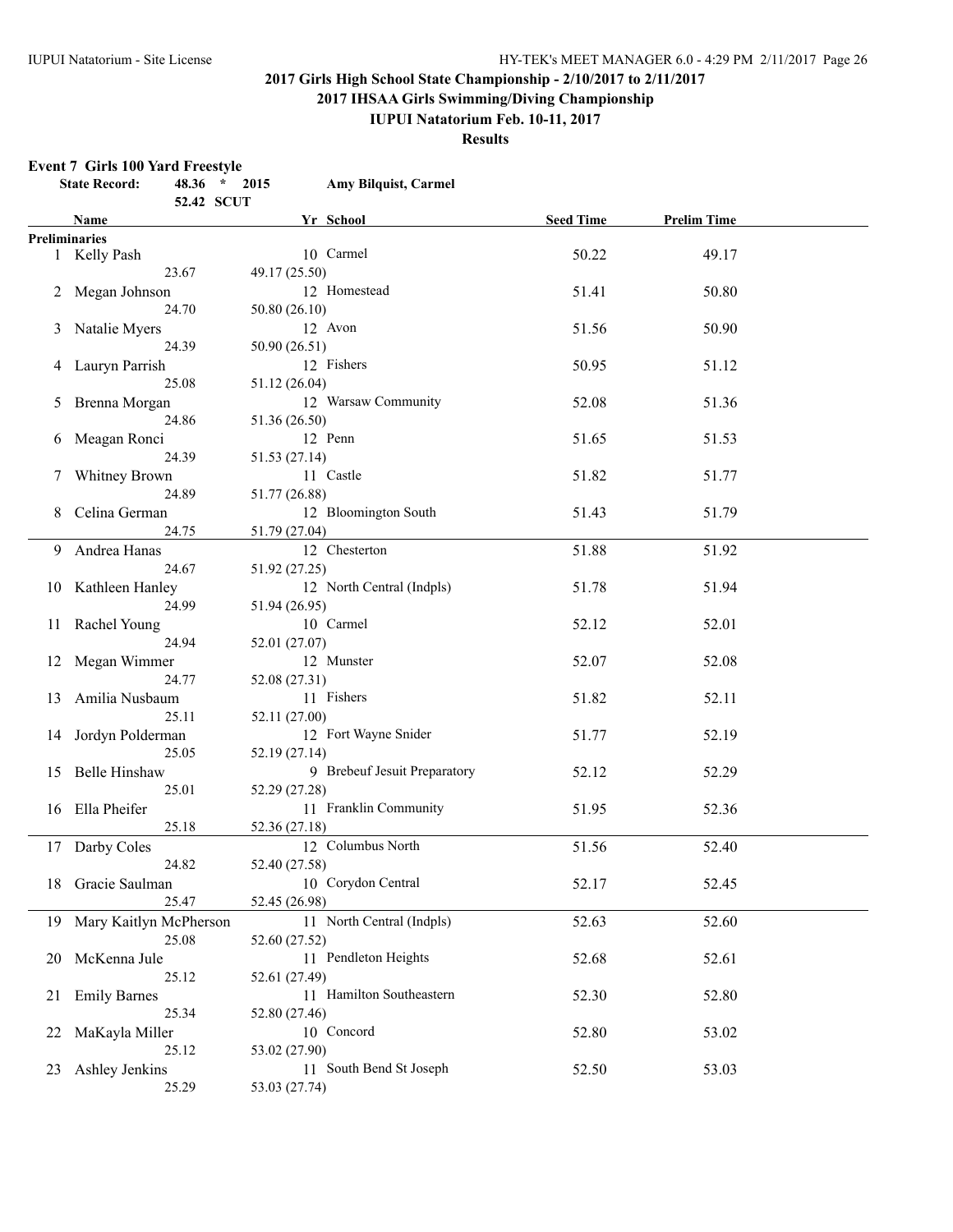## 2017 Girls High School State Championship - 2/10/2017 to 2/11/2017

### 2017 IHSAA Girls Swimming/Diving Championship

### IUPUI Natatorium Feb. 10-11, 2017

### Results

**Event 7 Girls 100 Yard Freestyle**

**State Record:** 48.36 * 2015 **Amy Bilquist, Carmel**

52.42 SCUT

| | Name | Yr | School | Seed Time | Prelim Time |
|---|---|---|---|---|---|
| **Preliminaries** | | | | | |
| 1 | Kelly Pash | 10 | Carmel | 50.22 | 49.17 |
| | 23.67 | | 49.17 (25.50) | | |
| 2 | Megan Johnson | 12 | Homestead | 51.41 | 50.80 |
| | 24.70 | | 50.80 (26.10) | | |
| 3 | Natalie Myers | 12 | Avon | 51.56 | 50.90 |
| | 24.39 | | 50.90 (26.51) | | |
| 4 | Lauryn Parrish | 12 | Fishers | 50.95 | 51.12 |
| | 25.08 | | 51.12 (26.04) | | |
| 5 | Brenna Morgan | 12 | Warsaw Community | 52.08 | 51.36 |
| | 24.86 | | 51.36 (26.50) | | |
| 6 | Meagan Ronci | 12 | Penn | 51.65 | 51.53 |
| | 24.39 | | 51.53 (27.14) | | |
| 7 | Whitney Brown | 11 | Castle | 51.82 | 51.77 |
| | 24.89 | | 51.77 (26.88) | | |
| 8 | Celina German | 12 | Bloomington South | 51.43 | 51.79 |
| | 24.75 | | 51.79 (27.04) | | |
| 9 | Andrea Hanas | 12 | Chesterton | 51.88 | 51.92 |
| | 24.67 | | 51.92 (27.25) | | |
| 10 | Kathleen Hanley | 12 | North Central (Indpls) | 51.78 | 51.94 |
| | 24.99 | | 51.94 (26.95) | | |
| 11 | Rachel Young | 10 | Carmel | 52.12 | 52.01 |
| | 24.94 | | 52.01 (27.07) | | |
| 12 | Megan Wimmer | 12 | Munster | 52.07 | 52.08 |
| | 24.77 | | 52.08 (27.31) | | |
| 13 | Amilia Nusbaum | 11 | Fishers | 51.82 | 52.11 |
| | 25.11 | | 52.11 (27.00) | | |
| 14 | Jordyn Polderman | 12 | Fort Wayne Snider | 51.77 | 52.19 |
| | 25.05 | | 52.19 (27.14) | | |
| 15 | Belle Hinshaw | 9 | Brebeuf Jesuit Preparatory | 52.12 | 52.29 |
| | 25.01 | | 52.29 (27.28) | | |
| 16 | Ella Pheifer | 11 | Franklin Community | 51.95 | 52.36 |
| | 25.18 | | 52.36 (27.18) | | |
| 17 | Darby Coles | 12 | Columbus North | 51.56 | 52.40 |
| | 24.82 | | 52.40 (27.58) | | |
| 18 | Gracie Saulman | 10 | Corydon Central | 52.17 | 52.45 |
| | 25.47 | | 52.45 (26.98) | | |
| 19 | Mary Kaitlyn McPherson | 11 | North Central (Indpls) | 52.63 | 52.60 |
| | 25.08 | | 52.60 (27.52) | | |
| 20 | McKenna Jule | 11 | Pendleton Heights | 52.68 | 52.61 |
| | 25.12 | | 52.61 (27.49) | | |
| 21 | Emily Barnes | 11 | Hamilton Southeastern | 52.30 | 52.80 |
| | 25.34 | | 52.80 (27.46) | | |
| 22 | MaKayla Miller | 10 | Concord | 52.80 | 53.02 |
| | 25.12 | | 53.02 (27.90) | | |
| 23 | Ashley Jenkins | 11 | South Bend St Joseph | 52.50 | 53.03 |
| | 25.29 | | 53.03 (27.74) | | |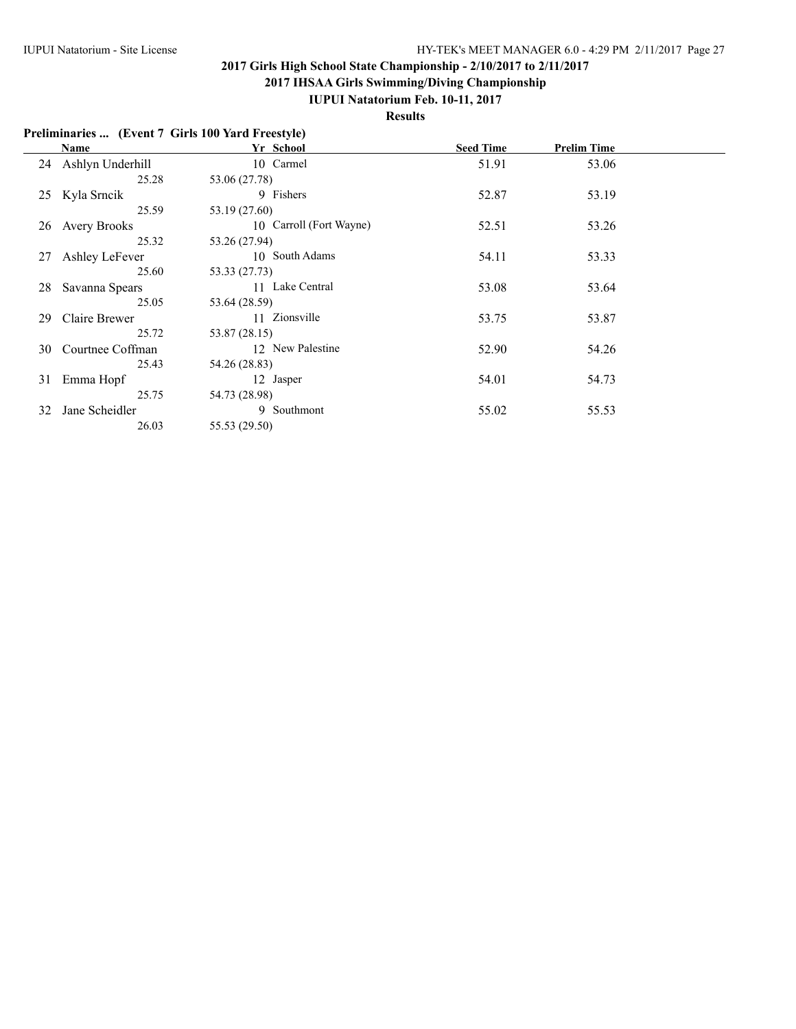**2017 Girls High School State Championship - 2/10/2017 to 2/11/2017**

**2017 IHSAA Girls Swimming/Diving Championship**

**IUPUI Natatorium Feb. 10-11, 2017**

**Results**

**Preliminaries ... (Event 7 Girls 100 Yard Freestyle)**

| | Name | Yr | School | Seed Time | Prelim Time |
|---|---|---|---|---|---|
| 24 | Ashlyn Underhill | 10 | Carmel | 51.91 | 53.06 |
| | 25.28 | 53.06 (27.78) | | | |
| 25 | Kyla Srncik | 9 | Fishers | 52.87 | 53.19 |
| | 25.59 | 53.19 (27.60) | | | |
| 26 | Avery Brooks | 10 | Carroll (Fort Wayne) | 52.51 | 53.26 |
| | 25.32 | 53.26 (27.94) | | | |
| 27 | Ashley LeFever | 10 | South Adams | 54.11 | 53.33 |
| | 25.60 | 53.33 (27.73) | | | |
| 28 | Savanna Spears | 11 | Lake Central | 53.08 | 53.64 |
| | 25.05 | 53.64 (28.59) | | | |
| 29 | Claire Brewer | 11 | Zionsville | 53.75 | 53.87 |
| | 25.72 | 53.87 (28.15) | | | |
| 30 | Courtnee Coffman | 12 | New Palestine | 52.90 | 54.26 |
| | 25.43 | 54.26 (28.83) | | | |
| 31 | Emma Hopf | 12 | Jasper | 54.01 | 54.73 |
| | 25.75 | 54.73 (28.98) | | | |
| 32 | Jane Scheidler | 9 | Southmont | 55.02 | 55.53 |
| | 26.03 | 55.53 (29.50) | | | |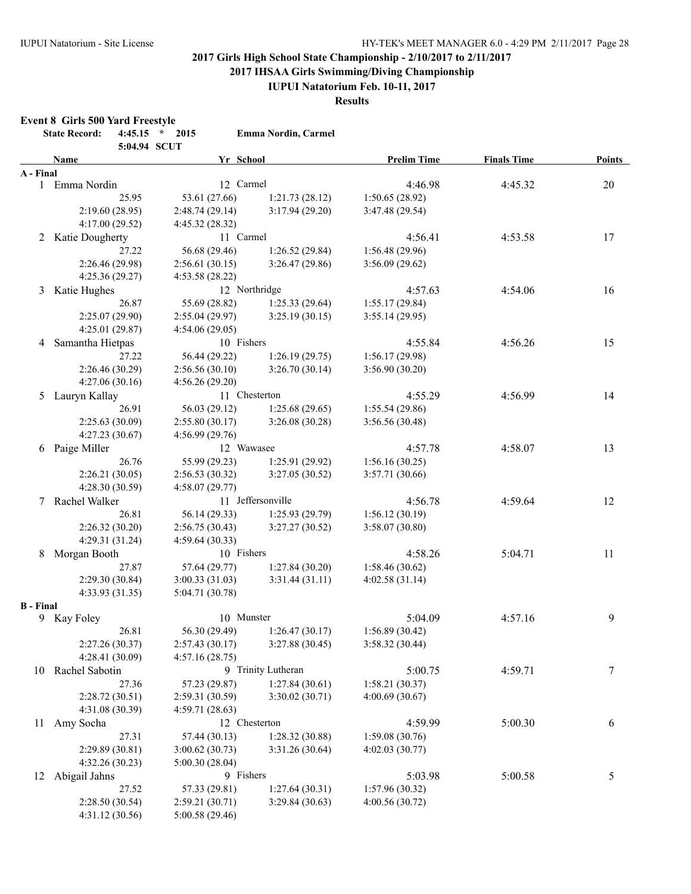## 2017 Girls High School State Championship - 2/10/2017 to 2/11/2017

## 2017 IHSAA Girls Swimming/Diving Championship

### IUPUI Natatorium Feb. 10-11, 2017

### Results

**Event 8 Girls 500 Yard Freestyle**

**State Record: 4:45.15 * 2015 Emma Nordin, Carmel**

**5:04.94 SCUT**

| Name | Yr | School | Prelim Time | Finals Time | Points |
|---|---|---|---|---|---|
| **A - Final** | | | | | |
| 1 Emma Nordin | 12 | Carmel | 4:46.98 | 4:45.32 | 20 |
| 25.95 | 53.61 (27.66) | 1:21.73 (28.12) | 1:50.65 (28.92) | | |
| 2:19.60 (28.95) | 2:48.74 (29.14) | 3:17.94 (29.20) | 3:47.48 (29.54) | | |
| 4:17.00 (29.52) | 4:45.32 (28.32) | | | | |
| 2 Katie Dougherty | 11 | Carmel | 4:56.41 | 4:53.58 | 17 |
| 27.22 | 56.68 (29.46) | 1:26.52 (29.84) | 1:56.48 (29.96) | | |
| 2:26.46 (29.98) | 2:56.61 (30.15) | 3:26.47 (29.86) | 3:56.09 (29.62) | | |
| 4:25.36 (29.27) | 4:53.58 (28.22) | | | | |
| 3 Katie Hughes | 12 | Northridge | 4:57.63 | 4:54.06 | 16 |
| 26.87 | 55.69 (28.82) | 1:25.33 (29.64) | 1:55.17 (29.84) | | |
| 2:25.07 (29.90) | 2:55.04 (29.97) | 3:25.19 (30.15) | 3:55.14 (29.95) | | |
| 4:25.01 (29.87) | 4:54.06 (29.05) | | | | |
| 4 Samantha Hietpas | 10 | Fishers | 4:55.84 | 4:56.26 | 15 |
| 27.22 | 56.44 (29.22) | 1:26.19 (29.75) | 1:56.17 (29.98) | | |
| 2:26.46 (30.29) | 2:56.56 (30.10) | 3:26.70 (30.14) | 3:56.90 (30.20) | | |
| 4:27.06 (30.16) | 4:56.26 (29.20) | | | | |
| 5 Lauryn Kallay | 11 | Chesterton | 4:55.29 | 4:56.99 | 14 |
| 26.91 | 56.03 (29.12) | 1:25.68 (29.65) | 1:55.54 (29.86) | | |
| 2:25.63 (30.09) | 2:55.80 (30.17) | 3:26.08 (30.28) | 3:56.56 (30.48) | | |
| 4:27.23 (30.67) | 4:56.99 (29.76) | | | | |
| 6 Paige Miller | 12 | Wawasee | 4:57.78 | 4:58.07 | 13 |
| 26.76 | 55.99 (29.23) | 1:25.91 (29.92) | 1:56.16 (30.25) | | |
| 2:26.21 (30.05) | 2:56.53 (30.32) | 3:27.05 (30.52) | 3:57.71 (30.66) | | |
| 4:28.30 (30.59) | 4:58.07 (29.77) | | | | |
| 7 Rachel Walker | 11 | Jeffersonville | 4:56.78 | 4:59.64 | 12 |
| 26.81 | 56.14 (29.33) | 1:25.93 (29.79) | 1:56.12 (30.19) | | |
| 2:26.32 (30.20) | 2:56.75 (30.43) | 3:27.27 (30.52) | 3:58.07 (30.80) | | |
| 4:29.31 (31.24) | 4:59.64 (30.33) | | | | |
| 8 Morgan Booth | 10 | Fishers | 4:58.26 | 5:04.71 | 11 |
| 27.87 | 57.64 (29.77) | 1:27.84 (30.20) | 1:58.46 (30.62) | | |
| 2:29.30 (30.84) | 3:00.33 (31.03) | 3:31.44 (31.11) | 4:02.58 (31.14) | | |
| 4:33.93 (31.35) | 5:04.71 (30.78) | | | | |
| **B - Final** | | | | | |
| 9 Kay Foley | 10 | Munster | 5:04.09 | 4:57.16 | 9 |
| 26.81 | 56.30 (29.49) | 1:26.47 (30.17) | 1:56.89 (30.42) | | |
| 2:27.26 (30.37) | 2:57.43 (30.17) | 3:27.88 (30.45) | 3:58.32 (30.44) | | |
| 4:28.41 (30.09) | 4:57.16 (28.75) | | | | |
| 10 Rachel Sabotin | 9 | Trinity Lutheran | 5:00.75 | 4:59.71 | 7 |
| 27.36 | 57.23 (29.87) | 1:27.84 (30.61) | 1:58.21 (30.37) | | |
| 2:28.72 (30.51) | 2:59.31 (30.59) | 3:30.02 (30.71) | 4:00.69 (30.67) | | |
| 4:31.08 (30.39) | 4:59.71 (28.63) | | | | |
| 11 Amy Socha | 12 | Chesterton | 4:59.99 | 5:00.30 | 6 |
| 27.31 | 57.44 (30.13) | 1:28.32 (30.88) | 1:59.08 (30.76) | | |
| 2:29.89 (30.81) | 3:00.62 (30.73) | 3:31.26 (30.64) | 4:02.03 (30.77) | | |
| 4:32.26 (30.23) | 5:00.30 (28.04) | | | | |
| 12 Abigail Jahns | 9 | Fishers | 5:03.98 | 5:00.58 | 5 |
| 27.52 | 57.33 (29.81) | 1:27.64 (30.31) | 1:57.96 (30.32) | | |
| 2:28.50 (30.54) | 2:59.21 (30.71) | 3:29.84 (30.63) | 4:00.56 (30.72) | | |
| 4:31.12 (30.56) | 5:00.58 (29.46) | | | | |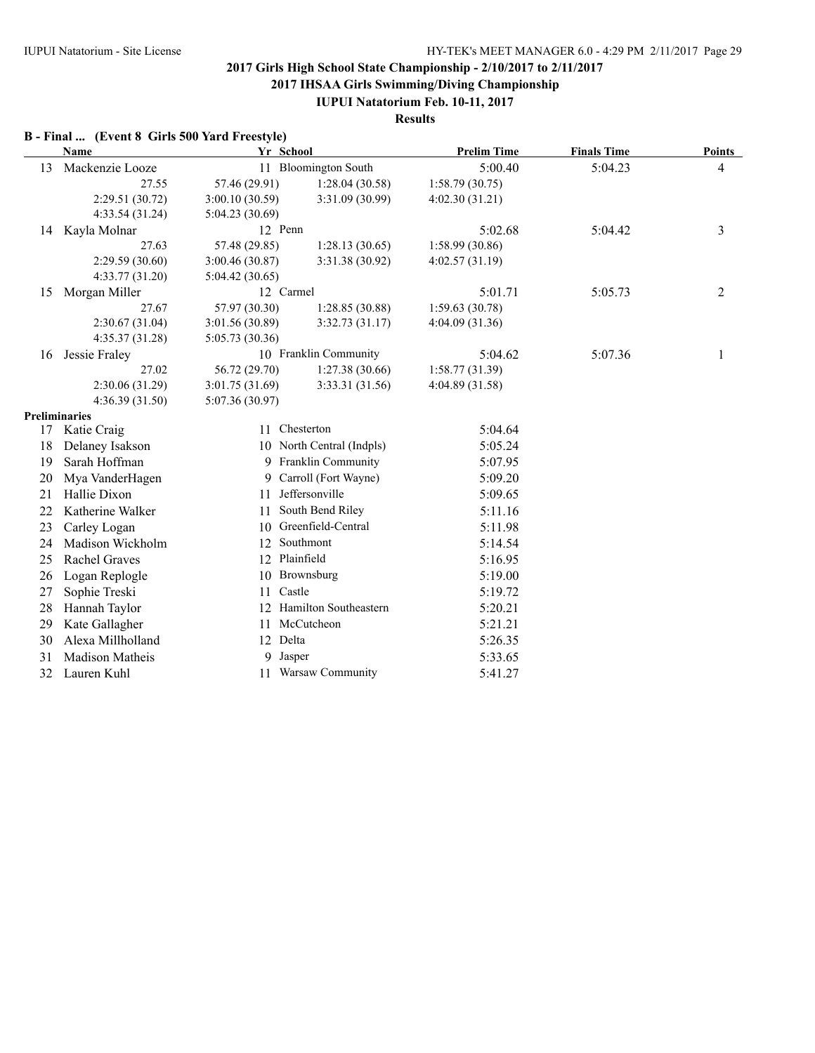## 2017 Girls High School State Championship - 2/10/2017 to 2/11/2017

### 2017 IHSAA Girls Swimming/Diving Championship

### IUPUI Natatorium Feb. 10-11, 2017

### Results

**B - Final ... (Event 8 Girls 500 Yard Freestyle)**

| | Name | Yr | School | Prelim Time | Finals Time | Points |
|---|---|---|---|---|---|---|
| 13 | Mackenzie Looze | 11 | Bloomington South | 5:00.40 | 5:04.23 | 4 |
| | 27.55 | 57.46 (29.91) | 1:28.04 (30.58) | 1:58.79 (30.75) | | |
| | 2:29.51 (30.72) | 3:00.10 (30.59) | 3:31.09 (30.99) | 4:02.30 (31.21) | | |
| | 4:33.54 (31.24) | 5:04.23 (30.69) | | | | |
| 14 | Kayla Molnar | 12 | Penn | 5:02.68 | 5:04.42 | 3 |
| | 27.63 | 57.48 (29.85) | 1:28.13 (30.65) | 1:58.99 (30.86) | | |
| | 2:29.59 (30.60) | 3:00.46 (30.87) | 3:31.38 (30.92) | 4:02.57 (31.19) | | |
| | 4:33.77 (31.20) | 5:04.42 (30.65) | | | | |
| 15 | Morgan Miller | 12 | Carmel | 5:01.71 | 5:05.73 | 2 |
| | 27.67 | 57.97 (30.30) | 1:28.85 (30.88) | 1:59.63 (30.78) | | |
| | 2:30.67 (31.04) | 3:01.56 (30.89) | 3:32.73 (31.17) | 4:04.09 (31.36) | | |
| | 4:35.37 (31.28) | 5:05.73 (30.36) | | | | |
| 16 | Jessie Fraley | 10 | Franklin Community | 5:04.62 | 5:07.36 | 1 |
| | 27.02 | 56.72 (29.70) | 1:27.38 (30.66) | 1:58.77 (31.39) | | |
| | 2:30.06 (31.29) | 3:01.75 (31.69) | 3:33.31 (31.56) | 4:04.89 (31.58) | | |
| | 4:36.39 (31.50) | 5:07.36 (30.97) | | | | |

**Preliminaries**

| | Name | Yr | School | Prelim Time |
|---|---|---|---|---|
| 17 | Katie Craig | 11 | Chesterton | 5:04.64 |
| 18 | Delaney Isakson | 10 | North Central (Indpls) | 5:05.24 |
| 19 | Sarah Hoffman | 9 | Franklin Community | 5:07.95 |
| 20 | Mya VanderHagen | 9 | Carroll (Fort Wayne) | 5:09.20 |
| 21 | Hallie Dixon | 11 | Jeffersonville | 5:09.65 |
| 22 | Katherine Walker | 11 | South Bend Riley | 5:11.16 |
| 23 | Carley Logan | 10 | Greenfield-Central | 5:11.98 |
| 24 | Madison Wickholm | 12 | Southmont | 5:14.54 |
| 25 | Rachel Graves | 12 | Plainfield | 5:16.95 |
| 26 | Logan Replogle | 10 | Brownsburg | 5:19.00 |
| 27 | Sophie Treski | 11 | Castle | 5:19.72 |
| 28 | Hannah Taylor | 12 | Hamilton Southeastern | 5:20.21 |
| 29 | Kate Gallagher | 11 | McCutcheon | 5:21.21 |
| 30 | Alexa Millholland | 12 | Delta | 5:26.35 |
| 31 | Madison Matheis | 9 | Jasper | 5:33.65 |
| 32 | Lauren Kuhl | 11 | Warsaw Community | 5:41.27 |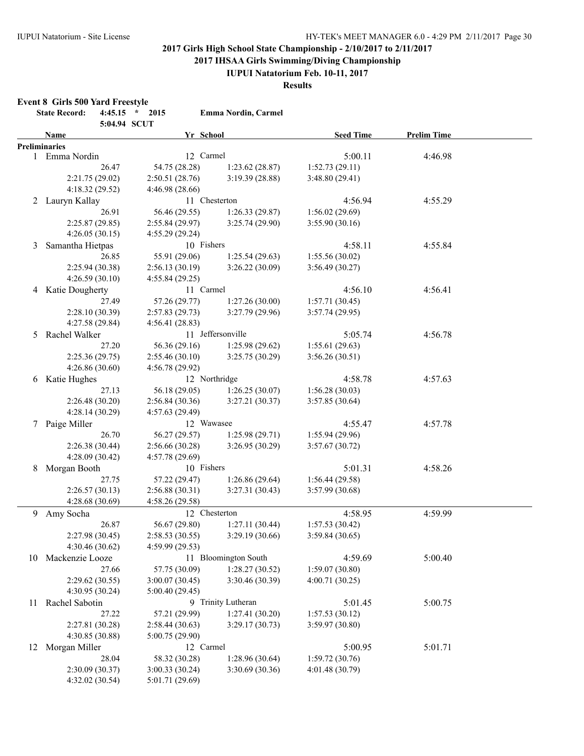# 2017 Girls High School State Championship - 2/10/2017 to 2/11/2017

## 2017 IHSAA Girls Swimming/Diving Championship

### IUPUI Natatorium Feb. 10-11, 2017

### Results

**Event 8 Girls 500 Yard Freestyle**

State Record: 4:45.15 * 2015 Emma Nordin, Carmel

5:04.94 SCUT

| | Name | Yr | School | Seed Time | Prelim Time |
|---|---|---|---|---|---|
| **Preliminaries** | | | | | |
| 1 | Emma Nordin | 12 | Carmel | 5:00.11 | 4:46.98 |
| | 26.47 | 54.75 (28.28) | 1:23.62 (28.87) | 1:52.73 (29.11) | |
| | 2:21.75 (29.02) | 2:50.51 (28.76) | 3:19.39 (28.88) | 3:48.80 (29.41) | |
| | 4:18.32 (29.52) | 4:46.98 (28.66) | | | |
| 2 | Lauryn Kallay | 11 | Chesterton | 4:56.94 | 4:55.29 |
| | 26.91 | 56.46 (29.55) | 1:26.33 (29.87) | 1:56.02 (29.69) | |
| | 2:25.87 (29.85) | 2:55.84 (29.97) | 3:25.74 (29.90) | 3:55.90 (30.16) | |
| | 4:26.05 (30.15) | 4:55.29 (29.24) | | | |
| 3 | Samantha Hietpas | 10 | Fishers | 4:58.11 | 4:55.84 |
| | 26.85 | 55.91 (29.06) | 1:25.54 (29.63) | 1:55.56 (30.02) | |
| | 2:25.94 (30.38) | 2:56.13 (30.19) | 3:26.22 (30.09) | 3:56.49 (30.27) | |
| | 4:26.59 (30.10) | 4:55.84 (29.25) | | | |
| 4 | Katie Dougherty | 11 | Carmel | 4:56.10 | 4:56.41 |
| | 27.49 | 57.26 (29.77) | 1:27.26 (30.00) | 1:57.71 (30.45) | |
| | 2:28.10 (30.39) | 2:57.83 (29.73) | 3:27.79 (29.96) | 3:57.74 (29.95) | |
| | 4:27.58 (29.84) | 4:56.41 (28.83) | | | |
| 5 | Rachel Walker | 11 | Jeffersonville | 5:05.74 | 4:56.78 |
| | 27.20 | 56.36 (29.16) | 1:25.98 (29.62) | 1:55.61 (29.63) | |
| | 2:25.36 (29.75) | 2:55.46 (30.10) | 3:25.75 (30.29) | 3:56.26 (30.51) | |
| | 4:26.86 (30.60) | 4:56.78 (29.92) | | | |
| 6 | Katie Hughes | 12 | Northridge | 4:58.78 | 4:57.63 |
| | 27.13 | 56.18 (29.05) | 1:26.25 (30.07) | 1:56.28 (30.03) | |
| | 2:26.48 (30.20) | 2:56.84 (30.36) | 3:27.21 (30.37) | 3:57.85 (30.64) | |
| | 4:28.14 (30.29) | 4:57.63 (29.49) | | | |
| 7 | Paige Miller | 12 | Wawasee | 4:55.47 | 4:57.78 |
| | 26.70 | 56.27 (29.57) | 1:25.98 (29.71) | 1:55.94 (29.96) | |
| | 2:26.38 (30.44) | 2:56.66 (30.28) | 3:26.95 (30.29) | 3:57.67 (30.72) | |
| | 4:28.09 (30.42) | 4:57.78 (29.69) | | | |
| 8 | Morgan Booth | 10 | Fishers | 5:01.31 | 4:58.26 |
| | 27.75 | 57.22 (29.47) | 1:26.86 (29.64) | 1:56.44 (29.58) | |
| | 2:26.57 (30.13) | 2:56.88 (30.31) | 3:27.31 (30.43) | 3:57.99 (30.68) | |
| | 4:28.68 (30.69) | 4:58.26 (29.58) | | | |
| 9 | Amy Socha | 12 | Chesterton | 4:58.95 | 4:59.99 |
| | 26.87 | 56.67 (29.80) | 1:27.11 (30.44) | 1:57.53 (30.42) | |
| | 2:27.98 (30.45) | 2:58.53 (30.55) | 3:29.19 (30.66) | 3:59.84 (30.65) | |
| | 4:30.46 (30.62) | 4:59.99 (29.53) | | | |
| 10 | Mackenzie Looze | 11 | Bloomington South | 4:59.69 | 5:00.40 |
| | 27.66 | 57.75 (30.09) | 1:28.27 (30.52) | 1:59.07 (30.80) | |
| | 2:29.62 (30.55) | 3:00.07 (30.45) | 3:30.46 (30.39) | 4:00.71 (30.25) | |
| | 4:30.95 (30.24) | 5:00.40 (29.45) | | | |
| 11 | Rachel Sabotin | 9 | Trinity Lutheran | 5:01.45 | 5:00.75 |
| | 27.22 | 57.21 (29.99) | 1:27.41 (30.20) | 1:57.53 (30.12) | |
| | 2:27.81 (30.28) | 2:58.44 (30.63) | 3:29.17 (30.73) | 3:59.97 (30.80) | |
| | 4:30.85 (30.88) | 5:00.75 (29.90) | | | |
| 12 | Morgan Miller | 12 | Carmel | 5:00.95 | 5:01.71 |
| | 28.04 | 58.32 (30.28) | 1:28.96 (30.64) | 1:59.72 (30.76) | |
| | 2:30.09 (30.37) | 3:00.33 (30.24) | 3:30.69 (30.36) | 4:01.48 (30.79) | |
| | 4:32.02 (30.54) | 5:01.71 (29.69) | | | |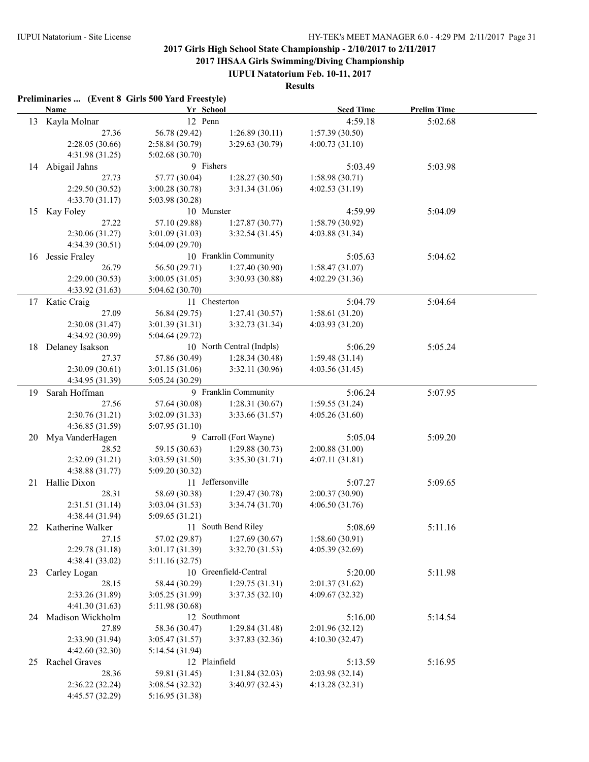# 2017 Girls High School State Championship - 2/10/2017 to 2/11/2017

## 2017 IHSAA Girls Swimming/Diving Championship

### IUPUI Natatorium Feb. 10-11, 2017

### Results

**Preliminaries ... (Event 8 Girls 500 Yard Freestyle)**

| | Name | Yr | School | Seed Time | Prelim Time |
|---|---|---|---|---|---|
| 13 | Kayla Molnar | 12 | Penn | 4:59.18 | 5:02.68 |
| | 27.36 | 56.78 (29.42) | 1:26.89 (30.11) | 1:57.39 (30.50) | |
| | 2:28.05 (30.66) | 2:58.84 (30.79) | 3:29.63 (30.79) | 4:00.73 (31.10) | |
| | 4:31.98 (31.25) | 5:02.68 (30.70) | | | |
| 14 | Abigail Jahns | 9 | Fishers | 5:03.49 | 5:03.98 |
| | 27.73 | 57.77 (30.04) | 1:28.27 (30.50) | 1:58.98 (30.71) | |
| | 2:29.50 (30.52) | 3:00.28 (30.78) | 3:31.34 (31.06) | 4:02.53 (31.19) | |
| | 4:33.70 (31.17) | 5:03.98 (30.28) | | | |
| 15 | Kay Foley | 10 | Munster | 4:59.99 | 5:04.09 |
| | 27.22 | 57.10 (29.88) | 1:27.87 (30.77) | 1:58.79 (30.92) | |
| | 2:30.06 (31.27) | 3:01.09 (31.03) | 3:32.54 (31.45) | 4:03.88 (31.34) | |
| | 4:34.39 (30.51) | 5:04.09 (29.70) | | | |
| 16 | Jessie Fraley | 10 | Franklin Community | 5:05.63 | 5:04.62 |
| | 26.79 | 56.50 (29.71) | 1:27.40 (30.90) | 1:58.47 (31.07) | |
| | 2:29.00 (30.53) | 3:00.05 (31.05) | 3:30.93 (30.88) | 4:02.29 (31.36) | |
| | 4:33.92 (31.63) | 5:04.62 (30.70) | | | |
| 17 | Katie Craig | 11 | Chesterton | 5:04.79 | 5:04.64 |
| | 27.09 | 56.84 (29.75) | 1:27.41 (30.57) | 1:58.61 (31.20) | |
| | 2:30.08 (31.47) | 3:01.39 (31.31) | 3:32.73 (31.34) | 4:03.93 (31.20) | |
| | 4:34.92 (30.99) | 5:04.64 (29.72) | | | |
| 18 | Delaney Isakson | 10 | North Central (Indpls) | 5:06.29 | 5:05.24 |
| | 27.37 | 57.86 (30.49) | 1:28.34 (30.48) | 1:59.48 (31.14) | |
| | 2:30.09 (30.61) | 3:01.15 (31.06) | 3:32.11 (30.96) | 4:03.56 (31.45) | |
| | 4:34.95 (31.39) | 5:05.24 (30.29) | | | |
| 19 | Sarah Hoffman | 9 | Franklin Community | 5:06.24 | 5:07.95 |
| | 27.56 | 57.64 (30.08) | 1:28.31 (30.67) | 1:59.55 (31.24) | |
| | 2:30.76 (31.21) | 3:02.09 (31.33) | 3:33.66 (31.57) | 4:05.26 (31.60) | |
| | 4:36.85 (31.59) | 5:07.95 (31.10) | | | |
| 20 | Mya VanderHagen | 9 | Carroll (Fort Wayne) | 5:05.04 | 5:09.20 |
| | 28.52 | 59.15 (30.63) | 1:29.88 (30.73) | 2:00.88 (31.00) | |
| | 2:32.09 (31.21) | 3:03.59 (31.50) | 3:35.30 (31.71) | 4:07.11 (31.81) | |
| | 4:38.88 (31.77) | 5:09.20 (30.32) | | | |
| 21 | Hallie Dixon | 11 | Jeffersonville | 5:07.27 | 5:09.65 |
| | 28.31 | 58.69 (30.38) | 1:29.47 (30.78) | 2:00.37 (30.90) | |
| | 2:31.51 (31.14) | 3:03.04 (31.53) | 3:34.74 (31.70) | 4:06.50 (31.76) | |
| | 4:38.44 (31.94) | 5:09.65 (31.21) | | | |
| 22 | Katherine Walker | 11 | South Bend Riley | 5:08.69 | 5:11.16 |
| | 27.15 | 57.02 (29.87) | 1:27.69 (30.67) | 1:58.60 (30.91) | |
| | 2:29.78 (31.18) | 3:01.17 (31.39) | 3:32.70 (31.53) | 4:05.39 (32.69) | |
| | 4:38.41 (33.02) | 5:11.16 (32.75) | | | |
| 23 | Carley Logan | 10 | Greenfield-Central | 5:20.00 | 5:11.98 |
| | 28.15 | 58.44 (30.29) | 1:29.75 (31.31) | 2:01.37 (31.62) | |
| | 2:33.26 (31.89) | 3:05.25 (31.99) | 3:37.35 (32.10) | 4:09.67 (32.32) | |
| | 4:41.30 (31.63) | 5:11.98 (30.68) | | | |
| 24 | Madison Wickholm | 12 | Southmont | 5:16.00 | 5:14.54 |
| | 27.89 | 58.36 (30.47) | 1:29.84 (31.48) | 2:01.96 (32.12) | |
| | 2:33.90 (31.94) | 3:05.47 (31.57) | 3:37.83 (32.36) | 4:10.30 (32.47) | |
| | 4:42.60 (32.30) | 5:14.54 (31.94) | | | |
| 25 | Rachel Graves | 12 | Plainfield | 5:13.59 | 5:16.95 |
| | 28.36 | 59.81 (31.45) | 1:31.84 (32.03) | 2:03.98 (32.14) | |
| | 2:36.22 (32.24) | 3:08.54 (32.32) | 3:40.97 (32.43) | 4:13.28 (32.31) | |
| | 4:45.57 (32.29) | 5:16.95 (31.38) | | | |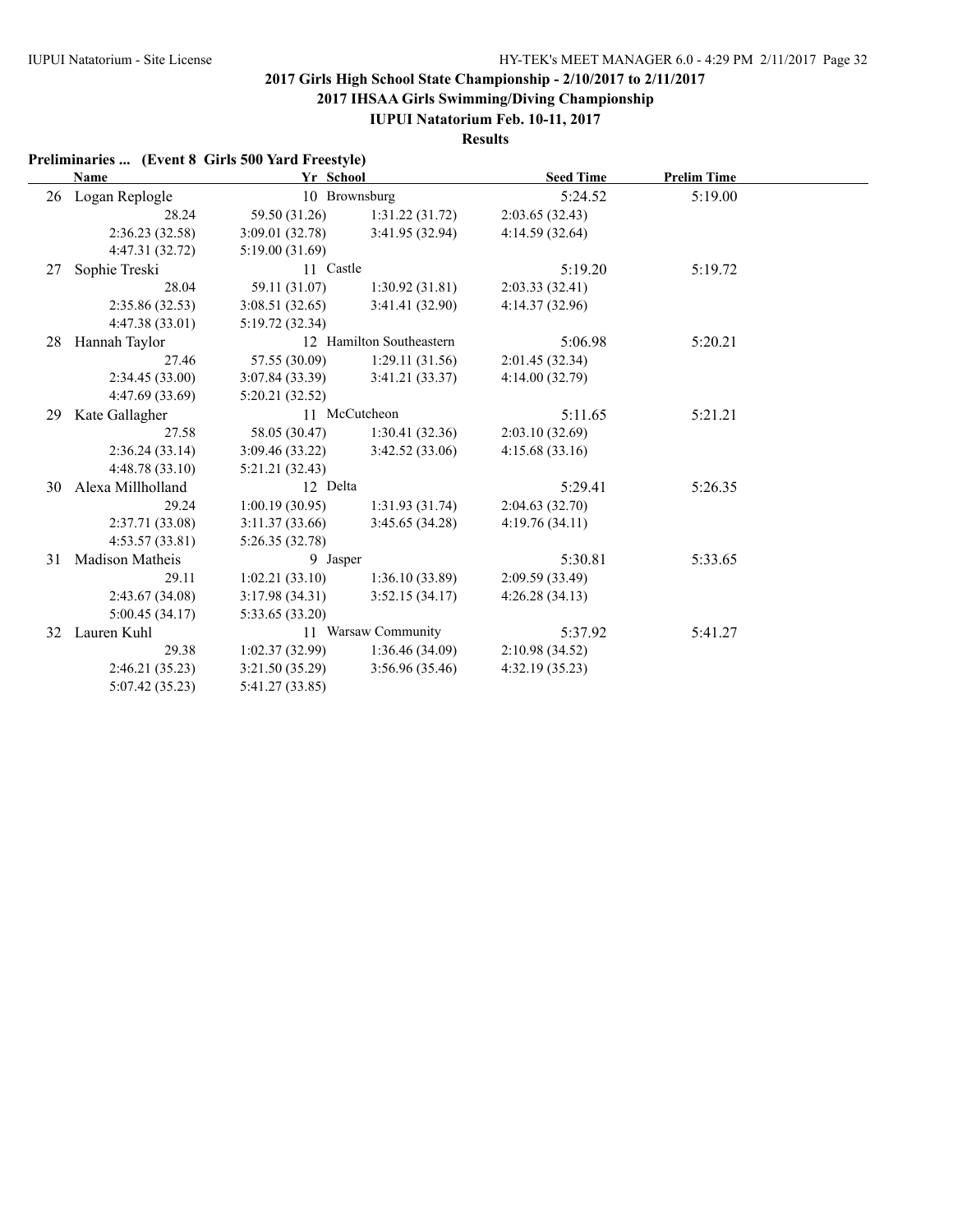## 2017 Girls High School State Championship - 2/10/2017 to 2/11/2017

### 2017 IHSAA Girls Swimming/Diving Championship

### IUPUI Natatorium Feb. 10-11, 2017

### Results

**Preliminaries ... (Event 8 Girls 500 Yard Freestyle)**

| | Name | Yr | School | Seed Time | Prelim Time |
|---|---|---|---|---|---|
| 26 | Logan Replogle | 10 | Brownsburg | 5:24.52 | 5:19.00 |
| | 28.24 | 59.50 (31.26) | 1:31.22 (31.72) | 2:03.65 (32.43) | |
| | 2:36.23 (32.58) | 3:09.01 (32.78) | 3:41.95 (32.94) | 4:14.59 (32.64) | |
| | 4:47.31 (32.72) | 5:19.00 (31.69) | | | |
| 27 | Sophie Treski | 11 | Castle | 5:19.20 | 5:19.72 |
| | 28.04 | 59.11 (31.07) | 1:30.92 (31.81) | 2:03.33 (32.41) | |
| | 2:35.86 (32.53) | 3:08.51 (32.65) | 3:41.41 (32.90) | 4:14.37 (32.96) | |
| | 4:47.38 (33.01) | 5:19.72 (32.34) | | | |
| 28 | Hannah Taylor | 12 | Hamilton Southeastern | 5:06.98 | 5:20.21 |
| | 27.46 | 57.55 (30.09) | 1:29.11 (31.56) | 2:01.45 (32.34) | |
| | 2:34.45 (33.00) | 3:07.84 (33.39) | 3:41.21 (33.37) | 4:14.00 (32.79) | |
| | 4:47.69 (33.69) | 5:20.21 (32.52) | | | |
| 29 | Kate Gallagher | 11 | McCutcheon | 5:11.65 | 5:21.21 |
| | 27.58 | 58.05 (30.47) | 1:30.41 (32.36) | 2:03.10 (32.69) | |
| | 2:36.24 (33.14) | 3:09.46 (33.22) | 3:42.52 (33.06) | 4:15.68 (33.16) | |
| | 4:48.78 (33.10) | 5:21.21 (32.43) | | | |
| 30 | Alexa Millholland | 12 | Delta | 5:29.41 | 5:26.35 |
| | 29.24 | 1:00.19 (30.95) | 1:31.93 (31.74) | 2:04.63 (32.70) | |
| | 2:37.71 (33.08) | 3:11.37 (33.66) | 3:45.65 (34.28) | 4:19.76 (34.11) | |
| | 4:53.57 (33.81) | 5:26.35 (32.78) | | | |
| 31 | Madison Matheis | 9 | Jasper | 5:30.81 | 5:33.65 |
| | 29.11 | 1:02.21 (33.10) | 1:36.10 (33.89) | 2:09.59 (33.49) | |
| | 2:43.67 (34.08) | 3:17.98 (34.31) | 3:52.15 (34.17) | 4:26.28 (34.13) | |
| | 5:00.45 (34.17) | 5:33.65 (33.20) | | | |
| 32 | Lauren Kuhl | 11 | Warsaw Community | 5:37.92 | 5:41.27 |
| | 29.38 | 1:02.37 (32.99) | 1:36.46 (34.09) | 2:10.98 (34.52) | |
| | 2:46.21 (35.23) | 3:21.50 (35.29) | 3:56.96 (35.46) | 4:32.19 (35.23) | |
| | 5:07.42 (35.23) | 5:41.27 (33.85) | | | |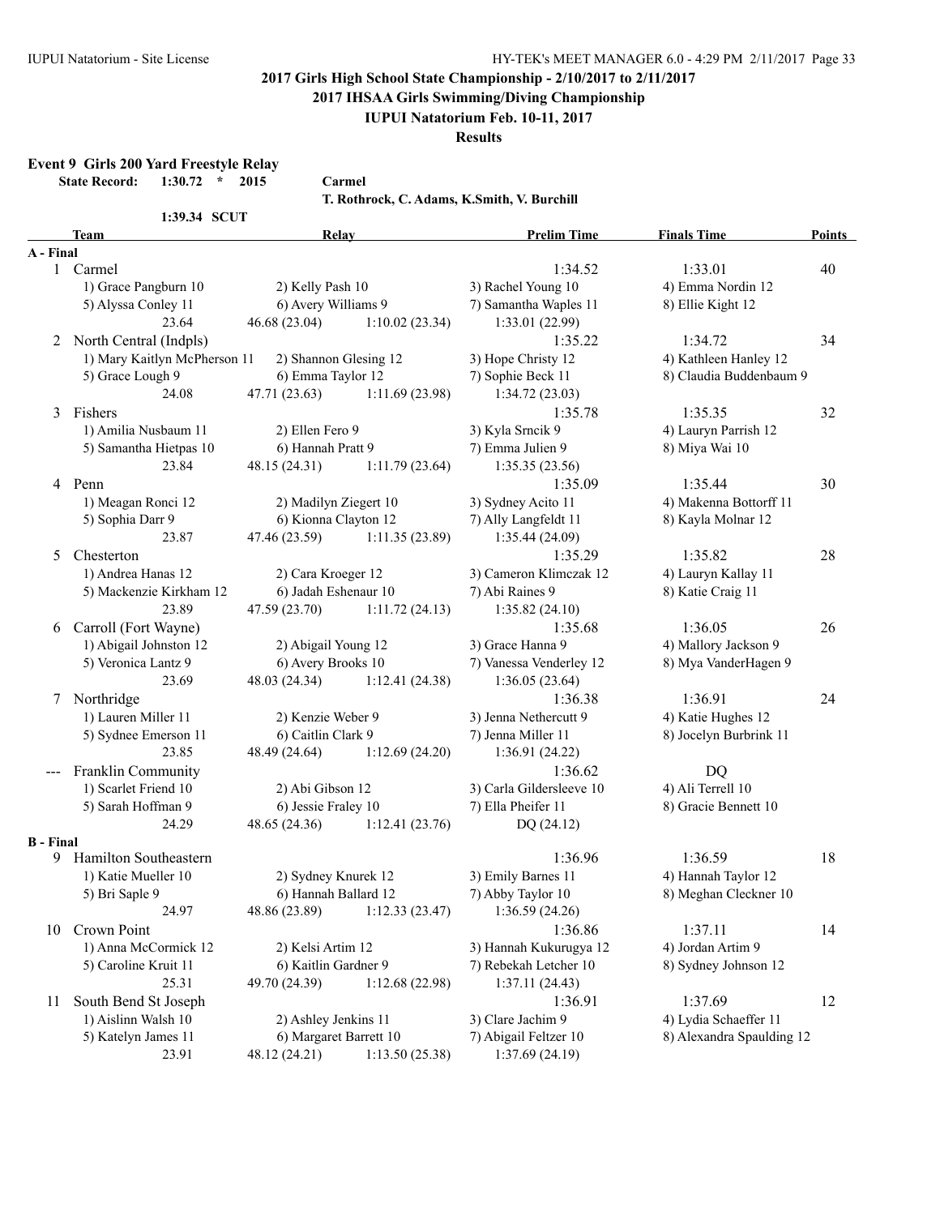## 2017 Girls High School State Championship - 2/10/2017 to 2/11/2017

## 2017 IHSAA Girls Swimming/Diving Championship

### IUPUI Natatorium Feb. 10-11, 2017

### Results

**Event 9 Girls 200 Yard Freestyle Relay**

State Record: 1:30.72 * 2015 Carmel — T. Rothrock, C. Adams, K.Smith, V. Burchill

1:39.34 SCUT

| | Team | Relay | | Prelim Time | Finals Time | Points |
|---|---|---|---|---|---|---|
| **A - Final** | | | | | | |
| 1 | Carmel | | | 1:34.52 | 1:33.01 | 40 |
| | 1) Grace Pangburn 10 | 2) Kelly Pash 10 | | 3) Rachel Young 10 | 4) Emma Nordin 12 | |
| | 5) Alyssa Conley 11 | 6) Avery Williams 9 | | 7) Samantha Waples 11 | 8) Ellie Kight 12 | |
| | 23.64 | 46.68 (23.04) | 1:10.02 (23.34) | 1:33.01 (22.99) | | |
| 2 | North Central (Indpls) | | | 1:35.22 | 1:34.72 | 34 |
| | 1) Mary Kaitlyn McPherson 11 | 2) Shannon Glesing 12 | | 3) Hope Christy 12 | 4) Kathleen Hanley 12 | |
| | 5) Grace Lough 9 | 6) Emma Taylor 12 | | 7) Sophie Beck 11 | 8) Claudia Buddenbaum 9 | |
| | 24.08 | 47.71 (23.63) | 1:11.69 (23.98) | 1:34.72 (23.03) | | |
| 3 | Fishers | | | 1:35.78 | 1:35.35 | 32 |
| | 1) Amilia Nusbaum 11 | 2) Ellen Fero 9 | | 3) Kyla Srncik 9 | 4) Lauryn Parrish 12 | |
| | 5) Samantha Hietpas 10 | 6) Hannah Pratt 9 | | 7) Emma Julien 9 | 8) Miya Wai 10 | |
| | 23.84 | 48.15 (24.31) | 1:11.79 (23.64) | 1:35.35 (23.56) | | |
| 4 | Penn | | | 1:35.09 | 1:35.44 | 30 |
| | 1) Meagan Ronci 12 | 2) Madilyn Ziegert 10 | | 3) Sydney Acito 11 | 4) Makenna Bottorff 11 | |
| | 5) Sophia Darr 9 | 6) Kionna Clayton 12 | | 7) Ally Langfeldt 11 | 8) Kayla Molnar 12 | |
| | 23.87 | 47.46 (23.59) | 1:11.35 (23.89) | 1:35.44 (24.09) | | |
| 5 | Chesterton | | | 1:35.29 | 1:35.82 | 28 |
| | 1) Andrea Hanas 12 | 2) Cara Kroeger 12 | | 3) Cameron Klimczak 12 | 4) Lauryn Kallay 11 | |
| | 5) Mackenzie Kirkham 12 | 6) Jadah Eshenaur 10 | | 7) Abi Raines 9 | 8) Katie Craig 11 | |
| | 23.89 | 47.59 (23.70) | 1:11.72 (24.13) | 1:35.82 (24.10) | | |
| 6 | Carroll (Fort Wayne) | | | 1:35.68 | 1:36.05 | 26 |
| | 1) Abigail Johnston 12 | 2) Abigail Young 12 | | 3) Grace Hanna 9 | 4) Mallory Jackson 9 | |
| | 5) Veronica Lantz 9 | 6) Avery Brooks 10 | | 7) Vanessa Venderley 12 | 8) Mya VanderHagen 9 | |
| | 23.69 | 48.03 (24.34) | 1:12.41 (24.38) | 1:36.05 (23.64) | | |
| 7 | Northridge | | | 1:36.38 | 1:36.91 | 24 |
| | 1) Lauren Miller 11 | 2) Kenzie Weber 9 | | 3) Jenna Nethercutt 9 | 4) Katie Hughes 12 | |
| | 5) Sydnee Emerson 11 | 6) Caitlin Clark 9 | | 7) Jenna Miller 11 | 8) Jocelyn Burbrink 11 | |
| | 23.85 | 48.49 (24.64) | 1:12.69 (24.20) | 1:36.91 (24.22) | | |
| --- | Franklin Community | | | 1:36.62 | DQ | |
| | 1) Scarlet Friend 10 | 2) Abi Gibson 12 | | 3) Carla Gildersleeve 10 | 4) Ali Terrell 10 | |
| | 5) Sarah Hoffman 9 | 6) Jessie Fraley 10 | | 7) Ella Pheifer 11 | 8) Gracie Bennett 10 | |
| | 24.29 | 48.65 (24.36) | 1:12.41 (23.76) | DQ (24.12) | | |
| **B - Final** | | | | | | |
| 9 | Hamilton Southeastern | | | 1:36.96 | 1:36.59 | 18 |
| | 1) Katie Mueller 10 | 2) Sydney Knurek 12 | | 3) Emily Barnes 11 | 4) Hannah Taylor 12 | |
| | 5) Bri Saple 9 | 6) Hannah Ballard 12 | | 7) Abby Taylor 10 | 8) Meghan Cleckner 10 | |
| | 24.97 | 48.86 (23.89) | 1:12.33 (23.47) | 1:36.59 (24.26) | | |
| 10 | Crown Point | | | 1:36.86 | 1:37.11 | 14 |
| | 1) Anna McCormick 12 | 2) Kelsi Artim 12 | | 3) Hannah Kukurugya 12 | 4) Jordan Artim 9 | |
| | 5) Caroline Kruit 11 | 6) Kaitlin Gardner 9 | | 7) Rebekah Letcher 10 | 8) Sydney Johnson 12 | |
| | 25.31 | 49.70 (24.39) | 1:12.68 (22.98) | 1:37.11 (24.43) | | |
| 11 | South Bend St Joseph | | | 1:36.91 | 1:37.69 | 12 |
| | 1) Aislinn Walsh 10 | 2) Ashley Jenkins 11 | | 3) Clare Jachim 9 | 4) Lydia Schaeffer 11 | |
| | 5) Katelyn James 11 | 6) Margaret Barrett 10 | | 7) Abigail Feltzer 10 | 8) Alexandra Spaulding 12 | |
| | 23.91 | 48.12 (24.21) | 1:13.50 (25.38) | 1:37.69 (24.19) | | |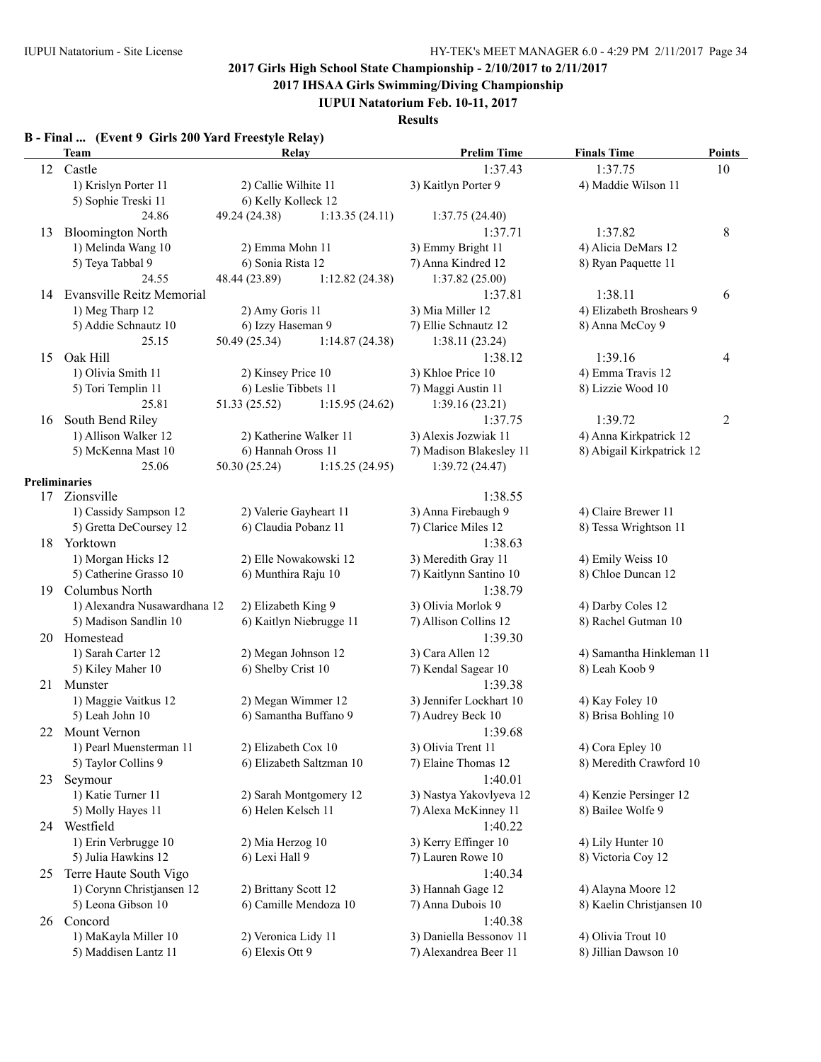**2017 Girls High School State Championship - 2/10/2017 to 2/11/2017**

**2017 IHSAA Girls Swimming/Diving Championship**

**IUPUI Natatorium Feb. 10-11, 2017**

**Results**

### B - Final ... (Event 9 Girls 200 Yard Freestyle Relay)

| | Team | Relay | | Prelim Time | Finals Time | Points |
|---|---|---|---|---|---|---|
| 12 | Castle | | | 1:37.43 | 1:37.75 | 10 |
| | 1) Krislyn Porter 11 | 2) Callie Wilhite 11 | | 3) Kaitlyn Porter 9 | 4) Maddie Wilson 11 | |
| | 5) Sophie Treski 11 | 6) Kelly Kolleck 12 | | | | |
| | 24.86 | 49.24 (24.38) | 1:13.35 (24.11) | 1:37.75 (24.40) | | |
| 13 | Bloomington North | | | 1:37.71 | 1:37.82 | 8 |
| | 1) Melinda Wang 10 | 2) Emma Mohn 11 | | 3) Emmy Bright 11 | 4) Alicia DeMars 12 | |
| | 5) Teya Tabbal 9 | 6) Sonia Rista 12 | | 7) Anna Kindred 12 | 8) Ryan Paquette 11 | |
| | 24.55 | 48.44 (23.89) | 1:12.82 (24.38) | 1:37.82 (25.00) | | |
| 14 | Evansville Reitz Memorial | | | 1:37.81 | 1:38.11 | 6 |
| | 1) Meg Tharp 12 | 2) Amy Goris 11 | | 3) Mia Miller 12 | 4) Elizabeth Broshears 9 | |
| | 5) Addie Schnautz 10 | 6) Izzy Haseman 9 | | 7) Ellie Schnautz 12 | 8) Anna McCoy 9 | |
| | 25.15 | 50.49 (25.34) | 1:14.87 (24.38) | 1:38.11 (23.24) | | |
| 15 | Oak Hill | | | 1:38.12 | 1:39.16 | 4 |
| | 1) Olivia Smith 11 | 2) Kinsey Price 10 | | 3) Khloe Price 10 | 4) Emma Travis 12 | |
| | 5) Tori Templin 11 | 6) Leslie Tibbets 11 | | 7) Maggi Austin 11 | 8) Lizzie Wood 10 | |
| | 25.81 | 51.33 (25.52) | 1:15.95 (24.62) | 1:39.16 (23.21) | | |
| 16 | South Bend Riley | | | 1:37.75 | 1:39.72 | 2 |
| | 1) Allison Walker 12 | 2) Katherine Walker 11 | | 3) Alexis Jozwiak 11 | 4) Anna Kirkpatrick 12 | |
| | 5) McKenna Mast 10 | 6) Hannah Oross 11 | | 7) Madison Blakesley 11 | 8) Abigail Kirkpatrick 12 | |
| | 25.06 | 50.30 (25.24) | 1:15.25 (24.95) | 1:39.72 (24.47) | | |

### Preliminaries

| | Team | Relay | Prelim Time | |
|---|---|---|---|---|
| 17 | Zionsville | | 1:38.55 | |
| | 1) Cassidy Sampson 12 | 2) Valerie Gayheart 11 | 3) Anna Firebaugh 9 | 4) Claire Brewer 11 |
| | 5) Gretta DeCoursey 12 | 6) Claudia Pobanz 11 | 7) Clarice Miles 12 | 8) Tessa Wrightson 11 |
| 18 | Yorktown | | 1:38.63 | |
| | 1) Morgan Hicks 12 | 2) Elle Nowakowski 12 | 3) Meredith Gray 11 | 4) Emily Weiss 10 |
| | 5) Catherine Grasso 10 | 6) Munthira Raju 10 | 7) Kaitlynn Santino 10 | 8) Chloe Duncan 12 |
| 19 | Columbus North | | 1:38.79 | |
| | 1) Alexandra Nusawardhana 12 | 2) Elizabeth King 9 | 3) Olivia Morlok 9 | 4) Darby Coles 12 |
| | 5) Madison Sandlin 10 | 6) Kaitlyn Niebrugge 11 | 7) Allison Collins 12 | 8) Rachel Gutman 10 |
| 20 | Homestead | | 1:39.30 | |
| | 1) Sarah Carter 12 | 2) Megan Johnson 12 | 3) Cara Allen 12 | 4) Samantha Hinkleman 11 |
| | 5) Kiley Maher 10 | 6) Shelby Crist 10 | 7) Kendal Sagear 10 | 8) Leah Koob 9 |
| 21 | Munster | | 1:39.38 | |
| | 1) Maggie Vaitkus 12 | 2) Megan Wimmer 12 | 3) Jennifer Lockhart 10 | 4) Kay Foley 10 |
| | 5) Leah John 10 | 6) Samantha Buffano 9 | 7) Audrey Beck 10 | 8) Brisa Bohling 10 |
| 22 | Mount Vernon | | 1:39.68 | |
| | 1) Pearl Muensterman 11 | 2) Elizabeth Cox 10 | 3) Olivia Trent 11 | 4) Cora Epley 10 |
| | 5) Taylor Collins 9 | 6) Elizabeth Saltzman 10 | 7) Elaine Thomas 12 | 8) Meredith Crawford 10 |
| 23 | Seymour | | 1:40.01 | |
| | 1) Katie Turner 11 | 2) Sarah Montgomery 12 | 3) Nastya Yakovlyeva 12 | 4) Kenzie Persinger 12 |
| | 5) Molly Hayes 11 | 6) Helen Kelsch 11 | 7) Alexa McKinney 11 | 8) Bailee Wolfe 9 |
| 24 | Westfield | | 1:40.22 | |
| | 1) Erin Verbrugge 10 | 2) Mia Herzog 10 | 3) Kerry Effinger 10 | 4) Lily Hunter 10 |
| | 5) Julia Hawkins 12 | 6) Lexi Hall 9 | 7) Lauren Rowe 10 | 8) Victoria Coy 12 |
| 25 | Terre Haute South Vigo | | 1:40.34 | |
| | 1) Corynn Christjansen 12 | 2) Brittany Scott 12 | 3) Hannah Gage 12 | 4) Alayna Moore 12 |
| | 5) Leona Gibson 10 | 6) Camille Mendoza 10 | 7) Anna Dubois 10 | 8) Kaelin Christjansen 10 |
| 26 | Concord | | 1:40.38 | |
| | 1) MaKayla Miller 10 | 2) Veronica Lidy 11 | 3) Daniella Bessonov 11 | 4) Olivia Trout 10 |
| | 5) Maddisen Lantz 11 | 6) Elexis Ott 9 | 7) Alexandrea Beer 11 | 8) Jillian Dawson 10 |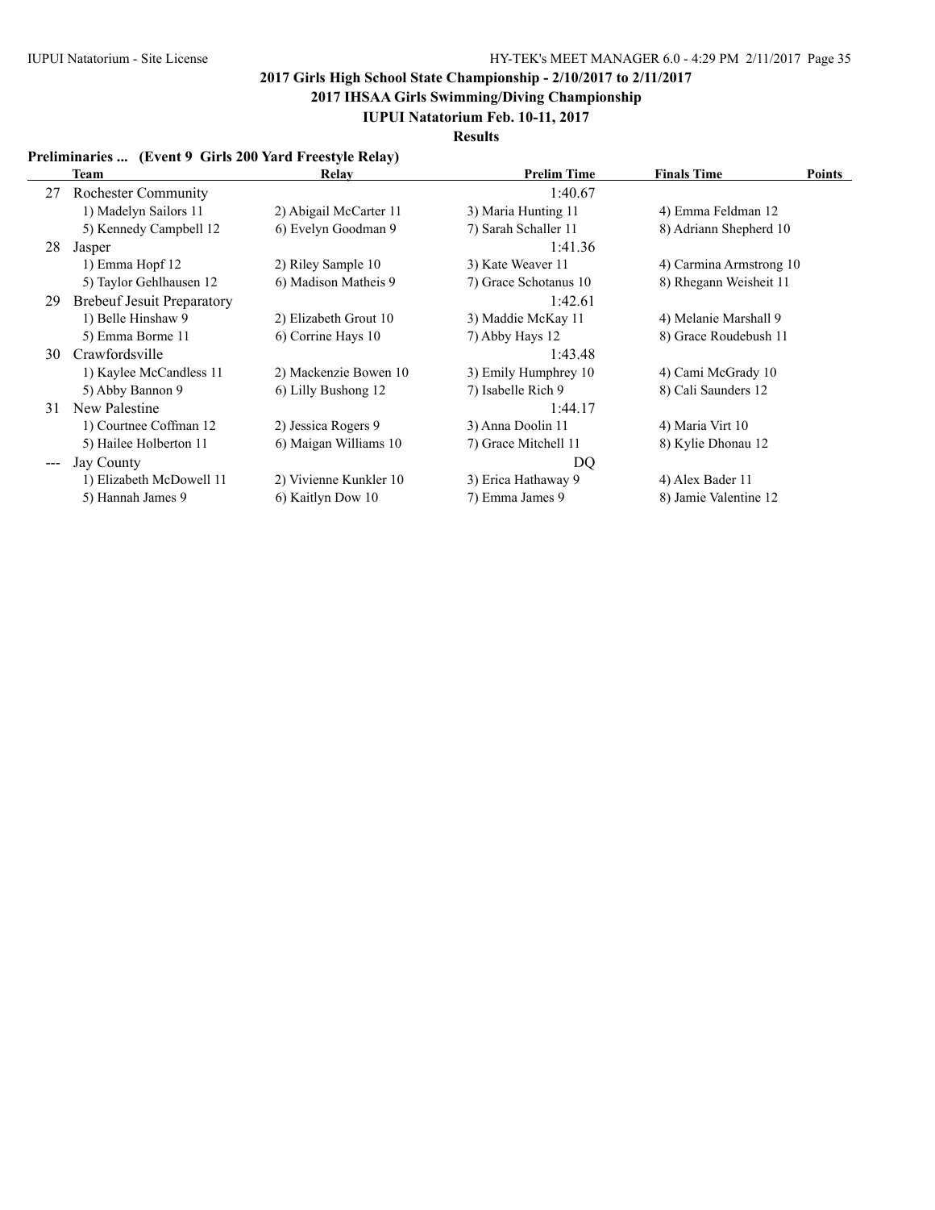## 2017 Girls High School State Championship - 2/10/2017 to 2/11/2017

## 2017 IHSAA Girls Swimming/Diving Championship

### IUPUI Natatorium Feb. 10-11, 2017

### Results

**Preliminaries ... (Event 9 Girls 200 Yard Freestyle Relay)**

| | Team | Relay | Prelim Time | Finals Time | Points |
|---|---|---|---|---|---|
| 27 | Rochester Community | | 1:40.67 | | |
| | 1) Madelyn Sailors 11 | 2) Abigail McCarter 11 | 3) Maria Hunting 11 | 4) Emma Feldman 12 | |
| | 5) Kennedy Campbell 12 | 6) Evelyn Goodman 9 | 7) Sarah Schaller 11 | 8) Adriann Shepherd 10 | |
| 28 | Jasper | | 1:41.36 | | |
| | 1) Emma Hopf 12 | 2) Riley Sample 10 | 3) Kate Weaver 11 | 4) Carmina Armstrong 10 | |
| | 5) Taylor Gehlhausen 12 | 6) Madison Matheis 9 | 7) Grace Schotanus 10 | 8) Rhegann Weisheit 11 | |
| 29 | Brebeuf Jesuit Preparatory | | 1:42.61 | | |
| | 1) Belle Hinshaw 9 | 2) Elizabeth Grout 10 | 3) Maddie McKay 11 | 4) Melanie Marshall 9 | |
| | 5) Emma Borme 11 | 6) Corrine Hays 10 | 7) Abby Hays 12 | 8) Grace Roudebush 11 | |
| 30 | Crawfordsville | | 1:43.48 | | |
| | 1) Kaylee McCandless 11 | 2) Mackenzie Bowen 10 | 3) Emily Humphrey 10 | 4) Cami McGrady 10 | |
| | 5) Abby Bannon 9 | 6) Lilly Bushong 12 | 7) Isabelle Rich 9 | 8) Cali Saunders 12 | |
| 31 | New Palestine | | 1:44.17 | | |
| | 1) Courtnee Coffman 12 | 2) Jessica Rogers 9 | 3) Anna Doolin 11 | 4) Maria Virt 10 | |
| | 5) Hailee Holberton 11 | 6) Maigan Williams 10 | 7) Grace Mitchell 11 | 8) Kylie Dhonau 12 | |
| --- | Jay County | | DQ | | |
| | 1) Elizabeth McDowell 11 | 2) Vivienne Kunkler 10 | 3) Erica Hathaway 9 | 4) Alex Bader 11 | |
| | 5) Hannah James 9 | 6) Kaitlyn Dow 10 | 7) Emma James 9 | 8) Jamie Valentine 12 | |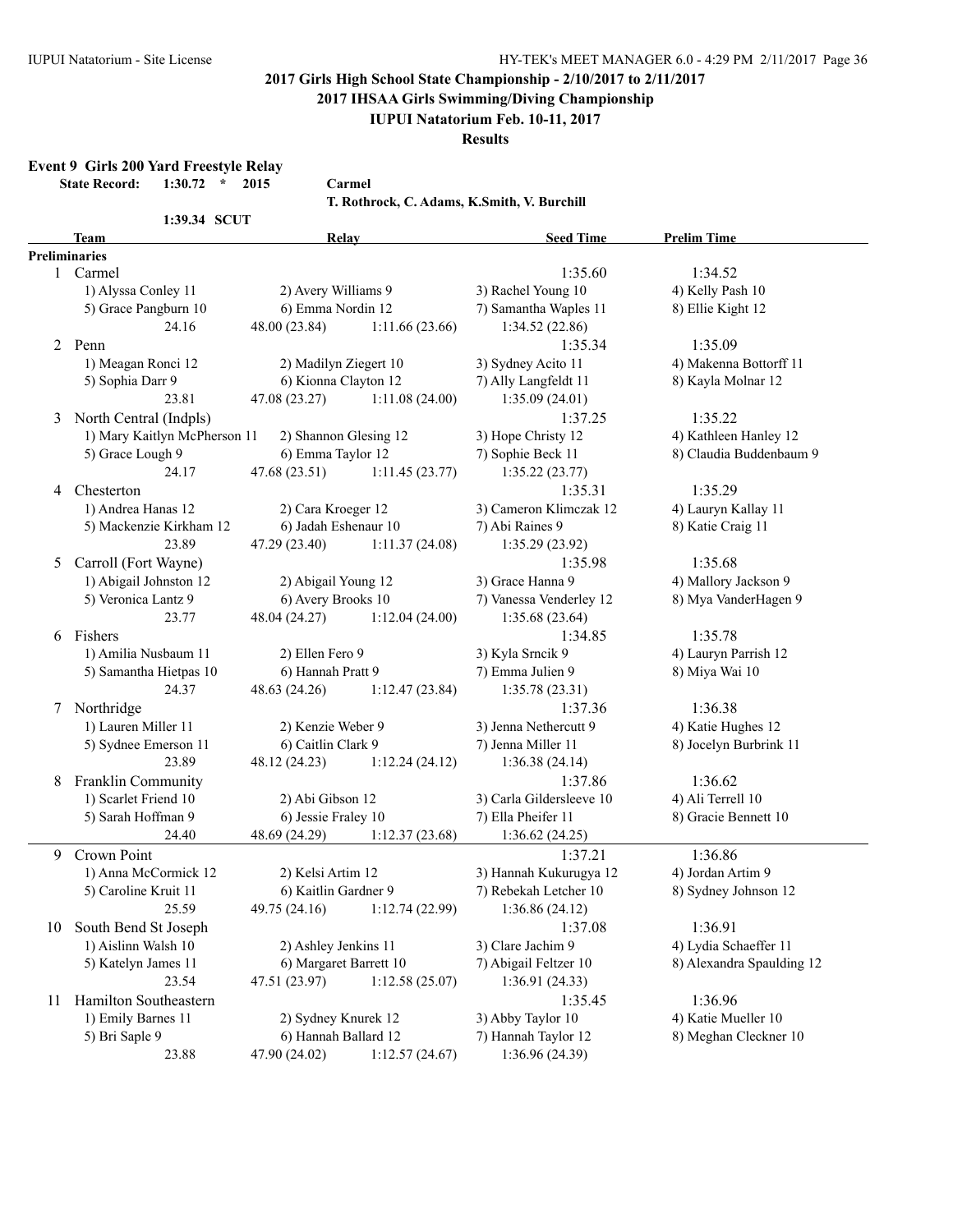## 2017 Girls High School State Championship - 2/10/2017 to 2/11/2017

### 2017 IHSAA Girls Swimming/Diving Championship

### IUPUI Natatorium Feb. 10-11, 2017

### Results

**Event 9 Girls 200 Yard Freestyle Relay**

**State Record: 1:30.72 * 2015 Carmel**
**T. Rothrock, C. Adams, K.Smith, V. Burchill**

**1:39.34 SCUT**

| | Team | Relay | | Seed Time | Prelim Time |
|---|---|---|---|---|---|
| **Preliminaries** | | | | | |
| 1 | Carmel | | | 1:35.60 | 1:34.52 |
| | 1) Alyssa Conley 11 | 2) Avery Williams 9 | | 3) Rachel Young 10 | 4) Kelly Pash 10 |
| | 5) Grace Pangburn 10 | 6) Emma Nordin 12 | | 7) Samantha Waples 11 | 8) Ellie Kight 12 |
| | 24.16 | 48.00 (23.84) | 1:11.66 (23.66) | 1:34.52 (22.86) | |
| 2 | Penn | | | 1:35.34 | 1:35.09 |
| | 1) Meagan Ronci 12 | 2) Madilyn Ziegert 10 | | 3) Sydney Acito 11 | 4) Makenna Bottorff 11 |
| | 5) Sophia Darr 9 | 6) Kionna Clayton 12 | | 7) Ally Langfeldt 11 | 8) Kayla Molnar 12 |
| | 23.81 | 47.08 (23.27) | 1:11.08 (24.00) | 1:35.09 (24.01) | |
| 3 | North Central (Indpls) | | | 1:37.25 | 1:35.22 |
| | 1) Mary Kaitlyn McPherson 11 | 2) Shannon Glesing 12 | | 3) Hope Christy 12 | 4) Kathleen Hanley 12 |
| | 5) Grace Lough 9 | 6) Emma Taylor 12 | | 7) Sophie Beck 11 | 8) Claudia Buddenbaum 9 |
| | 24.17 | 47.68 (23.51) | 1:11.45 (23.77) | 1:35.22 (23.77) | |
| 4 | Chesterton | | | 1:35.31 | 1:35.29 |
| | 1) Andrea Hanas 12 | 2) Cara Kroeger 12 | | 3) Cameron Klimczak 12 | 4) Lauryn Kallay 11 |
| | 5) Mackenzie Kirkham 12 | 6) Jadah Eshenaur 10 | | 7) Abi Raines 9 | 8) Katie Craig 11 |
| | 23.89 | 47.29 (23.40) | 1:11.37 (24.08) | 1:35.29 (23.92) | |
| 5 | Carroll (Fort Wayne) | | | 1:35.98 | 1:35.68 |
| | 1) Abigail Johnston 12 | 2) Abigail Young 12 | | 3) Grace Hanna 9 | 4) Mallory Jackson 9 |
| | 5) Veronica Lantz 9 | 6) Avery Brooks 10 | | 7) Vanessa Venderley 12 | 8) Mya VanderHagen 9 |
| | 23.77 | 48.04 (24.27) | 1:12.04 (24.00) | 1:35.68 (23.64) | |
| 6 | Fishers | | | 1:34.85 | 1:35.78 |
| | 1) Amilia Nusbaum 11 | 2) Ellen Fero 9 | | 3) Kyla Srncik 9 | 4) Lauryn Parrish 12 |
| | 5) Samantha Hietpas 10 | 6) Hannah Pratt 9 | | 7) Emma Julien 9 | 8) Miya Wai 10 |
| | 24.37 | 48.63 (24.26) | 1:12.47 (23.84) | 1:35.78 (23.31) | |
| 7 | Northridge | | | 1:37.36 | 1:36.38 |
| | 1) Lauren Miller 11 | 2) Kenzie Weber 9 | | 3) Jenna Nethercutt 9 | 4) Katie Hughes 12 |
| | 5) Sydnee Emerson 11 | 6) Caitlin Clark 9 | | 7) Jenna Miller 11 | 8) Jocelyn Burbrink 11 |
| | 23.89 | 48.12 (24.23) | 1:12.24 (24.12) | 1:36.38 (24.14) | |
| 8 | Franklin Community | | | 1:37.86 | 1:36.62 |
| | 1) Scarlet Friend 10 | 2) Abi Gibson 12 | | 3) Carla Gildersleeve 10 | 4) Ali Terrell 10 |
| | 5) Sarah Hoffman 9 | 6) Jessie Fraley 10 | | 7) Ella Pheifer 11 | 8) Gracie Bennett 10 |
| | 24.40 | 48.69 (24.29) | 1:12.37 (23.68) | 1:36.62 (24.25) | |
| 9 | Crown Point | | | 1:37.21 | 1:36.86 |
| | 1) Anna McCormick 12 | 2) Kelsi Artim 12 | | 3) Hannah Kukurugya 12 | 4) Jordan Artim 9 |
| | 5) Caroline Kruit 11 | 6) Kaitlin Gardner 9 | | 7) Rebekah Letcher 10 | 8) Sydney Johnson 12 |
| | 25.59 | 49.75 (24.16) | 1:12.74 (22.99) | 1:36.86 (24.12) | |
| 10 | South Bend St Joseph | | | 1:37.08 | 1:36.91 |
| | 1) Aislinn Walsh 10 | 2) Ashley Jenkins 11 | | 3) Clare Jachim 9 | 4) Lydia Schaeffer 11 |
| | 5) Katelyn James 11 | 6) Margaret Barrett 10 | | 7) Abigail Feltzer 10 | 8) Alexandra Spaulding 12 |
| | 23.54 | 47.51 (23.97) | 1:12.58 (25.07) | 1:36.91 (24.33) | |
| 11 | Hamilton Southeastern | | | 1:35.45 | 1:36.96 |
| | 1) Emily Barnes 11 | 2) Sydney Knurek 12 | | 3) Abby Taylor 10 | 4) Katie Mueller 10 |
| | 5) Bri Saple 9 | 6) Hannah Ballard 12 | | 7) Hannah Taylor 12 | 8) Meghan Cleckner 10 |
| | 23.88 | 47.90 (24.02) | 1:12.57 (24.67) | 1:36.96 (24.39) | |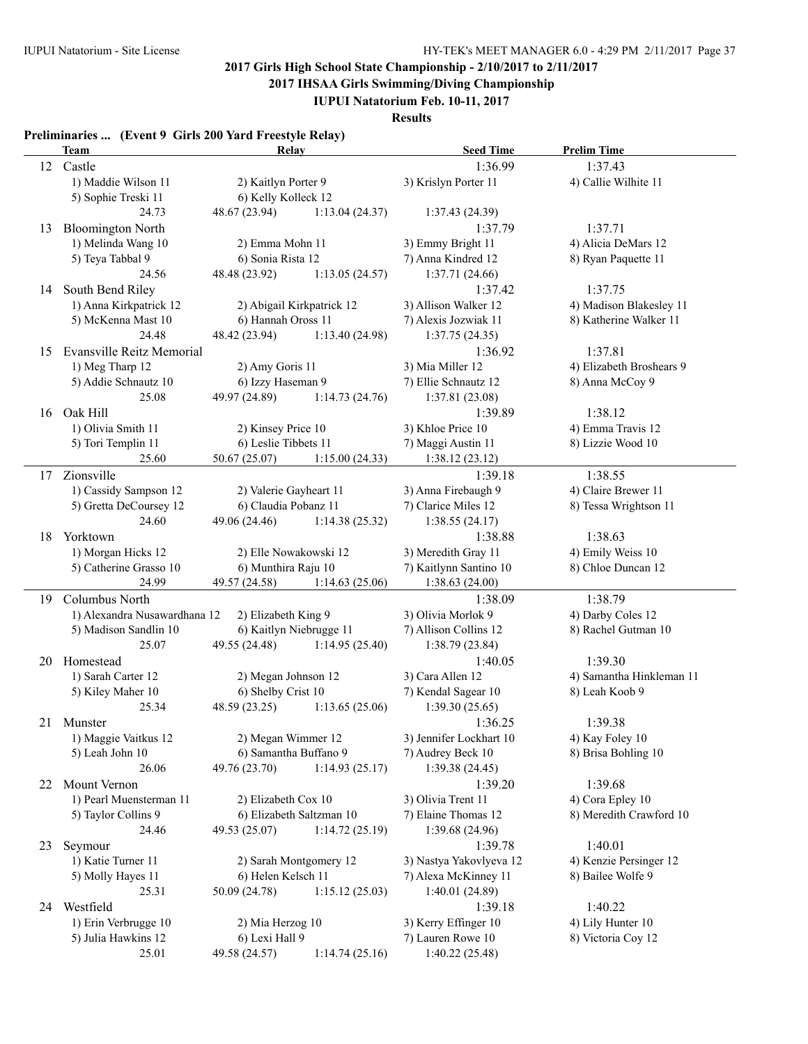# 2017 Girls High School State Championship - 2/10/2017 to 2/11/2017

## 2017 IHSAA Girls Swimming/Diving Championship

### IUPUI Natatorium Feb. 10-11, 2017

### Results

**Preliminaries ... (Event 9 Girls 200 Yard Freestyle Relay)**

| | Team | Relay | | Seed Time | Prelim Time |
|---|---|---|---|---|---|
| 12 | Castle | | | 1:36.99 | 1:37.43 |
| | 1) Maddie Wilson 11 | 2) Kaitlyn Porter 9 | | 3) Krislyn Porter 11 | 4) Callie Wilhite 11 |
| | 5) Sophie Treski 11 | 6) Kelly Kolleck 12 | | | |
| | 24.73 | 48.67 (23.94) | 1:13.04 (24.37) | 1:37.43 (24.39) | |
| 13 | Bloomington North | | | 1:37.79 | 1:37.71 |
| | 1) Melinda Wang 10 | 2) Emma Mohn 11 | | 3) Emmy Bright 11 | 4) Alicia DeMars 12 |
| | 5) Teya Tabbal 9 | 6) Sonia Rista 12 | | 7) Anna Kindred 12 | 8) Ryan Paquette 11 |
| | 24.56 | 48.48 (23.92) | 1:13.05 (24.57) | 1:37.71 (24.66) | |
| 14 | South Bend Riley | | | 1:37.42 | 1:37.75 |
| | 1) Anna Kirkpatrick 12 | 2) Abigail Kirkpatrick 12 | | 3) Allison Walker 12 | 4) Madison Blakesley 11 |
| | 5) McKenna Mast 10 | 6) Hannah Oross 11 | | 7) Alexis Jozwiak 11 | 8) Katherine Walker 11 |
| | 24.48 | 48.42 (23.94) | 1:13.40 (24.98) | 1:37.75 (24.35) | |
| 15 | Evansville Reitz Memorial | | | 1:36.92 | 1:37.81 |
| | 1) Meg Tharp 12 | 2) Amy Goris 11 | | 3) Mia Miller 12 | 4) Elizabeth Broshears 9 |
| | 5) Addie Schnautz 10 | 6) Izzy Haseman 9 | | 7) Ellie Schnautz 12 | 8) Anna McCoy 9 |
| | 25.08 | 49.97 (24.89) | 1:14.73 (24.76) | 1:37.81 (23.08) | |
| 16 | Oak Hill | | | 1:39.89 | 1:38.12 |
| | 1) Olivia Smith 11 | 2) Kinsey Price 10 | | 3) Khloe Price 10 | 4) Emma Travis 12 |
| | 5) Tori Templin 11 | 6) Leslie Tibbets 11 | | 7) Maggi Austin 11 | 8) Lizzie Wood 10 |
| | 25.60 | 50.67 (25.07) | 1:15.00 (24.33) | 1:38.12 (23.12) | |
| 17 | Zionsville | | | 1:39.18 | 1:38.55 |
| | 1) Cassidy Sampson 12 | 2) Valerie Gayheart 11 | | 3) Anna Firebaugh 9 | 4) Claire Brewer 11 |
| | 5) Gretta DeCoursey 12 | 6) Claudia Pobanz 11 | | 7) Clarice Miles 12 | 8) Tessa Wrightson 11 |
| | 24.60 | 49.06 (24.46) | 1:14.38 (25.32) | 1:38.55 (24.17) | |
| 18 | Yorktown | | | 1:38.88 | 1:38.63 |
| | 1) Morgan Hicks 12 | 2) Elle Nowakowski 12 | | 3) Meredith Gray 11 | 4) Emily Weiss 10 |
| | 5) Catherine Grasso 10 | 6) Munthira Raju 10 | | 7) Kaitlynn Santino 10 | 8) Chloe Duncan 12 |
| | 24.99 | 49.57 (24.58) | 1:14.63 (25.06) | 1:38.63 (24.00) | |
| 19 | Columbus North | | | 1:38.09 | 1:38.79 |
| | 1) Alexandra Nusawardhana 12 | 2) Elizabeth King 9 | | 3) Olivia Morlok 9 | 4) Darby Coles 12 |
| | 5) Madison Sandlin 10 | 6) Kaitlyn Niebrugge 11 | | 7) Allison Collins 12 | 8) Rachel Gutman 10 |
| | 25.07 | 49.55 (24.48) | 1:14.95 (25.40) | 1:38.79 (23.84) | |
| 20 | Homestead | | | 1:40.05 | 1:39.30 |
| | 1) Sarah Carter 12 | 2) Megan Johnson 12 | | 3) Cara Allen 12 | 4) Samantha Hinkleman 11 |
| | 5) Kiley Maher 10 | 6) Shelby Crist 10 | | 7) Kendal Sagear 10 | 8) Leah Koob 9 |
| | 25.34 | 48.59 (23.25) | 1:13.65 (25.06) | 1:39.30 (25.65) | |
| 21 | Munster | | | 1:36.25 | 1:39.38 |
| | 1) Maggie Vaitkus 12 | 2) Megan Wimmer 12 | | 3) Jennifer Lockhart 10 | 4) Kay Foley 10 |
| | 5) Leah John 10 | 6) Samantha Buffano 9 | | 7) Audrey Beck 10 | 8) Brisa Bohling 10 |
| | 26.06 | 49.76 (23.70) | 1:14.93 (25.17) | 1:39.38 (24.45) | |
| 22 | Mount Vernon | | | 1:39.20 | 1:39.68 |
| | 1) Pearl Muensterman 11 | 2) Elizabeth Cox 10 | | 3) Olivia Trent 11 | 4) Cora Epley 10 |
| | 5) Taylor Collins 9 | 6) Elizabeth Saltzman 10 | | 7) Elaine Thomas 12 | 8) Meredith Crawford 10 |
| | 24.46 | 49.53 (25.07) | 1:14.72 (25.19) | 1:39.68 (24.96) | |
| 23 | Seymour | | | 1:39.78 | 1:40.01 |
| | 1) Katie Turner 11 | 2) Sarah Montgomery 12 | | 3) Nastya Yakovlyeva 12 | 4) Kenzie Persinger 12 |
| | 5) Molly Hayes 11 | 6) Helen Kelsch 11 | | 7) Alexa McKinney 11 | 8) Bailee Wolfe 9 |
| | 25.31 | 50.09 (24.78) | 1:15.12 (25.03) | 1:40.01 (24.89) | |
| 24 | Westfield | | | 1:39.18 | 1:40.22 |
| | 1) Erin Verbrugge 10 | 2) Mia Herzog 10 | | 3) Kerry Effinger 10 | 4) Lily Hunter 10 |
| | 5) Julia Hawkins 12 | 6) Lexi Hall 9 | | 7) Lauren Rowe 10 | 8) Victoria Coy 12 |
| | 25.01 | 49.58 (24.57) | 1:14.74 (25.16) | 1:40.22 (25.48) | |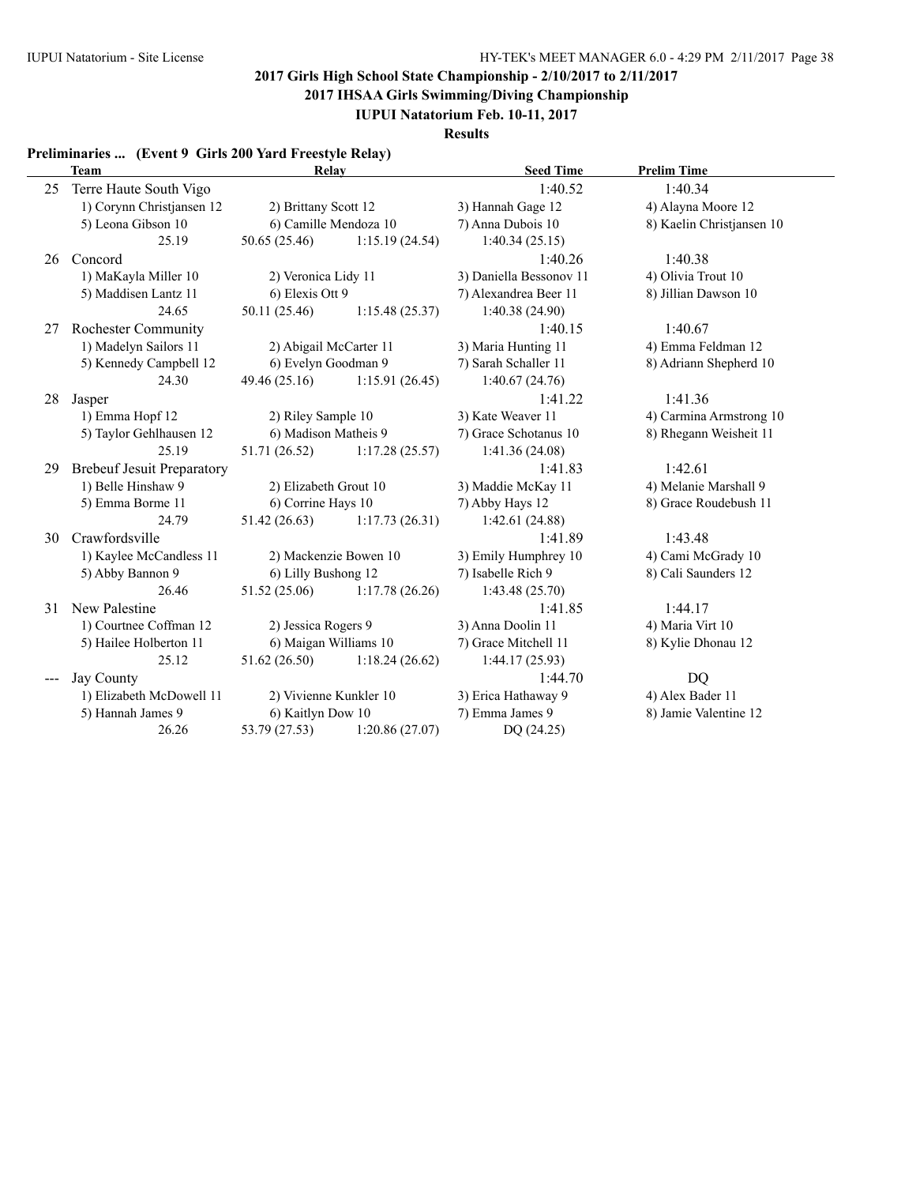**2017 Girls High School State Championship - 2/10/2017 to 2/11/2017**

**2017 IHSAA Girls Swimming/Diving Championship**

**IUPUI Natatorium Feb. 10-11, 2017**

**Results**

### Preliminaries ... (Event 9 Girls 200 Yard Freestyle Relay)

| | Team | Relay | | Seed Time | Prelim Time |
|---|---|---|---|---|---|
| 25 | Terre Haute South Vigo | | | 1:40.52 | 1:40.34 |
| | 1) Corynn Christjansen 12 | 2) Brittany Scott 12 | | 3) Hannah Gage 12 | 4) Alayna Moore 12 |
| | 5) Leona Gibson 10 | 6) Camille Mendoza 10 | | 7) Anna Dubois 10 | 8) Kaelin Christjansen 10 |
| | 25.19 | 50.65 (25.46) | 1:15.19 (24.54) | 1:40.34 (25.15) | |
| 26 | Concord | | | 1:40.26 | 1:40.38 |
| | 1) MaKayla Miller 10 | 2) Veronica Lidy 11 | | 3) Daniella Bessonov 11 | 4) Olivia Trout 10 |
| | 5) Maddisen Lantz 11 | 6) Elexis Ott 9 | | 7) Alexandrea Beer 11 | 8) Jillian Dawson 10 |
| | 24.65 | 50.11 (25.46) | 1:15.48 (25.37) | 1:40.38 (24.90) | |
| 27 | Rochester Community | | | 1:40.15 | 1:40.67 |
| | 1) Madelyn Sailors 11 | 2) Abigail McCarter 11 | | 3) Maria Hunting 11 | 4) Emma Feldman 12 |
| | 5) Kennedy Campbell 12 | 6) Evelyn Goodman 9 | | 7) Sarah Schaller 11 | 8) Adriann Shepherd 10 |
| | 24.30 | 49.46 (25.16) | 1:15.91 (26.45) | 1:40.67 (24.76) | |
| 28 | Jasper | | | 1:41.22 | 1:41.36 |
| | 1) Emma Hopf 12 | 2) Riley Sample 10 | | 3) Kate Weaver 11 | 4) Carmina Armstrong 10 |
| | 5) Taylor Gehlhausen 12 | 6) Madison Matheis 9 | | 7) Grace Schotanus 10 | 8) Rheegann Weisheit 11 |
| | 25.19 | 51.71 (26.52) | 1:17.28 (25.57) | 1:41.36 (24.08) | |
| 29 | Brebeuf Jesuit Preparatory | | | 1:41.83 | 1:42.61 |
| | 1) Belle Hinshaw 9 | 2) Elizabeth Grout 10 | | 3) Maddie McKay 11 | 4) Melanie Marshall 9 |
| | 5) Emma Borme 11 | 6) Corrine Hays 10 | | 7) Abby Hays 12 | 8) Grace Roudebush 11 |
| | 24.79 | 51.42 (26.63) | 1:17.73 (26.31) | 1:42.61 (24.88) | |
| 30 | Crawfordsville | | | 1:41.89 | 1:43.48 |
| | 1) Kaylee McCandless 11 | 2) Mackenzie Bowen 10 | | 3) Emily Humphrey 10 | 4) Cami McGrady 10 |
| | 5) Abby Bannon 9 | 6) Lilly Bushong 12 | | 7) Isabelle Rich 9 | 8) Cali Saunders 12 |
| | 26.46 | 51.52 (25.06) | 1:17.78 (26.26) | 1:43.48 (25.70) | |
| 31 | New Palestine | | | 1:41.85 | 1:44.17 |
| | 1) Courtnee Coffman 12 | 2) Jessica Rogers 9 | | 3) Anna Doolin 11 | 4) Maria Virt 10 |
| | 5) Hailee Holberton 11 | 6) Maigan Williams 10 | | 7) Grace Mitchell 11 | 8) Kylie Dhonau 12 |
| | 25.12 | 51.62 (26.50) | 1:18.24 (26.62) | 1:44.17 (25.93) | |
| --- | Jay County | | | 1:44.70 | DQ |
| | 1) Elizabeth McDowell 11 | 2) Vivienne Kunkler 10 | | 3) Erica Hathaway 9 | 4) Alex Bader 11 |
| | 5) Hannah James 9 | 6) Kaitlyn Dow 10 | | 7) Emma James 9 | 8) Jamie Valentine 12 |
| | 26.26 | 53.79 (27.53) | 1:20.86 (27.07) | DQ (24.25) | |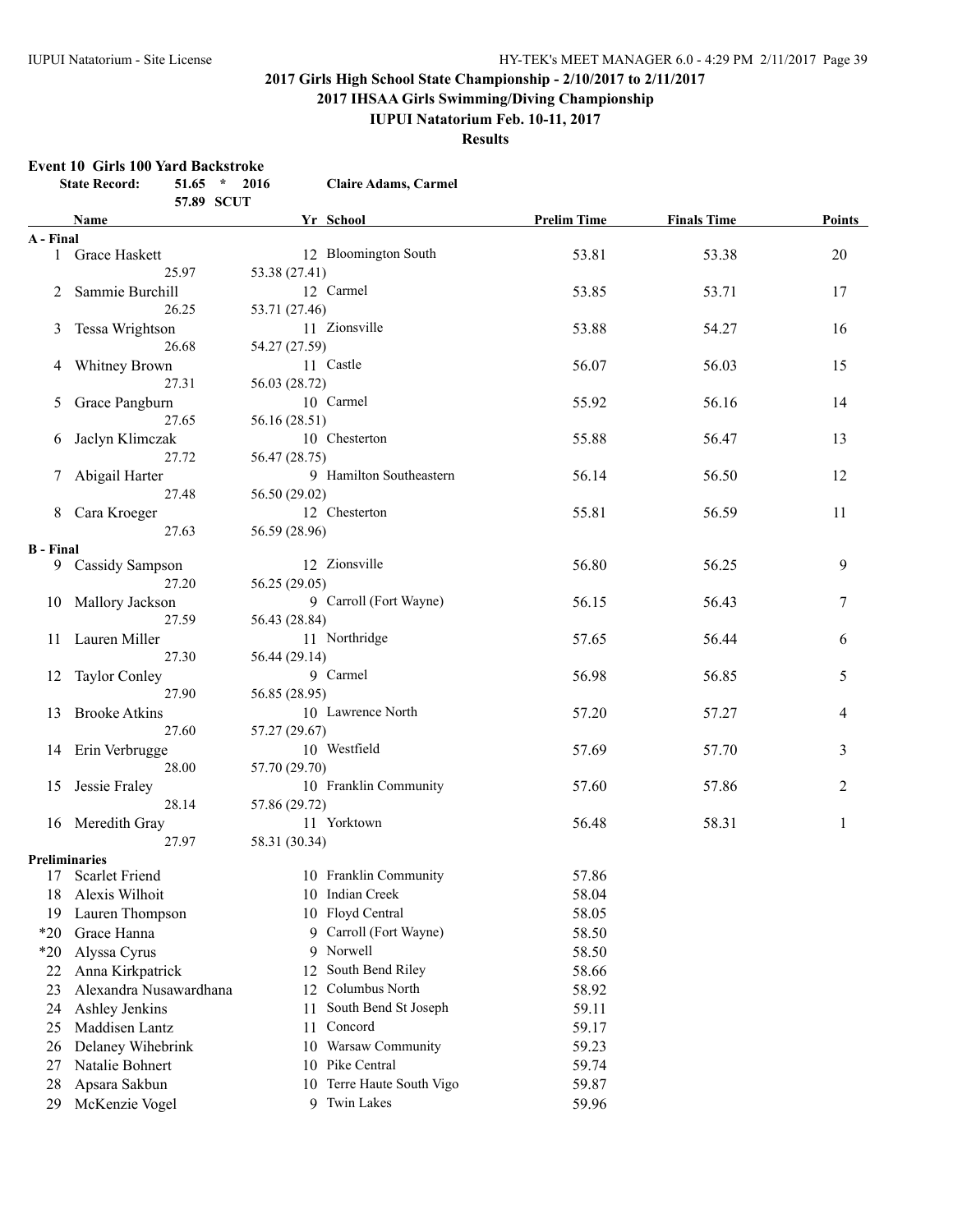# 2017 Girls High School State Championship - 2/10/2017 to 2/11/2017

## 2017 IHSAA Girls Swimming/Diving Championship

### IUPUI Natatorium Feb. 10-11, 2017

**Results**

**Event 10 Girls 100 Yard Backstroke**

**State Record:** 51.65 * 2016 **Claire Adams, Carmel**

57.89 SCUT

| | Name | Yr | School | Prelim Time | Finals Time | Points |
|---|---|---|---|---|---|---|
| **A - Final** | | | | | | |
| 1 | Grace Haskett | 12 | Bloomington South | 53.81 | 53.38 | 20 |
| | 25.97 | | 53.38 (27.41) | | | |
| 2 | Sammie Burchill | 12 | Carmel | 53.85 | 53.71 | 17 |
| | 26.25 | | 53.71 (27.46) | | | |
| 3 | Tessa Wrightson | 11 | Zionsville | 53.88 | 54.27 | 16 |
| | 26.68 | | 54.27 (27.59) | | | |
| 4 | Whitney Brown | 11 | Castle | 56.07 | 56.03 | 15 |
| | 27.31 | | 56.03 (28.72) | | | |
| 5 | Grace Pangburn | 10 | Carmel | 55.92 | 56.16 | 14 |
| | 27.65 | | 56.16 (28.51) | | | |
| 6 | Jaclyn Klimczak | 10 | Chesterton | 55.88 | 56.47 | 13 |
| | 27.72 | | 56.47 (28.75) | | | |
| 7 | Abigail Harter | 9 | Hamilton Southeastern | 56.14 | 56.50 | 12 |
| | 27.48 | | 56.50 (29.02) | | | |
| 8 | Cara Kroeger | 12 | Chesterton | 55.81 | 56.59 | 11 |
| | 27.63 | | 56.59 (28.96) | | | |
| **B - Final** | | | | | | |
| 9 | Cassidy Sampson | 12 | Zionsville | 56.80 | 56.25 | 9 |
| | 27.20 | | 56.25 (29.05) | | | |
| 10 | Mallory Jackson | 9 | Carroll (Fort Wayne) | 56.15 | 56.43 | 7 |
| | 27.59 | | 56.43 (28.84) | | | |
| 11 | Lauren Miller | 11 | Northridge | 57.65 | 56.44 | 6 |
| | 27.30 | | 56.44 (29.14) | | | |
| 12 | Taylor Conley | 9 | Carmel | 56.98 | 56.85 | 5 |
| | 27.90 | | 56.85 (28.95) | | | |
| 13 | Brooke Atkins | 10 | Lawrence North | 57.20 | 57.27 | 4 |
| | 27.60 | | 57.27 (29.67) | | | |
| 14 | Erin Verbrugge | 10 | Westfield | 57.69 | 57.70 | 3 |
| | 28.00 | | 57.70 (29.70) | | | |
| 15 | Jessie Fraley | 10 | Franklin Community | 57.60 | 57.86 | 2 |
| | 28.14 | | 57.86 (29.72) | | | |
| 16 | Meredith Gray | 11 | Yorktown | 56.48 | 58.31 | 1 |
| | 27.97 | | 58.31 (30.34) | | | |
| **Preliminaries** | | | | | | |
| 17 | Scarlet Friend | 10 | Franklin Community | 57.86 | | |
| 18 | Alexis Wilhoit | 10 | Indian Creek | 58.04 | | |
| 19 | Lauren Thompson | 10 | Floyd Central | 58.05 | | |
| *20 | Grace Hanna | 9 | Carroll (Fort Wayne) | 58.50 | | |
| *20 | Alyssa Cyrus | 9 | Norwell | 58.50 | | |
| 22 | Anna Kirkpatrick | 12 | South Bend Riley | 58.66 | | |
| 23 | Alexandra Nusawardhana | 12 | Columbus North | 58.92 | | |
| 24 | Ashley Jenkins | 11 | South Bend St Joseph | 59.11 | | |
| 25 | Maddisen Lantz | 11 | Concord | 59.17 | | |
| 26 | Delaney Wihebrink | 10 | Warsaw Community | 59.23 | | |
| 27 | Natalie Bohnert | 10 | Pike Central | 59.74 | | |
| 28 | Apsara Sakbun | 10 | Terre Haute South Vigo | 59.87 | | |
| 29 | McKenzie Vogel | 9 | Twin Lakes | 59.96 | | |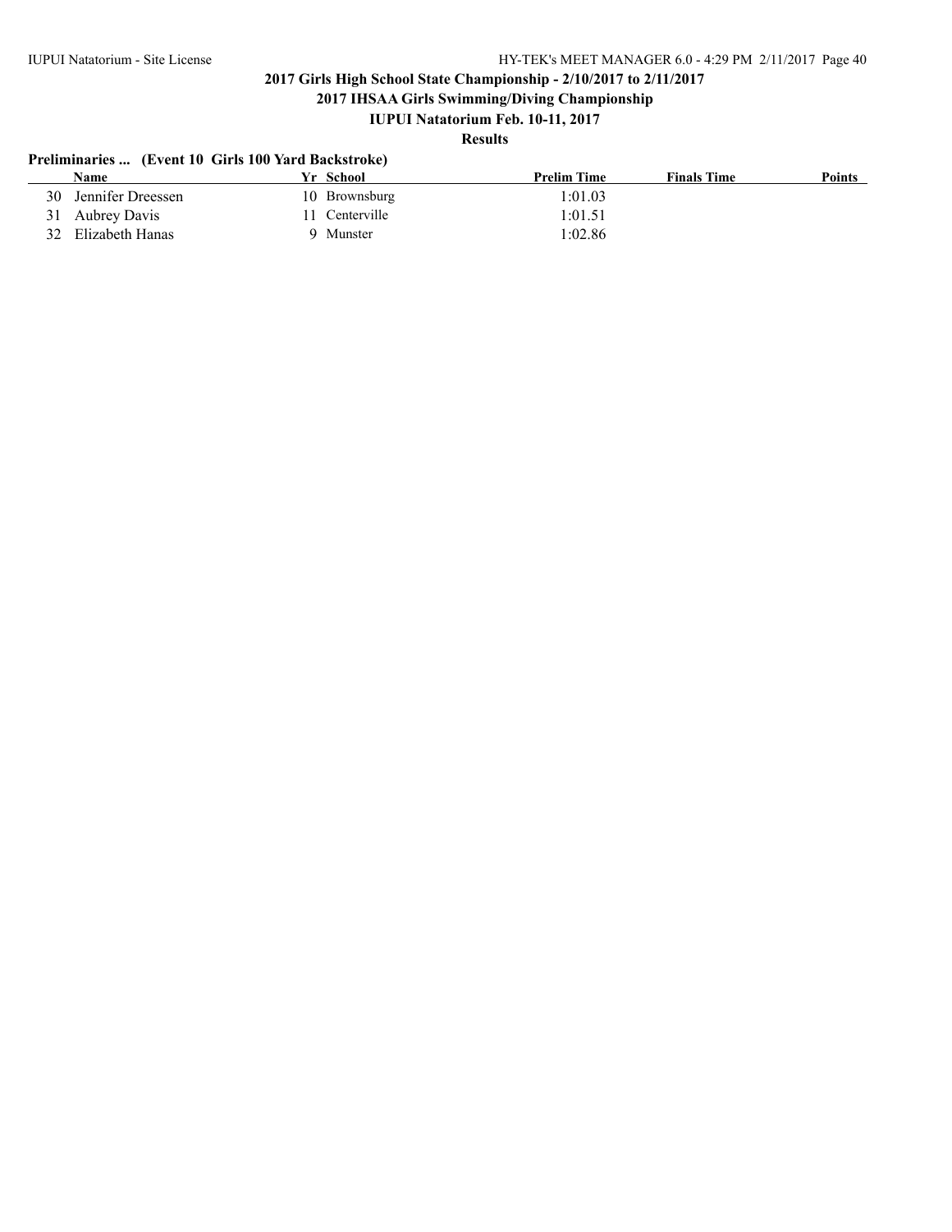**2017 Girls High School State Championship - 2/10/2017 to 2/11/2017**

**2017 IHSAA Girls Swimming/Diving Championship**

**IUPUI Natatorium Feb. 10-11, 2017**

**Results**

**Preliminaries ... (Event 10 Girls 100 Yard Backstroke)**

| | Name | Yr | School | Prelim Time | Finals Time | Points |
|---|---|---|---|---|---|---|
| 30 | Jennifer Dreessen | 10 | Brownsburg | 1:01.03 | | |
| 31 | Aubrey Davis | 11 | Centerville | 1:01.51 | | |
| 32 | Elizabeth Hanas | 9 | Munster | 1:02.86 | | |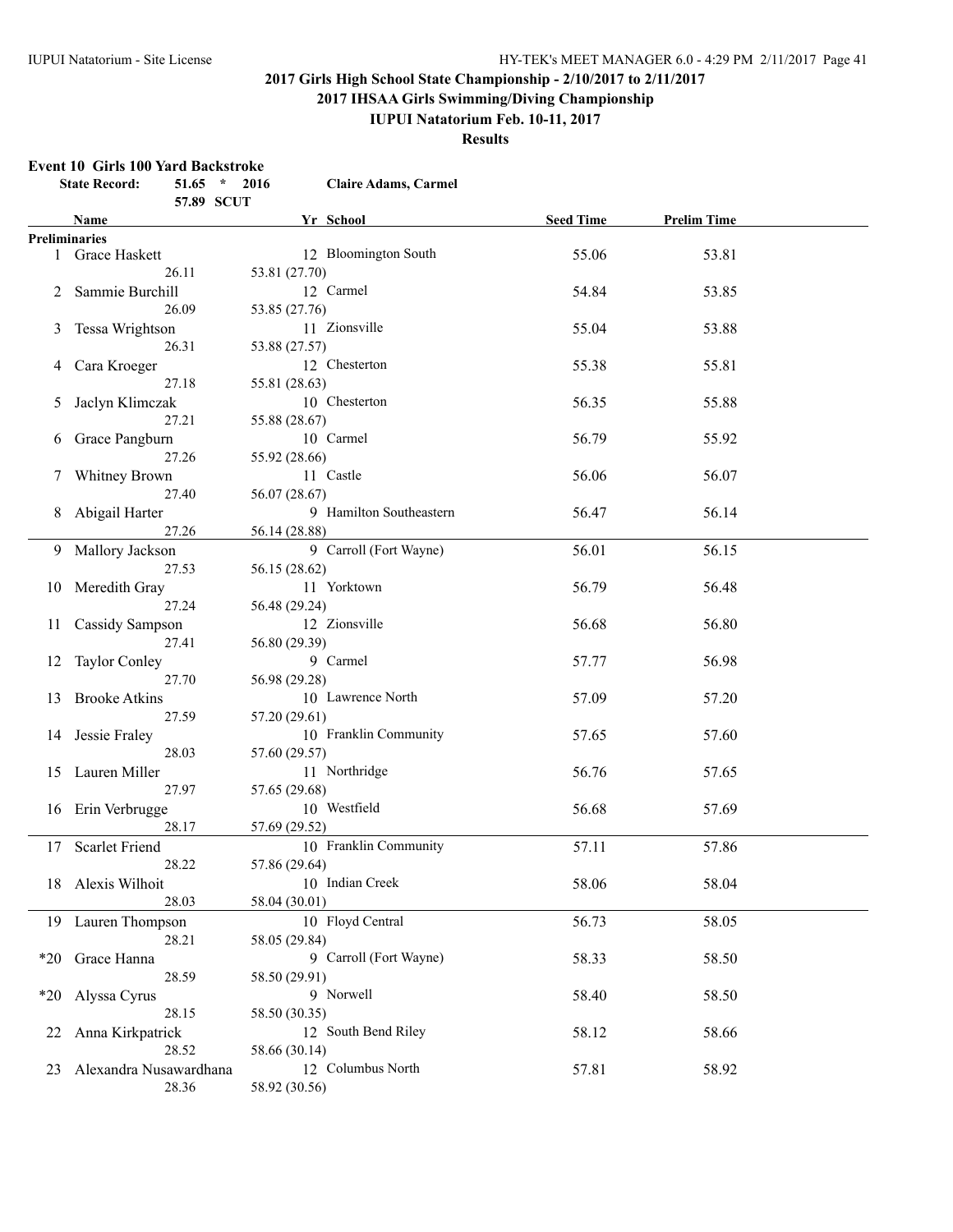# 2017 Girls High School State Championship - 2/10/2017 to 2/11/2017

## 2017 IHSAA Girls Swimming/Diving Championship

## IUPUI Natatorium Feb. 10-11, 2017

## Results

### Event 10 Girls 100 Yard Backstroke

**State Record:** 51.65 * 2016 **Claire Adams, Carmel**

57.89 SCUT

| | Name | Yr | School | Seed Time | Prelim Time |
|---|---|---|---|---|---|
| **Preliminaries** | | | | | |
| 1 | Grace Haskett | 12 | Bloomington South | 55.06 | 53.81 |
| | 26.11 | 53.81 (27.70) | | | |
| 2 | Sammie Burchill | 12 | Carmel | 54.84 | 53.85 |
| | 26.09 | 53.85 (27.76) | | | |
| 3 | Tessa Wrightson | 11 | Zionsville | 55.04 | 53.88 |
| | 26.31 | 53.88 (27.57) | | | |
| 4 | Cara Kroeger | 12 | Chesterton | 55.38 | 55.81 |
| | 27.18 | 55.81 (28.63) | | | |
| 5 | Jaclyn Klimczak | 10 | Chesterton | 56.35 | 55.88 |
| | 27.21 | 55.88 (28.67) | | | |
| 6 | Grace Pangburn | 10 | Carmel | 56.79 | 55.92 |
| | 27.26 | 55.92 (28.66) | | | |
| 7 | Whitney Brown | 11 | Castle | 56.06 | 56.07 |
| | 27.40 | 56.07 (28.67) | | | |
| 8 | Abigail Harter | 9 | Hamilton Southeastern | 56.47 | 56.14 |
| | 27.26 | 56.14 (28.88) | | | |
| 9 | Mallory Jackson | 9 | Carroll (Fort Wayne) | 56.01 | 56.15 |
| | 27.53 | 56.15 (28.62) | | | |
| 10 | Meredith Gray | 11 | Yorktown | 56.79 | 56.48 |
| | 27.24 | 56.48 (29.24) | | | |
| 11 | Cassidy Sampson | 12 | Zionsville | 56.68 | 56.80 |
| | 27.41 | 56.80 (29.39) | | | |
| 12 | Taylor Conley | 9 | Carmel | 57.77 | 56.98 |
| | 27.70 | 56.98 (29.28) | | | |
| 13 | Brooke Atkins | 10 | Lawrence North | 57.09 | 57.20 |
| | 27.59 | 57.20 (29.61) | | | |
| 14 | Jessie Fraley | 10 | Franklin Community | 57.65 | 57.60 |
| | 28.03 | 57.60 (29.57) | | | |
| 15 | Lauren Miller | 11 | Northridge | 56.76 | 57.65 |
| | 27.97 | 57.65 (29.68) | | | |
| 16 | Erin Verbrugge | 10 | Westfield | 56.68 | 57.69 |
| | 28.17 | 57.69 (29.52) | | | |
| 17 | Scarlet Friend | 10 | Franklin Community | 57.11 | 57.86 |
| | 28.22 | 57.86 (29.64) | | | |
| 18 | Alexis Wilhoit | 10 | Indian Creek | 58.06 | 58.04 |
| | 28.03 | 58.04 (30.01) | | | |
| 19 | Lauren Thompson | 10 | Floyd Central | 56.73 | 58.05 |
| | 28.21 | 58.05 (29.84) | | | |
| *20 | Grace Hanna | 9 | Carroll (Fort Wayne) | 58.33 | 58.50 |
| | 28.59 | 58.50 (29.91) | | | |
| *20 | Alyssa Cyrus | 9 | Norwell | 58.40 | 58.50 |
| | 28.15 | 58.50 (30.35) | | | |
| 22 | Anna Kirkpatrick | 12 | South Bend Riley | 58.12 | 58.66 |
| | 28.52 | 58.66 (30.14) | | | |
| 23 | Alexandra Nusawardhana | 12 | Columbus North | 57.81 | 58.92 |
| | 28.36 | 58.92 (30.56) | | | |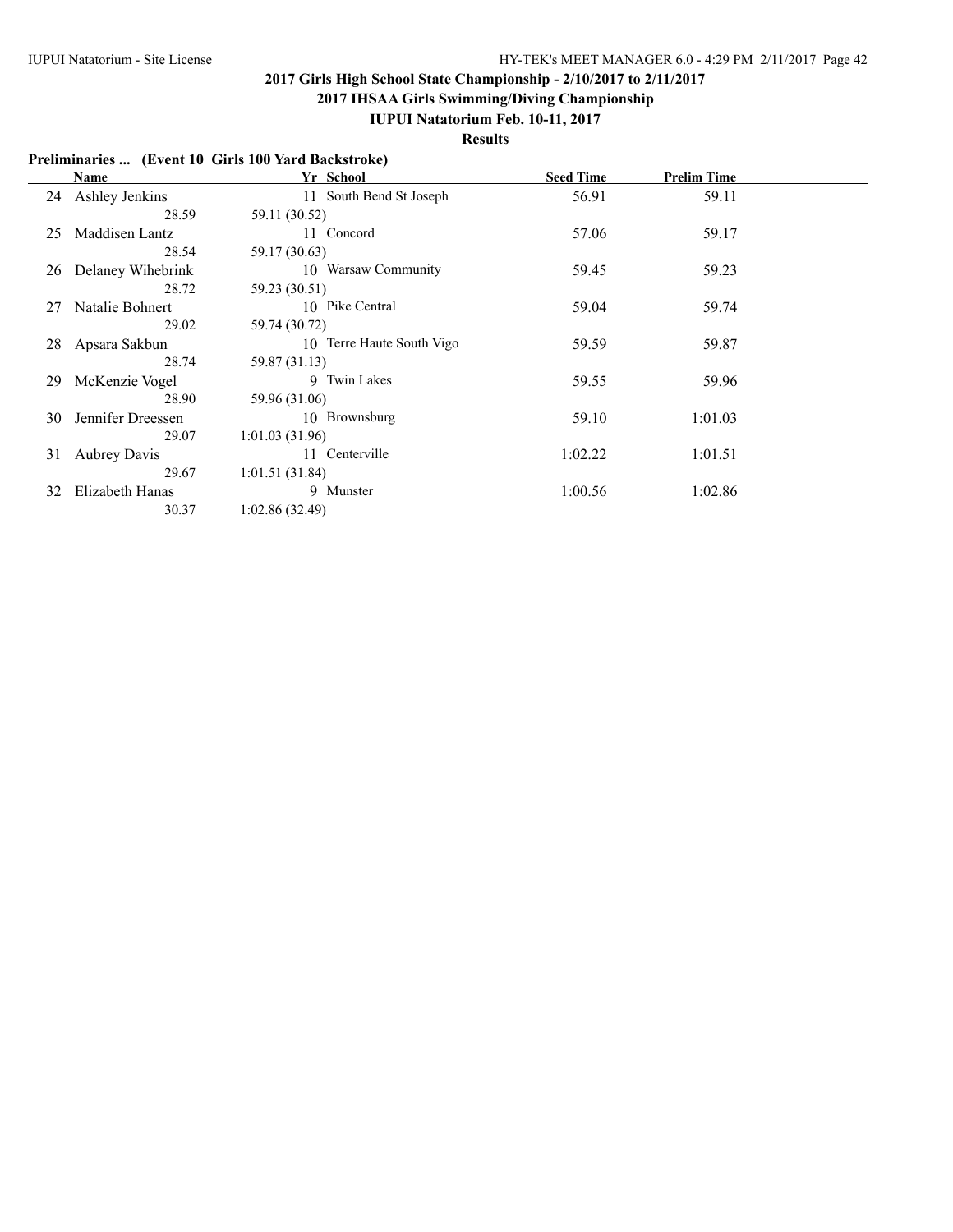## 2017 Girls High School State Championship - 2/10/2017 to 2/11/2017

## 2017 IHSAA Girls Swimming/Diving Championship

### IUPUI Natatorium Feb. 10-11, 2017

### Results

**Preliminaries ... (Event 10 Girls 100 Yard Backstroke)**

| | Name | Yr | School | Seed Time | Prelim Time |
|---|---|---|---|---|---|
| 24 | Ashley Jenkins | 11 | South Bend St Joseph | 56.91 | 59.11 |
| | 28.59 | 59.11 (30.52) | | | |
| 25 | Maddisen Lantz | 11 | Concord | 57.06 | 59.17 |
| | 28.54 | 59.17 (30.63) | | | |
| 26 | Delaney Wihebrink | 10 | Warsaw Community | 59.45 | 59.23 |
| | 28.72 | 59.23 (30.51) | | | |
| 27 | Natalie Bohnert | 10 | Pike Central | 59.04 | 59.74 |
| | 29.02 | 59.74 (30.72) | | | |
| 28 | Apsara Sakbun | 10 | Terre Haute South Vigo | 59.59 | 59.87 |
| | 28.74 | 59.87 (31.13) | | | |
| 29 | McKenzie Vogel | 9 | Twin Lakes | 59.55 | 59.96 |
| | 28.90 | 59.96 (31.06) | | | |
| 30 | Jennifer Dreessen | 10 | Brownsburg | 59.10 | 1:01.03 |
| | 29.07 | 1:01.03 (31.96) | | | |
| 31 | Aubrey Davis | 11 | Centerville | 1:02.22 | 1:01.51 |
| | 29.67 | 1:01.51 (31.84) | | | |
| 32 | Elizabeth Hanas | 9 | Munster | 1:00.56 | 1:02.86 |
| | 30.37 | 1:02.86 (32.49) | | | |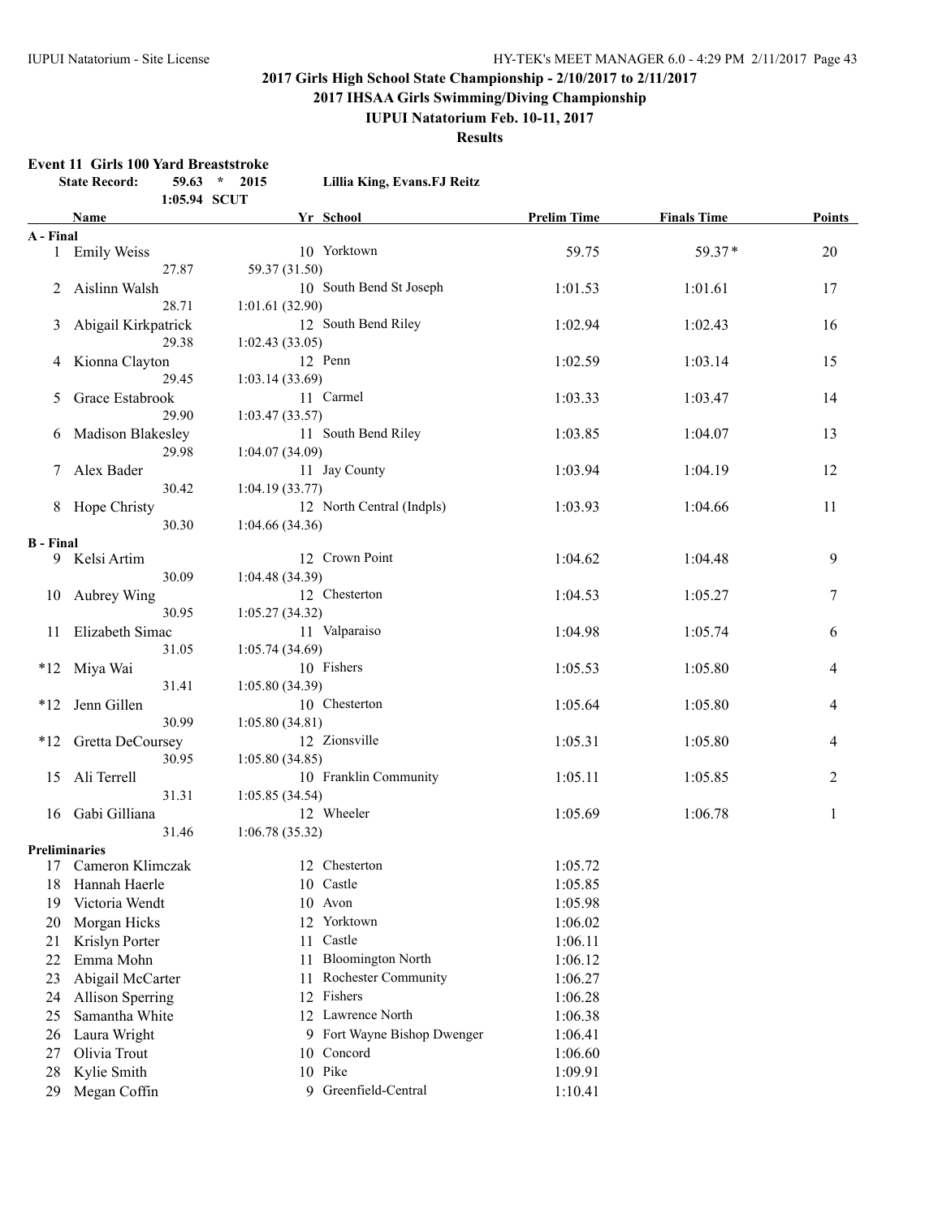## 2017 Girls High School State Championship - 2/10/2017 to 2/11/2017

## 2017 IHSAA Girls Swimming/Diving Championship

### IUPUI Natatorium Feb. 10-11, 2017

### Results

**Event 11 Girls 100 Yard Breaststroke**

State Record: 59.63 * 2015 Lillia King, Evans.FJ Reitz

1:05.94 SCUT

| | Name | Yr | School | Prelim Time | Finals Time | Points |
|---|---|---|---|---|---|---|
| **A - Final** | | | | | | |
| 1 | Emily Weiss | 10 | Yorktown | 59.75 | 59.37* | 20 |
| | 27.87 | | 59.37 (31.50) | | | |
| 2 | Aislinn Walsh | 10 | South Bend St Joseph | 1:01.53 | 1:01.61 | 17 |
| | 28.71 | | 1:01.61 (32.90) | | | |
| 3 | Abigail Kirkpatrick | 12 | South Bend Riley | 1:02.94 | 1:02.43 | 16 |
| | 29.38 | | 1:02.43 (33.05) | | | |
| 4 | Kionna Clayton | 12 | Penn | 1:02.59 | 1:03.14 | 15 |
| | 29.45 | | 1:03.14 (33.69) | | | |
| 5 | Grace Estabrook | 11 | Carmel | 1:03.33 | 1:03.47 | 14 |
| | 29.90 | | 1:03.47 (33.57) | | | |
| 6 | Madison Blakesley | 11 | South Bend Riley | 1:03.85 | 1:04.07 | 13 |
| | 29.98 | | 1:04.07 (34.09) | | | |
| 7 | Alex Bader | 11 | Jay County | 1:03.94 | 1:04.19 | 12 |
| | 30.42 | | 1:04.19 (33.77) | | | |
| 8 | Hope Christy | 12 | North Central (Indpls) | 1:03.93 | 1:04.66 | 11 |
| | 30.30 | | 1:04.66 (34.36) | | | |
| **B - Final** | | | | | | |
| 9 | Kelsi Artim | 12 | Crown Point | 1:04.62 | 1:04.48 | 9 |
| | 30.09 | | 1:04.48 (34.39) | | | |
| 10 | Aubrey Wing | 12 | Chesterton | 1:04.53 | 1:05.27 | 7 |
| | 30.95 | | 1:05.27 (34.32) | | | |
| 11 | Elizabeth Simac | 11 | Valparaiso | 1:04.98 | 1:05.74 | 6 |
| | 31.05 | | 1:05.74 (34.69) | | | |
| *12 | Miya Wai | 10 | Fishers | 1:05.53 | 1:05.80 | 4 |
| | 31.41 | | 1:05.80 (34.39) | | | |
| *12 | Jenn Gillen | 10 | Chesterton | 1:05.64 | 1:05.80 | 4 |
| | 30.99 | | 1:05.80 (34.81) | | | |
| *12 | Gretta DeCoursey | 12 | Zionsville | 1:05.31 | 1:05.80 | 4 |
| | 30.95 | | 1:05.80 (34.85) | | | |
| 15 | Ali Terrell | 10 | Franklin Community | 1:05.11 | 1:05.85 | 2 |
| | 31.31 | | 1:05.85 (34.54) | | | |
| 16 | Gabi Gilliana | 12 | Wheeler | 1:05.69 | 1:06.78 | 1 |
| | 31.46 | | 1:06.78 (35.32) | | | |
| **Preliminaries** | | | | | | |
| 17 | Cameron Klimczak | 12 | Chesterton | 1:05.72 | | |
| 18 | Hannah Haerle | 10 | Castle | 1:05.85 | | |
| 19 | Victoria Wendt | 10 | Avon | 1:05.98 | | |
| 20 | Morgan Hicks | 12 | Yorktown | 1:06.02 | | |
| 21 | Krislyn Porter | 11 | Castle | 1:06.11 | | |
| 22 | Emma Mohn | 11 | Bloomington North | 1:06.12 | | |
| 23 | Abigail McCarter | 11 | Rochester Community | 1:06.27 | | |
| 24 | Allison Sperring | 12 | Fishers | 1:06.28 | | |
| 25 | Samantha White | 12 | Lawrence North | 1:06.38 | | |
| 26 | Laura Wright | 9 | Fort Wayne Bishop Dwenger | 1:06.41 | | |
| 27 | Olivia Trout | 10 | Concord | 1:06.60 | | |
| 28 | Kylie Smith | 10 | Pike | 1:09.91 | | |
| 29 | Megan Coffin | 9 | Greenfield-Central | 1:10.41 | | |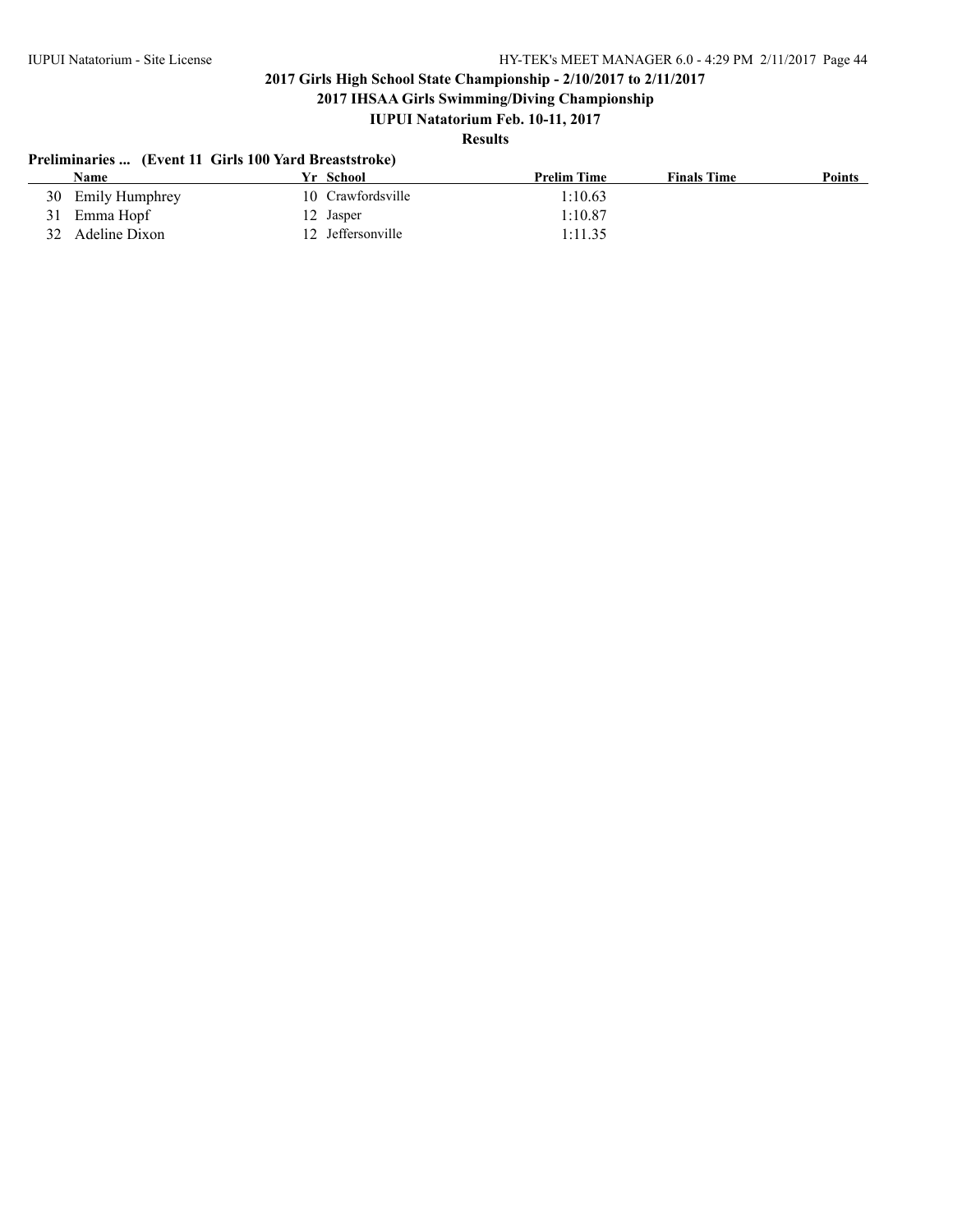## 2017 Girls High School State Championship - 2/10/2017 to 2/11/2017

## 2017 IHSAA Girls Swimming/Diving Championship

## IUPUI Natatorium Feb. 10-11, 2017

### Results

**Preliminaries ... (Event 11 Girls 100 Yard Breaststroke)**

| | Name | Yr | School | Prelim Time | Finals Time | Points |
|---|---|---|---|---|---|---|
| 30 | Emily Humphrey | 10 | Crawfordsville | 1:10.63 | | |
| 31 | Emma Hopf | 12 | Jasper | 1:10.87 | | |
| 32 | Adeline Dixon | 12 | Jeffersonville | 1:11.35 | | |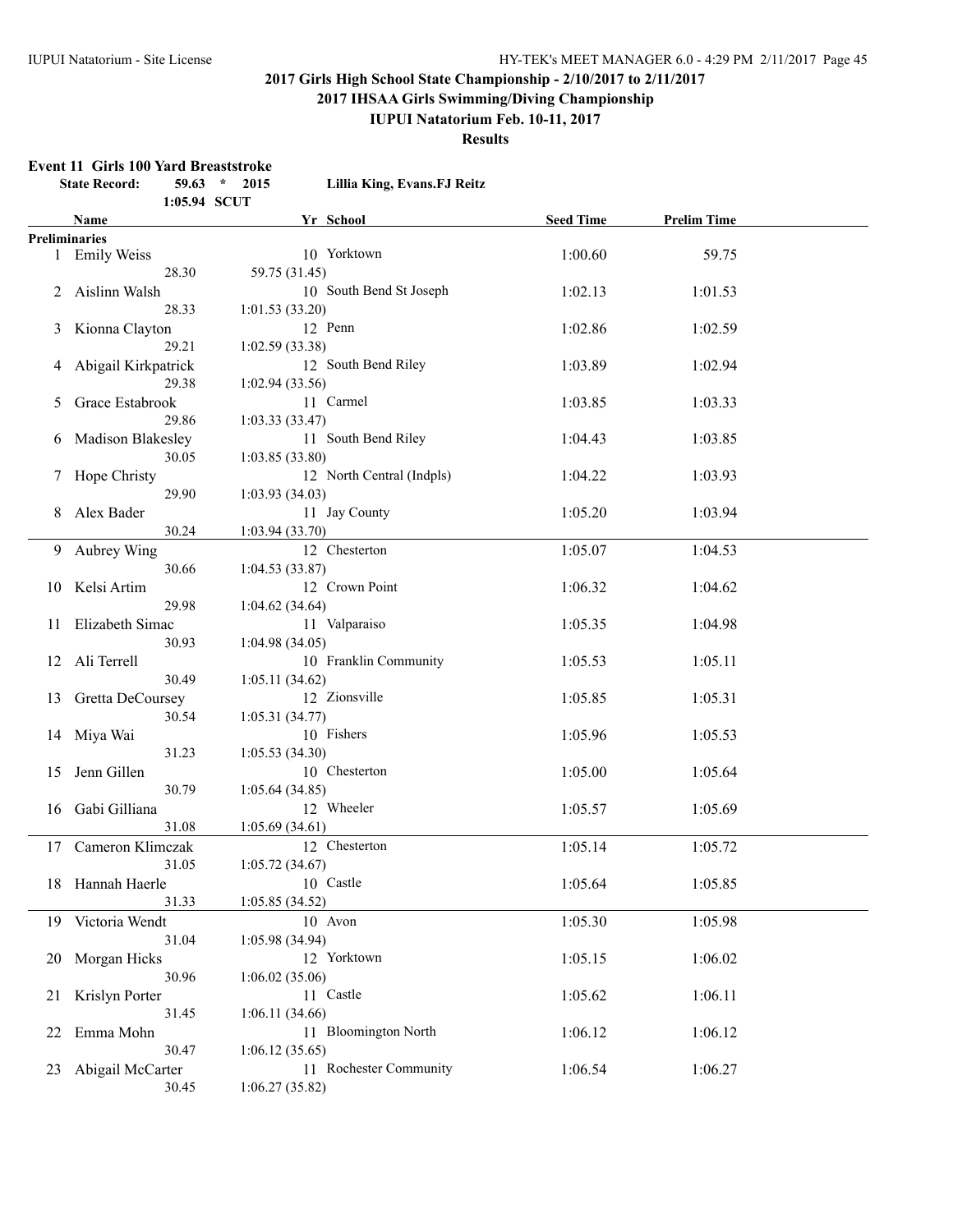## 2017 Girls High School State Championship - 2/10/2017 to 2/11/2017

### 2017 IHSAA Girls Swimming/Diving Championship

### IUPUI Natatorium Feb. 10-11, 2017

### Results

**Event 11 Girls 100 Yard Breaststroke**

**State Record: 59.63 * 2015 Lillia King, Evans.FJ Reitz**

**1:05.94 SCUT**

| | Name | Yr | School | Seed Time | Prelim Time |
|---|---|---|---|---|---|
| **Preliminaries** | | | | | |
| 1 | Emily Weiss | 10 | Yorktown | 1:00.60 | 59.75 |
| | 28.30 | | 59.75 (31.45) | | |
| 2 | Aislinn Walsh | 10 | South Bend St Joseph | 1:02.13 | 1:01.53 |
| | 28.33 | | 1:01.53 (33.20) | | |
| 3 | Kionna Clayton | 12 | Penn | 1:02.86 | 1:02.59 |
| | 29.21 | | 1:02.59 (33.38) | | |
| 4 | Abigail Kirkpatrick | 12 | South Bend Riley | 1:03.89 | 1:02.94 |
| | 29.38 | | 1:02.94 (33.56) | | |
| 5 | Grace Estabrook | 11 | Carmel | 1:03.85 | 1:03.33 |
| | 29.86 | | 1:03.33 (33.47) | | |
| 6 | Madison Blakesley | 11 | South Bend Riley | 1:04.43 | 1:03.85 |
| | 30.05 | | 1:03.85 (33.80) | | |
| 7 | Hope Christy | 12 | North Central (Indpls) | 1:04.22 | 1:03.93 |
| | 29.90 | | 1:03.93 (34.03) | | |
| 8 | Alex Bader | 11 | Jay County | 1:05.20 | 1:03.94 |
| | 30.24 | | 1:03.94 (33.70) | | |
| 9 | Aubrey Wing | 12 | Chesterton | 1:05.07 | 1:04.53 |
| | 30.66 | | 1:04.53 (33.87) | | |
| 10 | Kelsi Artim | 12 | Crown Point | 1:06.32 | 1:04.62 |
| | 29.98 | | 1:04.62 (34.64) | | |
| 11 | Elizabeth Simac | 11 | Valparaiso | 1:05.35 | 1:04.98 |
| | 30.93 | | 1:04.98 (34.05) | | |
| 12 | Ali Terrell | 10 | Franklin Community | 1:05.53 | 1:05.11 |
| | 30.49 | | 1:05.11 (34.62) | | |
| 13 | Gretta DeCoursey | 12 | Zionsville | 1:05.85 | 1:05.31 |
| | 30.54 | | 1:05.31 (34.77) | | |
| 14 | Miya Wai | 10 | Fishers | 1:05.96 | 1:05.53 |
| | 31.23 | | 1:05.53 (34.30) | | |
| 15 | Jenn Gillen | 10 | Chesterton | 1:05.00 | 1:05.64 |
| | 30.79 | | 1:05.64 (34.85) | | |
| 16 | Gabi Gilliana | 12 | Wheeler | 1:05.57 | 1:05.69 |
| | 31.08 | | 1:05.69 (34.61) | | |
| 17 | Cameron Klimczak | 12 | Chesterton | 1:05.14 | 1:05.72 |
| | 31.05 | | 1:05.72 (34.67) | | |
| 18 | Hannah Haerle | 10 | Castle | 1:05.64 | 1:05.85 |
| | 31.33 | | 1:05.85 (34.52) | | |
| 19 | Victoria Wendt | 10 | Avon | 1:05.30 | 1:05.98 |
| | 31.04 | | 1:05.98 (34.94) | | |
| 20 | Morgan Hicks | 12 | Yorktown | 1:05.15 | 1:06.02 |
| | 30.96 | | 1:06.02 (35.06) | | |
| 21 | Krislyn Porter | 11 | Castle | 1:05.62 | 1:06.11 |
| | 31.45 | | 1:06.11 (34.66) | | |
| 22 | Emma Mohn | 11 | Bloomington North | 1:06.12 | 1:06.12 |
| | 30.47 | | 1:06.12 (35.65) | | |
| 23 | Abigail McCarter | 11 | Rochester Community | 1:06.54 | 1:06.27 |
| | 30.45 | | 1:06.27 (35.82) | | |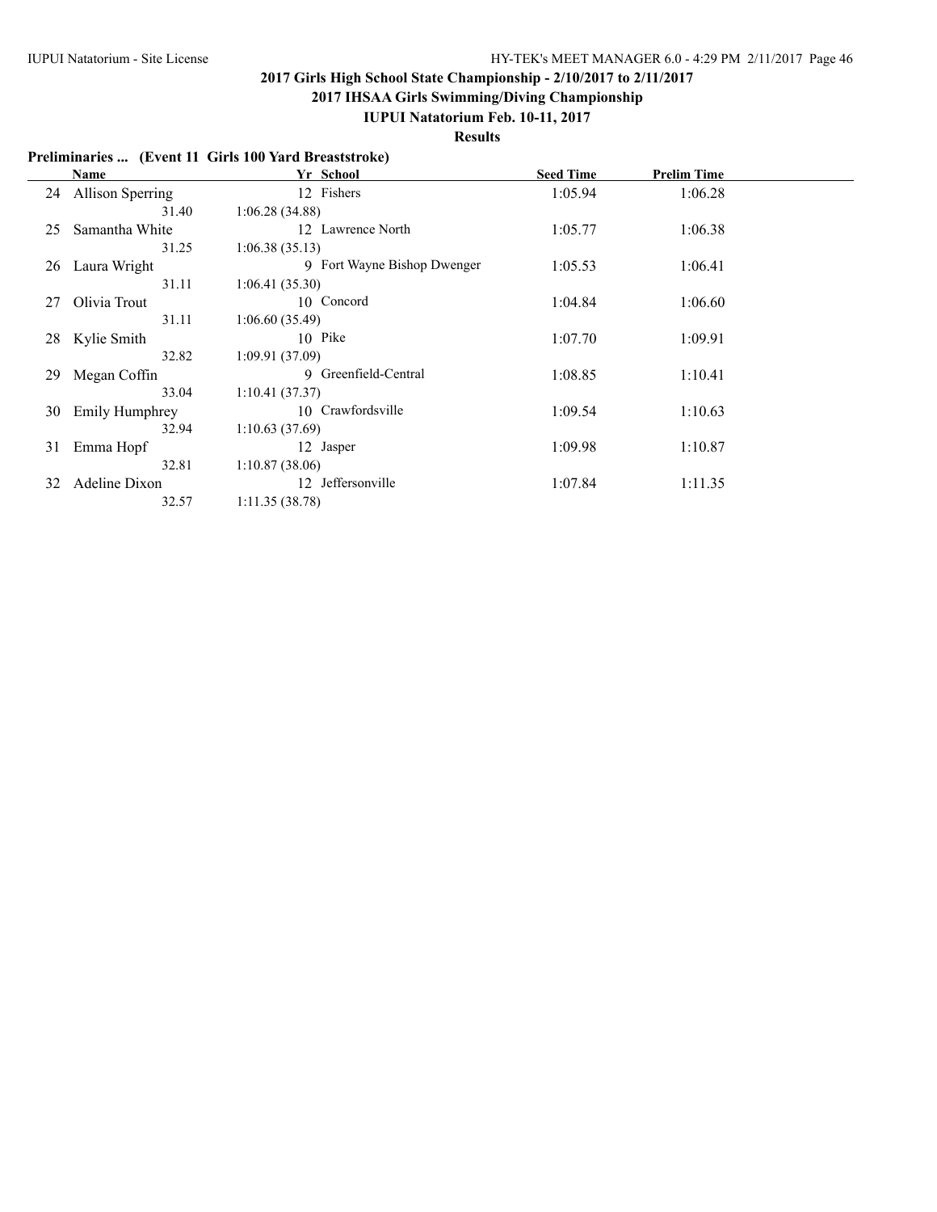**2017 Girls High School State Championship - 2/10/2017 to 2/11/2017**

**2017 IHSAA Girls Swimming/Diving Championship**

**IUPUI Natatorium Feb. 10-11, 2017**

**Results**

**Preliminaries ... (Event 11 Girls 100 Yard Breaststroke)**

| | Name | Yr | School | Seed Time | Prelim Time |
|---|---|---|---|---|---|
| 24 | Allison Sperring | 12 | Fishers | 1:05.94 | 1:06.28 |
| | 31.40 | 1:06.28 (34.88) | | | |
| 25 | Samantha White | 12 | Lawrence North | 1:05.77 | 1:06.38 |
| | 31.25 | 1:06.38 (35.13) | | | |
| 26 | Laura Wright | 9 | Fort Wayne Bishop Dwenger | 1:05.53 | 1:06.41 |
| | 31.11 | 1:06.41 (35.30) | | | |
| 27 | Olivia Trout | 10 | Concord | 1:04.84 | 1:06.60 |
| | 31.11 | 1:06.60 (35.49) | | | |
| 28 | Kylie Smith | 10 | Pike | 1:07.70 | 1:09.91 |
| | 32.82 | 1:09.91 (37.09) | | | |
| 29 | Megan Coffin | 9 | Greenfield-Central | 1:08.85 | 1:10.41 |
| | 33.04 | 1:10.41 (37.37) | | | |
| 30 | Emily Humphrey | 10 | Crawfordsville | 1:09.54 | 1:10.63 |
| | 32.94 | 1:10.63 (37.69) | | | |
| 31 | Emma Hopf | 12 | Jasper | 1:09.98 | 1:10.87 |
| | 32.81 | 1:10.87 (38.06) | | | |
| 32 | Adeline Dixon | 12 | Jeffersonville | 1:07.84 | 1:11.35 |
| | 32.57 | 1:11.35 (38.78) | | | |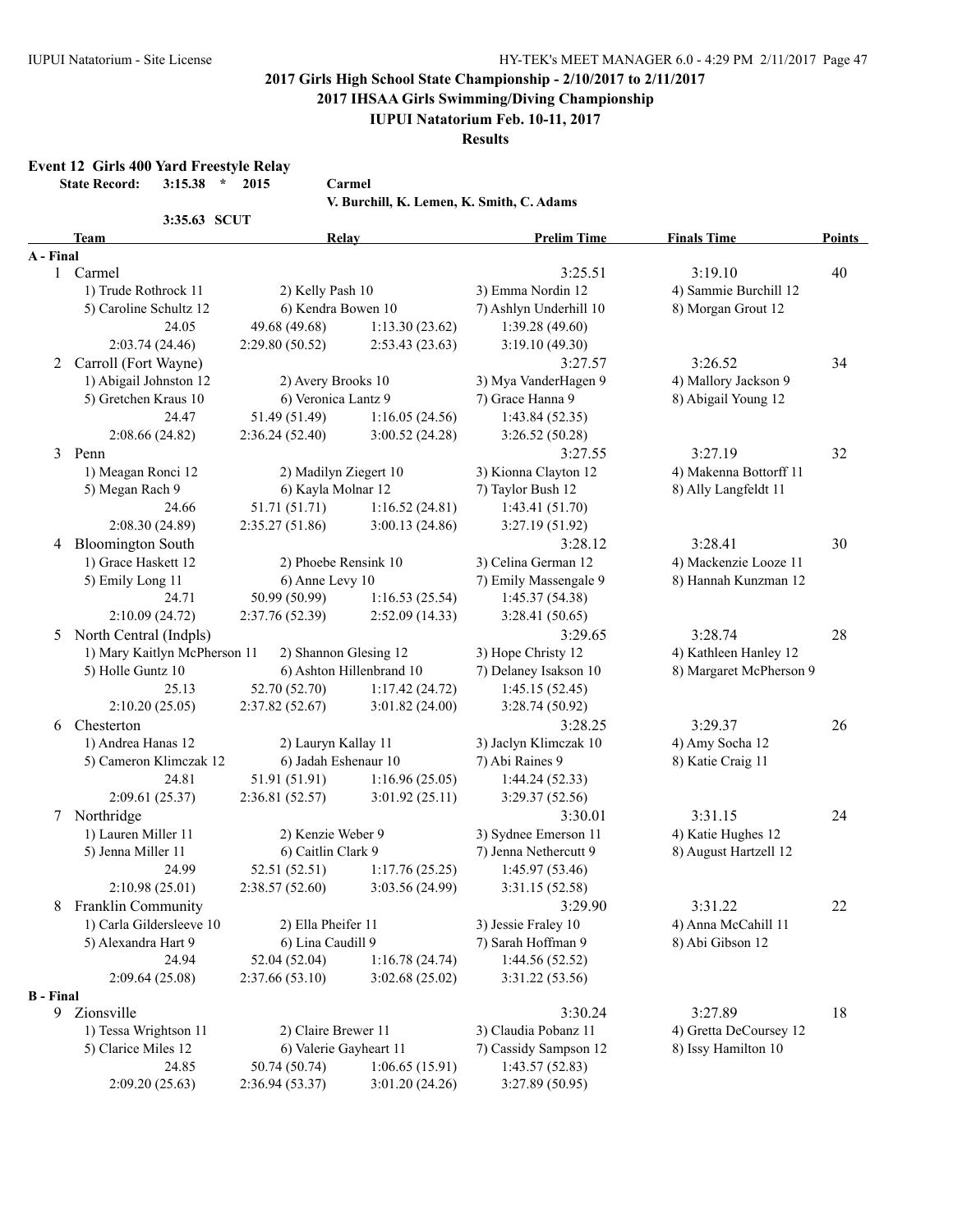## 2017 Girls High School State Championship - 2/10/2017 to 2/11/2017

### 2017 IHSAA Girls Swimming/Diving Championship

### IUPUI Natatorium Feb. 10-11, 2017

### Results

**Event 12 Girls 400 Yard Freestyle Relay**

**State Record: 3:15.38 * 2015 Carmel**
**V. Burchill, K. Lemen, K. Smith, C. Adams**

**3:35.63 SCUT**

| Team | Relay | Prelim Time | Finals Time | Points |
|---|---|---|---|---|
| **A - Final** | | | | |
| 1 Carmel | | 3:25.51 | 3:19.10 | 40 |
| 1) Trude Rothrock 11 | 2) Kelly Pash 10 | 3) Emma Nordin 12 | 4) Sammie Burchill 12 | |
| 5) Caroline Schultz 12 | 6) Kendra Bowen 10 | 7) Ashlyn Underhill 10 | 8) Morgan Grout 12 | |
| 24.05 | 49.68 (49.68) | 1:13.30 (23.62) | 1:39.28 (49.60) | |
| 2:03.74 (24.46) | 2:29.80 (50.52) | 2:53.43 (23.63) | 3:19.10 (49.30) | |
| 2 Carroll (Fort Wayne) | | 3:27.57 | 3:26.52 | 34 |
| 1) Abigail Johnston 12 | 2) Avery Brooks 10 | 3) Mya VanderHagen 9 | 4) Mallory Jackson 9 | |
| 5) Gretchen Kraus 10 | 6) Veronica Lantz 9 | 7) Grace Hanna 9 | 8) Abigail Young 12 | |
| 24.47 | 51.49 (51.49) | 1:16.05 (24.56) | 1:43.84 (52.35) | |
| 2:08.66 (24.82) | 2:36.24 (52.40) | 3:00.52 (24.28) | 3:26.52 (50.28) | |
| 3 Penn | | 3:27.55 | 3:27.19 | 32 |
| 1) Meagan Ronci 12 | 2) Madilyn Ziegert 10 | 3) Kionna Clayton 12 | 4) Makenna Bottorff 11 | |
| 5) Megan Rach 9 | 6) Kayla Molnar 12 | 7) Taylor Bush 12 | 8) Ally Langfeldt 11 | |
| 24.66 | 51.71 (51.71) | 1:16.52 (24.81) | 1:43.41 (51.70) | |
| 2:08.30 (24.89) | 2:35.27 (51.86) | 3:00.13 (24.86) | 3:27.19 (51.92) | |
| 4 Bloomington South | | 3:28.12 | 3:28.41 | 30 |
| 1) Grace Haskett 12 | 2) Phoebe Rensink 10 | 3) Celina German 12 | 4) Mackenzie Looze 11 | |
| 5) Emily Long 11 | 6) Anne Levy 10 | 7) Emily Massengale 9 | 8) Hannah Kunzman 12 | |
| 24.71 | 50.99 (50.99) | 1:16.53 (25.54) | 1:45.37 (54.38) | |
| 2:10.09 (24.72) | 2:37.76 (52.39) | 2:52.09 (14.33) | 3:28.41 (50.65) | |
| 5 North Central (Indpls) | | 3:29.65 | 3:28.74 | 28 |
| 1) Mary Kaitlyn McPherson 11 | 2) Shannon Glesing 12 | 3) Hope Christy 12 | 4) Kathleen Hanley 12 | |
| 5) Holle Guntz 10 | 6) Ashton Hillenbrand 10 | 7) Delaney Isakson 10 | 8) Margaret McPherson 9 | |
| 25.13 | 52.70 (52.70) | 1:17.42 (24.72) | 1:45.15 (52.45) | |
| 2:10.20 (25.05) | 2:37.82 (52.67) | 3:01.82 (24.00) | 3:28.74 (50.92) | |
| 6 Chesterton | | 3:28.25 | 3:29.37 | 26 |
| 1) Andrea Hanas 12 | 2) Lauryn Kallay 11 | 3) Jaclyn Klimczak 10 | 4) Amy Socha 12 | |
| 5) Cameron Klimczak 12 | 6) Jadah Eshenaur 10 | 7) Abi Raines 9 | 8) Katie Craig 11 | |
| 24.81 | 51.91 (51.91) | 1:16.96 (25.05) | 1:44.24 (52.33) | |
| 2:09.61 (25.37) | 2:36.81 (52.57) | 3:01.92 (25.11) | 3:29.37 (52.56) | |
| 7 Northridge | | 3:30.01 | 3:31.15 | 24 |
| 1) Lauren Miller 11 | 2) Kenzie Weber 9 | 3) Sydnee Emerson 11 | 4) Katie Hughes 12 | |
| 5) Jenna Miller 11 | 6) Caitlin Clark 9 | 7) Jenna Nethercutt 9 | 8) August Hartzell 12 | |
| 24.99 | 52.51 (52.51) | 1:17.76 (25.25) | 1:45.97 (53.46) | |
| 2:10.98 (25.01) | 2:38.57 (52.60) | 3:03.56 (24.99) | 3:31.15 (52.58) | |
| 8 Franklin Community | | 3:29.90 | 3:31.22 | 22 |
| 1) Carla Gildersleeve 10 | 2) Ella Pheifer 11 | 3) Jessie Fraley 10 | 4) Anna McCahill 11 | |
| 5) Alexandra Hart 9 | 6) Lina Caudill 9 | 7) Sarah Hoffman 9 | 8) Abi Gibson 12 | |
| 24.94 | 52.04 (52.04) | 1:16.78 (24.74) | 1:44.56 (52.52) | |
| 2:09.64 (25.08) | 2:37.66 (53.10) | 3:02.68 (25.02) | 3:31.22 (53.56) | |
| **B - Final** | | | | |
| 9 Zionsville | | 3:30.24 | 3:27.89 | 18 |
| 1) Tessa Wrightson 11 | 2) Claire Brewer 11 | 3) Claudia Pobanz 11 | 4) Gretta DeCoursey 12 | |
| 5) Clarice Miles 12 | 6) Valerie Gayheart 11 | 7) Cassidy Sampson 12 | 8) Issy Hamilton 10 | |
| 24.85 | 50.74 (50.74) | 1:06.65 (15.91) | 1:43.57 (52.83) | |
| 2:09.20 (25.63) | 2:36.94 (53.37) | 3:01.20 (24.26) | 3:27.89 (50.95) | |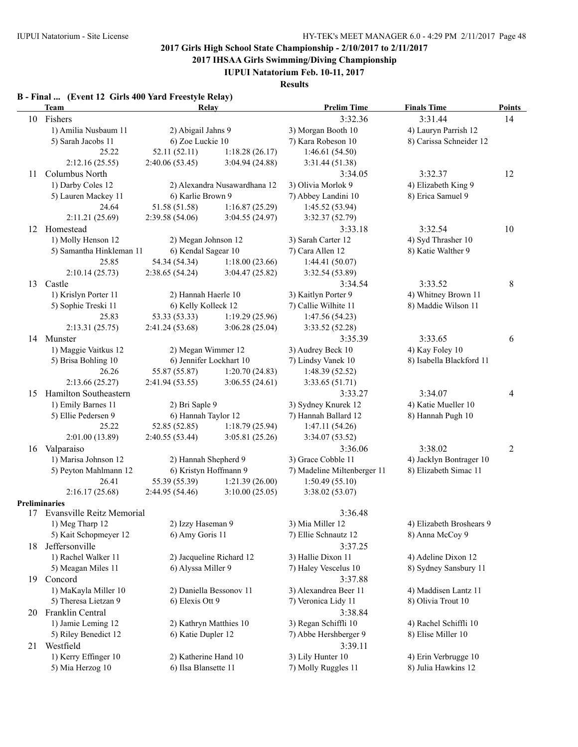## 2017 Girls High School State Championship - 2/10/2017 to 2/11/2017

## 2017 IHSAA Girls Swimming/Diving Championship

### IUPUI Natatorium Feb. 10-11, 2017

### Results

**B - Final ... (Event 12 Girls 400 Yard Freestyle Relay)**

| | Team | Relay | | Prelim Time | Finals Time | Points |
|---|---|---|---|---|---|---|
| 10 | Fishers | | | 3:32.36 | 3:31.44 | 14 |
| | 1) Amilia Nusbaum 11 | 2) Abigail Jahns 9 | | 3) Morgan Booth 10 | 4) Lauryn Parrish 12 | |
| | 5) Sarah Jacobs 11 | 6) Zoe Luckie 10 | | 7) Kara Robeson 10 | 8) Carissa Schneider 12 | |
| | 25.22 | 52.11 (52.11) | 1:18.28 (26.17) | 1:46.61 (54.50) | | |
| | 2:12.16 (25.55) | 2:40.06 (53.45) | 3:04.94 (24.88) | 3:31.44 (51.38) | | |
| 11 | Columbus North | | | 3:34.05 | 3:32.37 | 12 |
| | 1) Darby Coles 12 | 2) Alexandra Nusawardhana 12 | | 3) Olivia Morlok 9 | 4) Elizabeth King 9 | |
| | 5) Lauren Mackey 11 | 6) Karlie Brown 9 | | 7) Abbey Landini 10 | 8) Erica Samuel 9 | |
| | 24.64 | 51.58 (51.58) | 1:16.87 (25.29) | 1:45.52 (53.94) | | |
| | 2:11.21 (25.69) | 2:39.58 (54.06) | 3:04.55 (24.97) | 3:32.37 (52.79) | | |
| 12 | Homestead | | | 3:33.18 | 3:32.54 | 10 |
| | 1) Molly Henson 12 | 2) Megan Johnson 12 | | 3) Sarah Carter 12 | 4) Syd Thrasher 10 | |
| | 5) Samantha Hinkleman 11 | 6) Kendal Sagear 10 | | 7) Cara Allen 12 | 8) Katie Walther 9 | |
| | 25.85 | 54.34 (54.34) | 1:18.00 (23.66) | 1:44.41 (50.07) | | |
| | 2:10.14 (25.73) | 2:38.65 (54.24) | 3:04.47 (25.82) | 3:32.54 (53.89) | | |
| 13 | Castle | | | 3:34.54 | 3:33.52 | 8 |
| | 1) Krislyn Porter 11 | 2) Hannah Haerle 10 | | 3) Kaitlyn Porter 9 | 4) Whitney Brown 11 | |
| | 5) Sophie Treski 11 | 6) Kelly Kolleck 12 | | 7) Callie Wilhite 11 | 8) Maddie Wilson 11 | |
| | 25.83 | 53.33 (53.33) | 1:19.29 (25.96) | 1:47.56 (54.23) | | |
| | 2:13.31 (25.75) | 2:41.24 (53.68) | 3:06.28 (25.04) | 3:33.52 (52.28) | | |
| 14 | Munster | | | 3:35.39 | 3:33.65 | 6 |
| | 1) Maggie Vaitkus 12 | 2) Megan Wimmer 12 | | 3) Audrey Beck 10 | 4) Kay Foley 10 | |
| | 5) Brisa Bohling 10 | 6) Jennifer Lockhart 10 | | 7) Lindsy Vanek 10 | 8) Isabella Blackford 11 | |
| | 26.26 | 55.87 (55.87) | 1:20.70 (24.83) | 1:48.39 (52.52) | | |
| | 2:13.66 (25.27) | 2:41.94 (53.55) | 3:06.55 (24.61) | 3:33.65 (51.71) | | |
| 15 | Hamilton Southeastern | | | 3:33.27 | 3:34.07 | 4 |
| | 1) Emily Barnes 11 | 2) Bri Saple 9 | | 3) Sydney Knurek 12 | 4) Katie Mueller 10 | |
| | 5) Ellie Pedersen 9 | 6) Hannah Taylor 12 | | 7) Hannah Ballard 12 | 8) Hannah Pugh 10 | |
| | 25.22 | 52.85 (52.85) | 1:18.79 (25.94) | 1:47.11 (54.26) | | |
| | 2:01.00 (13.89) | 2:40.55 (53.44) | 3:05.81 (25.26) | 3:34.07 (53.52) | | |
| 16 | Valparaiso | | | 3:36.06 | 3:38.02 | 2 |
| | 1) Marisa Johnson 12 | 2) Hannah Shepherd 9 | | 3) Grace Cobble 11 | 4) Jacklyn Bontrager 10 | |
| | 5) Peyton Mahlmann 12 | 6) Kristyn Hoffmann 9 | | 7) Madeline Miltenberger 11 | 8) Elizabeth Simac 11 | |
| | 26.41 | 55.39 (55.39) | 1:21.39 (26.00) | 1:50.49 (55.10) | | |
| | 2:16.17 (25.68) | 2:44.95 (54.46) | 3:10.00 (25.05) | 3:38.02 (53.07) | | |

**Preliminaries**

| | Team | Relay | Prelim Time | |
|---|---|---|---|---|
| 17 | Evansville Reitz Memorial | | 3:36.48 | |
| | 1) Meg Tharp 12 | 2) Izzy Haseman 9 | 3) Mia Miller 12 | 4) Elizabeth Broshears 9 |
| | 5) Kait Schopmeyer 12 | 6) Amy Goris 11 | 7) Ellie Schnautz 12 | 8) Anna McCoy 9 |
| 18 | Jeffersonville | | 3:37.25 | |
| | 1) Rachel Walker 11 | 2) Jacqueline Richard 12 | 3) Hallie Dixon 11 | 4) Adeline Dixon 12 |
| | 5) Meagan Miles 11 | 6) Alyssa Miller 9 | 7) Haley Vescelus 10 | 8) Sydney Sansbury 11 |
| 19 | Concord | | 3:37.88 | |
| | 1) MaKayla Miller 10 | 2) Daniella Bessonov 11 | 3) Alexandrea Beer 11 | 4) Maddisen Lantz 11 |
| | 5) Theresa Lietzan 9 | 6) Elexis Ott 9 | 7) Veronica Lidy 11 | 8) Olivia Trout 10 |
| 20 | Franklin Central | | 3:38.84 | |
| | 1) Jamie Leming 12 | 2) Kathryn Matthies 10 | 3) Regan Schiffli 10 | 4) Rachel Schiffli 10 |
| | 5) Riley Benedict 12 | 6) Katie Dupler 12 | 7) Abbe Hershberger 9 | 8) Elise Miller 10 |
| 21 | Westfield | | 3:39.11 | |
| | 1) Kerry Effinger 10 | 2) Katherine Hand 10 | 3) Lily Hunter 10 | 4) Erin Verbrugge 10 |
| | 5) Mia Herzog 10 | 6) Ilsa Blansette 11 | 7) Molly Ruggles 11 | 8) Julia Hawkins 12 |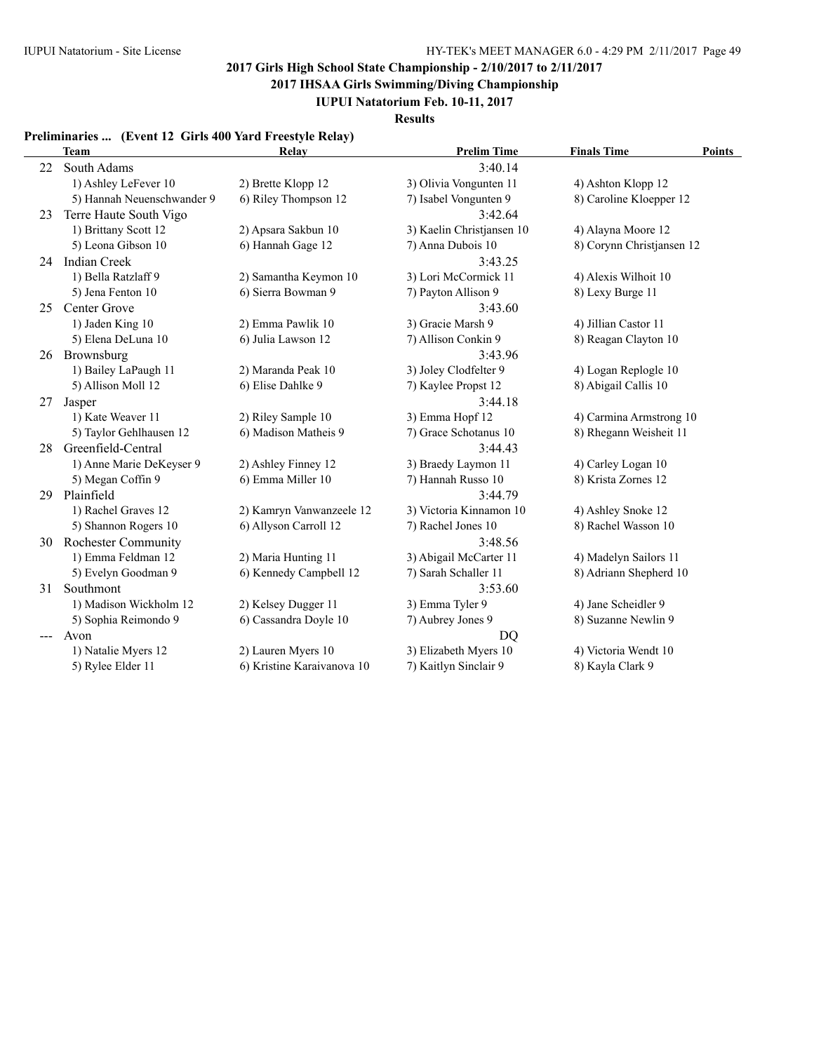**2017 Girls High School State Championship - 2/10/2017 to 2/11/2017**

**2017 IHSAA Girls Swimming/Diving Championship**

**IUPUI Natatorium Feb. 10-11, 2017**

**Results**

**Preliminaries ... (Event 12 Girls 400 Yard Freestyle Relay)**

| | Team | Relay | Prelim Time | Finals Time | Points |
|---|---|---|---|---|---|
| 22 | South Adams | | 3:40.14 | | |
| | 1) Ashley LeFever 10 | 2) Brette Klopp 12 | 3) Olivia Vongunten 11 | 4) Ashton Klopp 12 | |
| | 5) Hannah Neuenschwander 9 | 6) Riley Thompson 12 | 7) Isabel Vongunten 9 | 8) Caroline Kloepper 12 | |
| 23 | Terre Haute South Vigo | | 3:42.64 | | |
| | 1) Brittany Scott 12 | 2) Apsara Sakbun 10 | 3) Kaelin Christjansen 10 | 4) Alayna Moore 12 | |
| | 5) Leona Gibson 10 | 6) Hannah Gage 12 | 7) Anna Dubois 10 | 8) Corynn Christjansen 12 | |
| 24 | Indian Creek | | 3:43.25 | | |
| | 1) Bella Ratzlaff 9 | 2) Samantha Keymon 10 | 3) Lori McCormick 11 | 4) Alexis Wilhoit 10 | |
| | 5) Jena Fenton 10 | 6) Sierra Bowman 9 | 7) Payton Allison 9 | 8) Lexy Burge 11 | |
| 25 | Center Grove | | 3:43.60 | | |
| | 1) Jaden King 10 | 2) Emma Pawlik 10 | 3) Gracie Marsh 9 | 4) Jillian Castor 11 | |
| | 5) Elena DeLuna 10 | 6) Julia Lawson 12 | 7) Allison Conkin 9 | 8) Reagan Clayton 10 | |
| 26 | Brownsburg | | 3:43.96 | | |
| | 1) Bailey LaPaugh 11 | 2) Maranda Peak 10 | 3) Joley Clodfelter 9 | 4) Logan Replogle 10 | |
| | 5) Allison Moll 12 | 6) Elise Dahlke 9 | 7) Kaylee Propst 12 | 8) Abigail Callis 10 | |
| 27 | Jasper | | 3:44.18 | | |
| | 1) Kate Weaver 11 | 2) Riley Sample 10 | 3) Emma Hopf 12 | 4) Carmina Armstrong 10 | |
| | 5) Taylor Gehlhausen 12 | 6) Madison Matheis 9 | 7) Grace Schotanus 10 | 8) Rhegann Weisheit 11 | |
| 28 | Greenfield-Central | | 3:44.43 | | |
| | 1) Anne Marie DeKeyser 9 | 2) Ashley Finney 12 | 3) Braedy Laymon 11 | 4) Carley Logan 10 | |
| | 5) Megan Coffin 9 | 6) Emma Miller 10 | 7) Hannah Russo 10 | 8) Krista Zornes 12 | |
| 29 | Plainfield | | 3:44.79 | | |
| | 1) Rachel Graves 12 | 2) Kamryn Vanwanzeele 12 | 3) Victoria Kinnamon 10 | 4) Ashley Snoke 12 | |
| | 5) Shannon Rogers 10 | 6) Allyson Carroll 12 | 7) Rachel Jones 10 | 8) Rachel Wasson 10 | |
| 30 | Rochester Community | | 3:48.56 | | |
| | 1) Emma Feldman 12 | 2) Maria Hunting 11 | 3) Abigail McCarter 11 | 4) Madelyn Sailors 11 | |
| | 5) Evelyn Goodman 9 | 6) Kennedy Campbell 12 | 7) Sarah Schaller 11 | 8) Adriann Shepherd 10 | |
| 31 | Southmont | | 3:53.60 | | |
| | 1) Madison Wickholm 12 | 2) Kelsey Dugger 11 | 3) Emma Tyler 9 | 4) Jane Scheidler 9 | |
| | 5) Sophia Reimondo 9 | 6) Cassandra Doyle 10 | 7) Aubrey Jones 9 | 8) Suzanne Newlin 9 | |
| --- | Avon | | DQ | | |
| | 1) Natalie Myers 12 | 2) Lauren Myers 10 | 3) Elizabeth Myers 10 | 4) Victoria Wendt 10 | |
| | 5) Rylee Elder 11 | 6) Kristine Karaivanova 10 | 7) Kaitlyn Sinclair 9 | 8) Kayla Clark 9 | |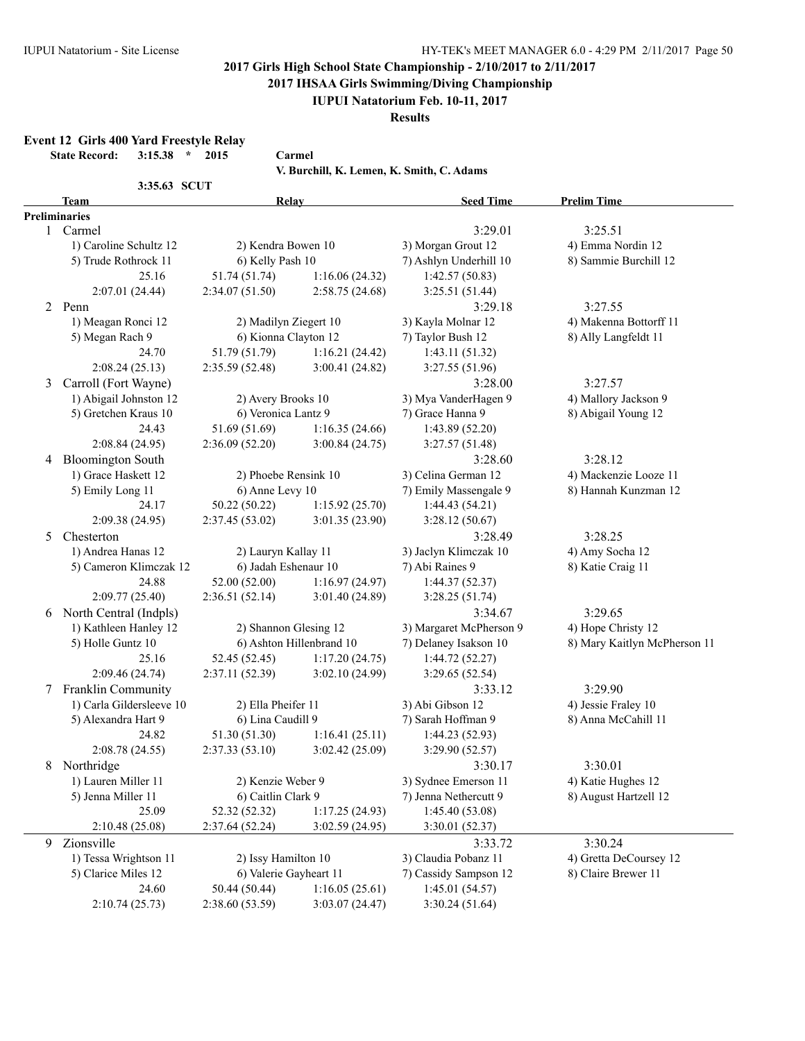## 2017 Girls High School State Championship - 2/10/2017 to 2/11/2017

### 2017 IHSAA Girls Swimming/Diving Championship

### IUPUI Natatorium Feb. 10-11, 2017

### Results

**Event 12 Girls 400 Yard Freestyle Relay**

**State Record: 3:15.38 * 2015 Carmel**
**V. Burchill, K. Lemen, K. Smith, C. Adams**

**3:35.63 SCUT**

| | Team | Relay | | Seed Time | Prelim Time |
|---|---|---|---|---|---|
| **Preliminaries** | | | | | |
| 1 | Carmel | | | 3:29.01 | 3:25.51 |
| | 1) Caroline Schultz 12 | 2) Kendra Bowen 10 | | 3) Morgan Grout 12 | 4) Emma Nordin 12 |
| | 5) Trude Rothrock 11 | 6) Kelly Pash 10 | | 7) Ashlyn Underhill 10 | 8) Sammie Burchill 12 |
| | 25.16 | 51.74 (51.74) | 1:16.06 (24.32) | 1:42.57 (50.83) | |
| | 2:07.01 (24.44) | 2:34.07 (51.50) | 2:58.75 (24.68) | 3:25.51 (51.44) | |
| 2 | Penn | | | 3:29.18 | 3:27.55 |
| | 1) Meagan Ronci 12 | 2) Madilyn Ziegert 10 | | 3) Kayla Molnar 12 | 4) Makenna Bottorff 11 |
| | 5) Megan Rach 9 | 6) Kionna Clayton 12 | | 7) Taylor Bush 12 | 8) Ally Langfeldt 11 |
| | 24.70 | 51.79 (51.79) | 1:16.21 (24.42) | 1:43.11 (51.32) | |
| | 2:08.24 (25.13) | 2:35.59 (52.48) | 3:00.41 (24.82) | 3:27.55 (51.96) | |
| 3 | Carroll (Fort Wayne) | | | 3:28.00 | 3:27.57 |
| | 1) Abigail Johnston 12 | 2) Avery Brooks 10 | | 3) Mya VanderHagen 9 | 4) Mallory Jackson 9 |
| | 5) Gretchen Kraus 10 | 6) Veronica Lantz 9 | | 7) Grace Hanna 9 | 8) Abigail Young 12 |
| | 24.43 | 51.69 (51.69) | 1:16.35 (24.66) | 1:43.89 (52.20) | |
| | 2:08.84 (24.95) | 2:36.09 (52.20) | 3:00.84 (24.75) | 3:27.57 (51.48) | |
| 4 | Bloomington South | | | 3:28.60 | 3:28.12 |
| | 1) Grace Haskett 12 | 2) Phoebe Rensink 10 | | 3) Celina German 12 | 4) Mackenzie Looze 11 |
| | 5) Emily Long 11 | 6) Anne Levy 10 | | 7) Emily Massengale 9 | 8) Hannah Kunzman 12 |
| | 24.17 | 50.22 (50.22) | 1:15.92 (25.70) | 1:44.43 (54.21) | |
| | 2:09.38 (24.95) | 2:37.45 (53.02) | 3:01.35 (23.90) | 3:28.12 (50.67) | |
| 5 | Chesterton | | | 3:28.49 | 3:28.25 |
| | 1) Andrea Hanas 12 | 2) Lauryn Kallay 11 | | 3) Jaclyn Klimczak 10 | 4) Amy Socha 12 |
| | 5) Cameron Klimczak 12 | 6) Jadah Eshenaur 10 | | 7) Abi Raines 9 | 8) Katie Craig 11 |
| | 24.88 | 52.00 (52.00) | 1:16.97 (24.97) | 1:44.37 (52.37) | |
| | 2:09.77 (25.40) | 2:36.51 (52.14) | 3:01.40 (24.89) | 3:28.25 (51.74) | |
| 6 | North Central (Indpls) | | | 3:34.67 | 3:29.65 |
| | 1) Kathleen Hanley 12 | 2) Shannon Glesing 12 | | 3) Margaret McPherson 9 | 4) Hope Christy 12 |
| | 5) Holle Guntz 10 | 6) Ashton Hillenbrand 10 | | 7) Delaney Isakson 10 | 8) Mary Kaitlyn McPherson 11 |
| | 25.16 | 52.45 (52.45) | 1:17.20 (24.75) | 1:44.72 (52.27) | |
| | 2:09.46 (24.74) | 2:37.11 (52.39) | 3:02.10 (24.99) | 3:29.65 (52.54) | |
| 7 | Franklin Community | | | 3:33.12 | 3:29.90 |
| | 1) Carla Gildersleeve 10 | 2) Ella Pheifer 11 | | 3) Abi Gibson 12 | 4) Jessie Fraley 10 |
| | 5) Alexandra Hart 9 | 6) Lina Caudill 9 | | 7) Sarah Hoffman 9 | 8) Anna McCahill 11 |
| | 24.82 | 51.30 (51.30) | 1:16.41 (25.11) | 1:44.23 (52.93) | |
| | 2:08.78 (24.55) | 2:37.33 (53.10) | 3:02.42 (25.09) | 3:29.90 (52.57) | |
| 8 | Northridge | | | 3:30.17 | 3:30.01 |
| | 1) Lauren Miller 11 | 2) Kenzie Weber 9 | | 3) Sydnee Emerson 11 | 4) Katie Hughes 12 |
| | 5) Jenna Miller 11 | 6) Caitlin Clark 9 | | 7) Jenna Nethercutt 9 | 8) August Hartzell 12 |
| | 25.09 | 52.32 (52.32) | 1:17.25 (24.93) | 1:45.40 (53.08) | |
| | 2:10.48 (25.08) | 2:37.64 (52.24) | 3:02.59 (24.95) | 3:30.01 (52.37) | |
| 9 | Zionsville | | | 3:33.72 | 3:30.24 |
| | 1) Tessa Wrightson 11 | 2) Issy Hamilton 10 | | 3) Claudia Pobanz 11 | 4) Gretta DeCoursey 12 |
| | 5) Clarice Miles 12 | 6) Valerie Gayheart 11 | | 7) Cassidy Sampson 12 | 8) Claire Brewer 11 |
| | 24.60 | 50.44 (50.44) | 1:16.05 (25.61) | 1:45.01 (54.57) | |
| | 2:10.74 (25.73) | 2:38.60 (53.59) | 3:03.07 (24.47) | 3:30.24 (51.64) | |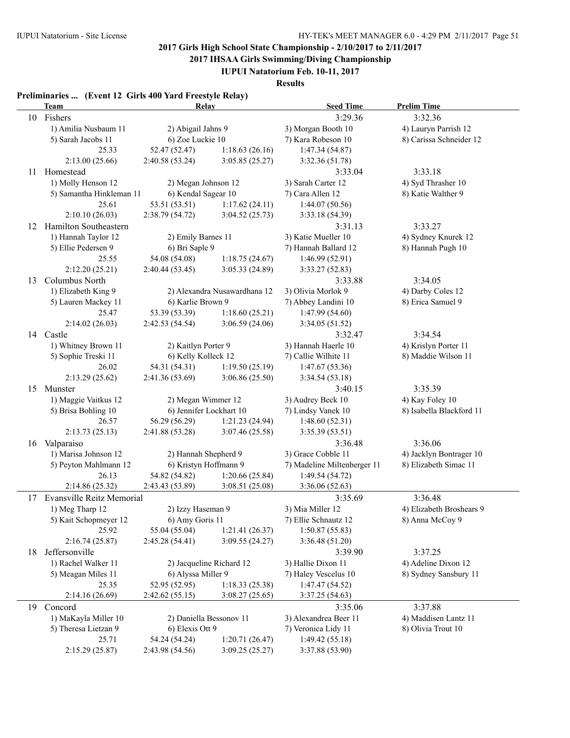# 2017 Girls High School State Championship - 2/10/2017 to 2/11/2017

## 2017 IHSAA Girls Swimming/Diving Championship

### IUPUI Natatorium Feb. 10-11, 2017

### Results

**Preliminaries ... (Event 12 Girls 400 Yard Freestyle Relay)**

| | Team | Relay | | Seed Time | Prelim Time |
|---|---|---|---|---|---|
| 10 | Fishers | | | 3:29.36 | 3:32.36 |
| | 1) Amilia Nusbaum 11 | 2) Abigail Jahns 9 | | 3) Morgan Booth 10 | 4) Lauryn Parrish 12 |
| | 5) Sarah Jacobs 11 | 6) Zoe Luckie 10 | | 7) Kara Robeson 10 | 8) Carissa Schneider 12 |
| | 25.33 | 52.47 (52.47) | 1:18.63 (26.16) | 1:47.34 (54.87) | |
| | 2:13.00 (25.66) | 2:40.58 (53.24) | 3:05.85 (25.27) | 3:32.36 (51.78) | |
| 11 | Homestead | | | 3:33.04 | 3:33.18 |
| | 1) Molly Henson 12 | 2) Megan Johnson 12 | | 3) Sarah Carter 12 | 4) Syd Thrasher 10 |
| | 5) Samantha Hinkleman 11 | 6) Kendal Sagear 10 | | 7) Cara Allen 12 | 8) Katie Walther 9 |
| | 25.61 | 53.51 (53.51) | 1:17.62 (24.11) | 1:44.07 (50.56) | |
| | 2:10.10 (26.03) | 2:38.79 (54.72) | 3:04.52 (25.73) | 3:33.18 (54.39) | |
| 12 | Hamilton Southeastern | | | 3:31.13 | 3:33.27 |
| | 1) Hannah Taylor 12 | 2) Emily Barnes 11 | | 3) Katie Mueller 10 | 4) Sydney Knurek 12 |
| | 5) Ellie Pedersen 9 | 6) Bri Saple 9 | | 7) Hannah Ballard 12 | 8) Hannah Pugh 10 |
| | 25.55 | 54.08 (54.08) | 1:18.75 (24.67) | 1:46.99 (52.91) | |
| | 2:12.20 (25.21) | 2:40.44 (53.45) | 3:05.33 (24.89) | 3:33.27 (52.83) | |
| 13 | Columbus North | | | 3:33.88 | 3:34.05 |
| | 1) Elizabeth King 9 | 2) Alexandra Nusawardhana 12 | | 3) Olivia Morlok 9 | 4) Darby Coles 12 |
| | 5) Lauren Mackey 11 | 6) Karlie Brown 9 | | 7) Abbey Landini 10 | 8) Erica Samuel 9 |
| | 25.47 | 53.39 (53.39) | 1:18.60 (25.21) | 1:47.99 (54.60) | |
| | 2:14.02 (26.03) | 2:42.53 (54.54) | 3:06.59 (24.06) | 3:34.05 (51.52) | |
| 14 | Castle | | | 3:32.47 | 3:34.54 |
| | 1) Whitney Brown 11 | 2) Kaitlyn Porter 9 | | 3) Hannah Haerle 10 | 4) Krislyn Porter 11 |
| | 5) Sophie Treski 11 | 6) Kelly Kolleck 12 | | 7) Callie Wilhite 11 | 8) Maddie Wilson 11 |
| | 26.02 | 54.31 (54.31) | 1:19.50 (25.19) | 1:47.67 (53.36) | |
| | 2:13.29 (25.62) | 2:41.36 (53.69) | 3:06.86 (25.50) | 3:34.54 (53.18) | |
| 15 | Munster | | | 3:40.15 | 3:35.39 |
| | 1) Maggie Vaitkus 12 | 2) Megan Wimmer 12 | | 3) Audrey Beck 10 | 4) Kay Foley 10 |
| | 5) Brisa Bohling 10 | 6) Jennifer Lockhart 10 | | 7) Lindsy Vanek 10 | 8) Isabella Blackford 11 |
| | 26.57 | 56.29 (56.29) | 1:21.23 (24.94) | 1:48.60 (52.31) | |
| | 2:13.73 (25.13) | 2:41.88 (53.28) | 3:07.46 (25.58) | 3:35.39 (53.51) | |
| 16 | Valparaiso | | | 3:36.48 | 3:36.06 |
| | 1) Marisa Johnson 12 | 2) Hannah Shepherd 9 | | 3) Grace Cobble 11 | 4) Jacklyn Bontrager 10 |
| | 5) Peyton Mahlmann 12 | 6) Kristyn Hoffmann 9 | | 7) Madeline Miltenberger 11 | 8) Elizabeth Simac 11 |
| | 26.13 | 54.82 (54.82) | 1:20.66 (25.84) | 1:49.54 (54.72) | |
| | 2:14.86 (25.32) | 2:43.43 (53.89) | 3:08.51 (25.08) | 3:36.06 (52.63) | |
| 17 | Evansville Reitz Memorial | | | 3:35.69 | 3:36.48 |
| | 1) Meg Tharp 12 | 2) Izzy Haseman 9 | | 3) Mia Miller 12 | 4) Elizabeth Broshears 9 |
| | 5) Kait Schopmeyer 12 | 6) Amy Goris 11 | | 7) Ellie Schnautz 12 | 8) Anna McCoy 9 |
| | 25.92 | 55.04 (55.04) | 1:21.41 (26.37) | 1:50.87 (55.83) | |
| | 2:16.74 (25.87) | 2:45.28 (54.41) | 3:09.55 (24.27) | 3:36.48 (51.20) | |
| 18 | Jeffersonville | | | 3:39.90 | 3:37.25 |
| | 1) Rachel Walker 11 | 2) Jacqueline Richard 12 | | 3) Hallie Dixon 11 | 4) Adeline Dixon 12 |
| | 5) Meagan Miles 11 | 6) Alyssa Miller 9 | | 7) Haley Vescelus 10 | 8) Sydney Sansbury 11 |
| | 25.35 | 52.95 (52.95) | 1:18.33 (25.38) | 1:47.47 (54.52) | |
| | 2:14.16 (26.69) | 2:42.62 (55.15) | 3:08.27 (25.65) | 3:37.25 (54.63) | |
| 19 | Concord | | | 3:35.06 | 3:37.88 |
| | 1) MaKayla Miller 10 | 2) Daniella Bessonov 11 | | 3) Alexandrea Beer 11 | 4) Maddisen Lantz 11 |
| | 5) Theresa Lietzan 9 | 6) Elexis Ott 9 | | 7) Veronica Lidy 11 | 8) Olivia Trout 10 |
| | 25.71 | 54.24 (54.24) | 1:20.71 (26.47) | 1:49.42 (55.18) | |
| | 2:15.29 (25.87) | 2:43.98 (54.56) | 3:09.25 (25.27) | 3:37.88 (53.90) | |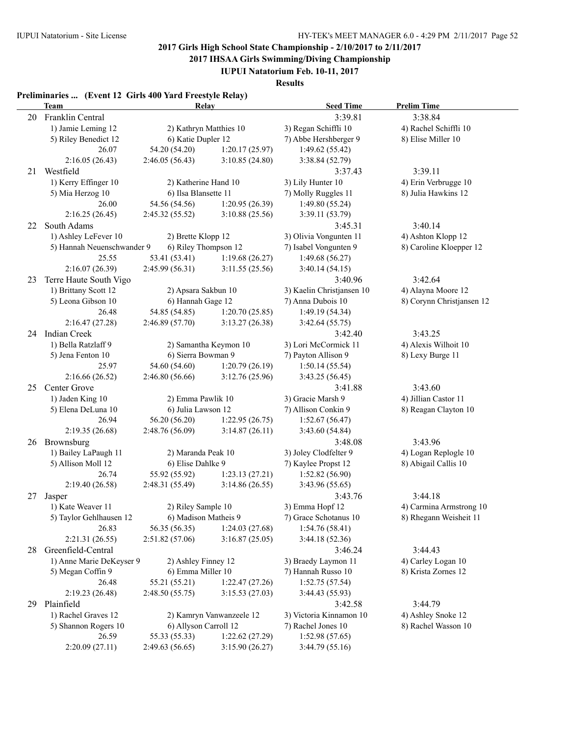## 2017 Girls High School State Championship - 2/10/2017 to 2/11/2017

### 2017 IHSAA Girls Swimming/Diving Championship

### IUPUI Natatorium Feb. 10-11, 2017

### Results

**Preliminaries ... (Event 12 Girls 400 Yard Freestyle Relay)**

| | Team | Relay | | Seed Time | Prelim Time |
|---|---|---|---|---|---|
| 20 | Franklin Central | | | 3:39.81 | 3:38.84 |
| | 1) Jamie Leming 12 | 2) Kathryn Matthies 10 | | 3) Regan Schiffli 10 | 4) Rachel Schiffli 10 |
| | 5) Riley Benedict 12 | 6) Katie Dupler 12 | | 7) Abbe Hershberger 9 | 8) Elise Miller 10 |
| | 26.07 | 54.20 (54.20) | 1:20.17 (25.97) | 1:49.62 (55.42) | |
| | 2:16.05 (26.43) | 2:46.05 (56.43) | 3:10.85 (24.80) | 3:38.84 (52.79) | |
| 21 | Westfield | | | 3:37.43 | 3:39.11 |
| | 1) Kerry Effinger 10 | 2) Katherine Hand 10 | | 3) Lily Hunter 10 | 4) Erin Verbrugge 10 |
| | 5) Mia Herzog 10 | 6) Ilsa Blansette 11 | | 7) Molly Ruggles 11 | 8) Julia Hawkins 12 |
| | 26.00 | 54.56 (54.56) | 1:20.95 (26.39) | 1:49.80 (55.24) | |
| | 2:16.25 (26.45) | 2:45.32 (55.52) | 3:10.88 (25.56) | 3:39.11 (53.79) | |
| 22 | South Adams | | | 3:45.31 | 3:40.14 |
| | 1) Ashley LeFever 10 | 2) Brette Klopp 12 | | 3) Olivia Vongunten 11 | 4) Ashton Klopp 12 |
| | 5) Hannah Neuenschwander 9 | 6) Riley Thompson 12 | | 7) Isabel Vongunten 9 | 8) Caroline Kloepper 12 |
| | 25.55 | 53.41 (53.41) | 1:19.68 (26.27) | 1:49.68 (56.27) | |
| | 2:16.07 (26.39) | 2:45.99 (56.31) | 3:11.55 (25.56) | 3:40.14 (54.15) | |
| 23 | Terre Haute South Vigo | | | 3:40.96 | 3:42.64 |
| | 1) Brittany Scott 12 | 2) Apsara Sakbun 10 | | 3) Kaelin Christjansen 10 | 4) Alayna Moore 12 |
| | 5) Leona Gibson 10 | 6) Hannah Gage 12 | | 7) Anna Dubois 10 | 8) Corynn Christjansen 12 |
| | 26.48 | 54.85 (54.85) | 1:20.70 (25.85) | 1:49.19 (54.34) | |
| | 2:16.47 (27.28) | 2:46.89 (57.70) | 3:13.27 (26.38) | 3:42.64 (55.75) | |
| 24 | Indian Creek | | | 3:42.40 | 3:43.25 |
| | 1) Bella Ratzlaff 9 | 2) Samantha Keymon 10 | | 3) Lori McCormick 11 | 4) Alexis Wilhoit 10 |
| | 5) Jena Fenton 10 | 6) Sierra Bowman 9 | | 7) Payton Allison 9 | 8) Lexy Burge 11 |
| | 25.97 | 54.60 (54.60) | 1:20.79 (26.19) | 1:50.14 (55.54) | |
| | 2:16.66 (26.52) | 2:46.80 (56.66) | 3:12.76 (25.96) | 3:43.25 (56.45) | |
| 25 | Center Grove | | | 3:41.88 | 3:43.60 |
| | 1) Jaden King 10 | 2) Emma Pawlik 10 | | 3) Gracie Marsh 9 | 4) Jillian Castor 11 |
| | 5) Elena DeLuna 10 | 6) Julia Lawson 12 | | 7) Allison Conkin 9 | 8) Reagan Clayton 10 |
| | 26.94 | 56.20 (56.20) | 1:22.95 (26.75) | 1:52.67 (56.47) | |
| | 2:19.35 (26.68) | 2:48.76 (56.09) | 3:14.87 (26.11) | 3:43.60 (54.84) | |
| 26 | Brownsburg | | | 3:48.08 | 3:43.96 |
| | 1) Bailey LaPaugh 11 | 2) Maranda Peak 10 | | 3) Joley Clodfelter 9 | 4) Logan Replogle 10 |
| | 5) Allison Moll 12 | 6) Elise Dahlke 9 | | 7) Kaylee Propst 12 | 8) Abigail Callis 10 |
| | 26.74 | 55.92 (55.92) | 1:23.13 (27.21) | 1:52.82 (56.90) | |
| | 2:19.40 (26.58) | 2:48.31 (55.49) | 3:14.86 (26.55) | 3:43.96 (55.65) | |
| 27 | Jasper | | | 3:43.76 | 3:44.18 |
| | 1) Kate Weaver 11 | 2) Riley Sample 10 | | 3) Emma Hopf 12 | 4) Carmina Armstrong 10 |
| | 5) Taylor Gehlhausen 12 | 6) Madison Matheis 9 | | 7) Grace Schotanus 10 | 8) Rheagann Weisheit 11 |
| | 26.83 | 56.35 (56.35) | 1:24.03 (27.68) | 1:54.76 (58.41) | |
| | 2:21.31 (26.55) | 2:51.82 (57.06) | 3:16.87 (25.05) | 3:44.18 (52.36) | |
| 28 | Greenfield-Central | | | 3:46.24 | 3:44.43 |
| | 1) Anne Marie DeKeyser 9 | 2) Ashley Finney 12 | | 3) Braedy Laymon 11 | 4) Carley Logan 10 |
| | 5) Megan Coffin 9 | 6) Emma Miller 10 | | 7) Hannah Russo 10 | 8) Krista Zornes 12 |
| | 26.48 | 55.21 (55.21) | 1:22.47 (27.26) | 1:52.75 (57.54) | |
| | 2:19.23 (26.48) | 2:48.50 (55.75) | 3:15.53 (27.03) | 3:44.43 (55.93) | |
| 29 | Plainfield | | | 3:42.58 | 3:44.79 |
| | 1) Rachel Graves 12 | 2) Kamryn Vanwanzeele 12 | | 3) Victoria Kinnamon 10 | 4) Ashley Snoke 12 |
| | 5) Shannon Rogers 10 | 6) Allyson Carroll 12 | | 7) Rachel Jones 10 | 8) Rachel Wasson 10 |
| | 26.59 | 55.33 (55.33) | 1:22.62 (27.29) | 1:52.98 (57.65) | |
| | 2:20.09 (27.11) | 2:49.63 (56.65) | 3:15.90 (26.27) | 3:44.79 (55.16) | |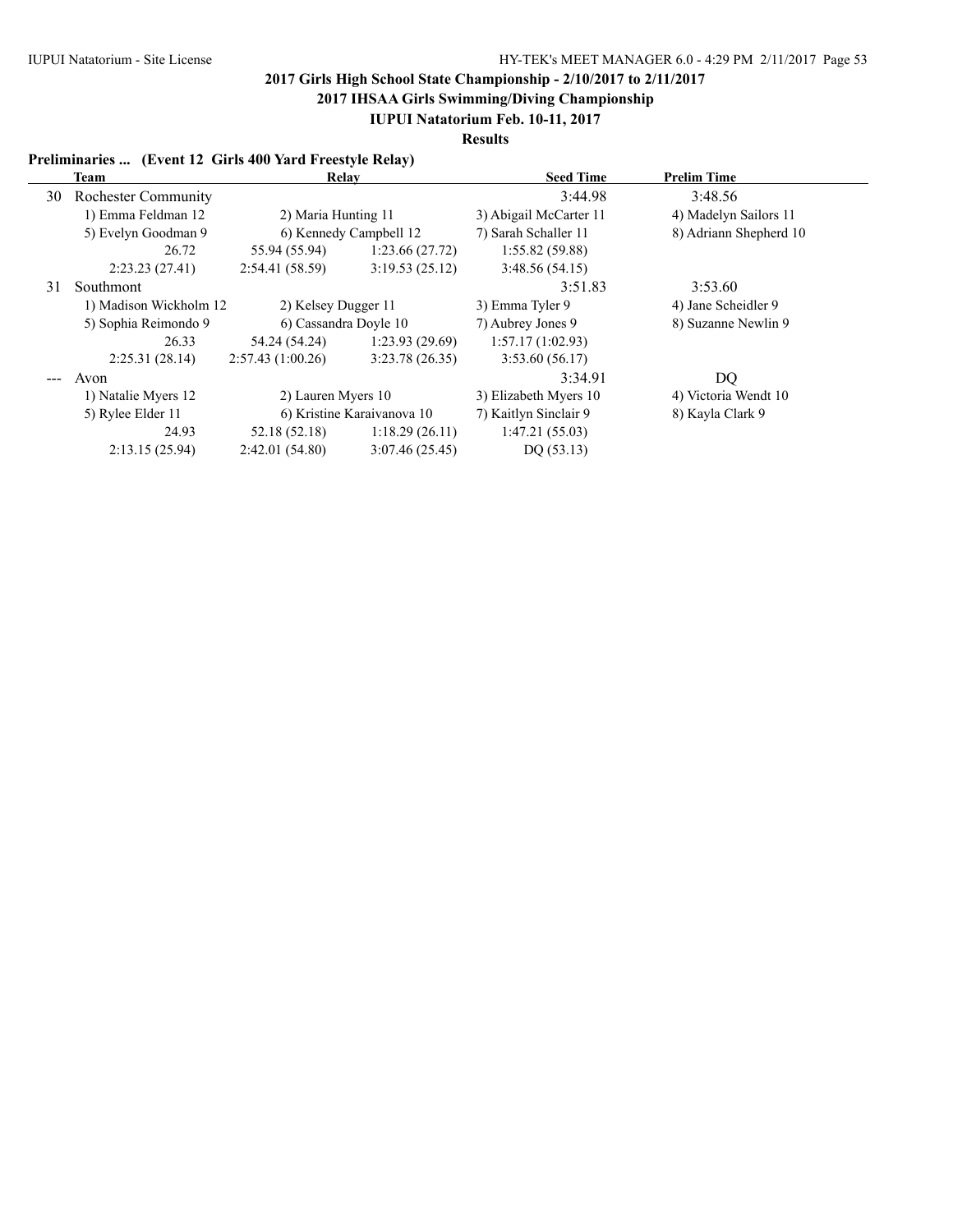# 2017 Girls High School State Championship - 2/10/2017 to 2/11/2017

## 2017 IHSAA Girls Swimming/Diving Championship

### IUPUI Natatorium Feb. 10-11, 2017

**Results**

**Preliminaries ... (Event 12 Girls 400 Yard Freestyle Relay)**

| | Team | Relay | | Seed Time | Prelim Time |
|---|---|---|---|---|---|
| 30 | Rochester Community | | | 3:44.98 | 3:48.56 |
| | 1) Emma Feldman 12 | 2) Maria Hunting 11 | | 3) Abigail McCarter 11 | 4) Madelyn Sailors 11 |
| | 5) Evelyn Goodman 9 | 6) Kennedy Campbell 12 | | 7) Sarah Schaller 11 | 8) Adriann Shepherd 10 |
| | 26.72 | 55.94 (55.94) | 1:23.66 (27.72) | 1:55.82 (59.88) | |
| | 2:23.23 (27.41) | 2:54.41 (58.59) | 3:19.53 (25.12) | 3:48.56 (54.15) | |
| 31 | Southmont | | | 3:51.83 | 3:53.60 |
| | 1) Madison Wickholm 12 | 2) Kelsey Dugger 11 | | 3) Emma Tyler 9 | 4) Jane Scheidler 9 |
| | 5) Sophia Reimondo 9 | 6) Cassandra Doyle 10 | | 7) Aubrey Jones 9 | 8) Suzanne Newlin 9 |
| | 26.33 | 54.24 (54.24) | 1:23.93 (29.69) | 1:57.17 (1:02.93) | |
| | 2:25.31 (28.14) | 2:57.43 (1:00.26) | 3:23.78 (26.35) | 3:53.60 (56.17) | |
| --- | Avon | | | 3:34.91 | DQ |
| | 1) Natalie Myers 12 | 2) Lauren Myers 10 | | 3) Elizabeth Myers 10 | 4) Victoria Wendt 10 |
| | 5) Rylee Elder 11 | 6) Kristine Karaivanova 10 | | 7) Kaitlyn Sinclair 9 | 8) Kayla Clark 9 |
| | 24.93 | 52.18 (52.18) | 1:18.29 (26.11) | 1:47.21 (55.03) | |
| | 2:13.15 (25.94) | 2:42.01 (54.80) | 3:07.46 (25.45) | DQ (53.13) | |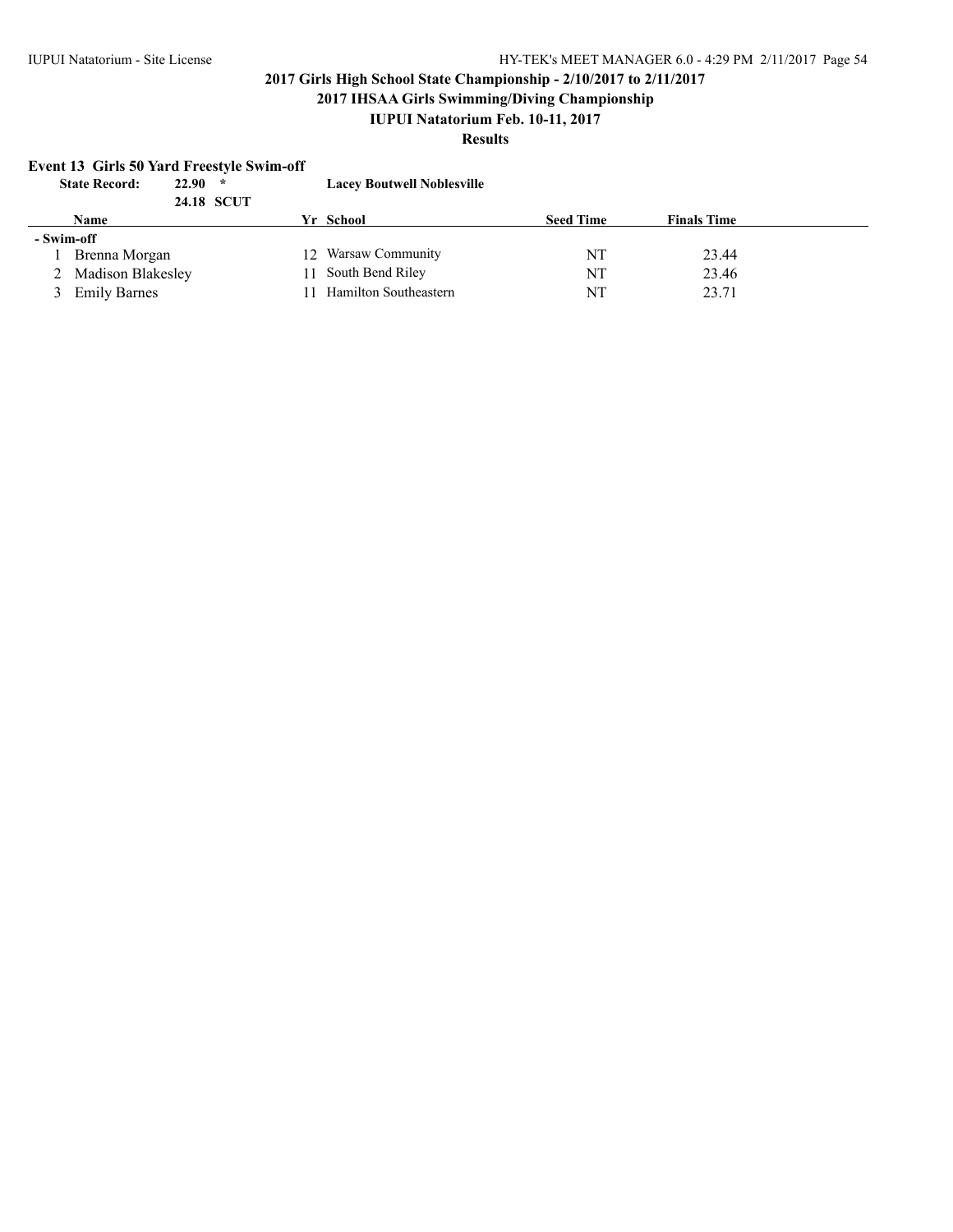# 2017 Girls High School State Championship - 2/10/2017 to 2/11/2017

## 2017 IHSAA Girls Swimming/Diving Championship

## IUPUI Natatorium Feb. 10-11, 2017

## Results

### Event 13 Girls 50 Yard Freestyle Swim-off

**State Record: 22.90 * Lacey Boutwell Noblesville**

**24.18 SCUT**

| | Name | Yr | School | Seed Time | Finals Time |
|---|---|---|---|---|---|
| **- Swim-off** | | | | | |
| 1 | Brenna Morgan | 12 | Warsaw Community | NT | 23.44 |
| 2 | Madison Blakesley | 11 | South Bend Riley | NT | 23.46 |
| 3 | Emily Barnes | 11 | Hamilton Southeastern | NT | 23.71 |